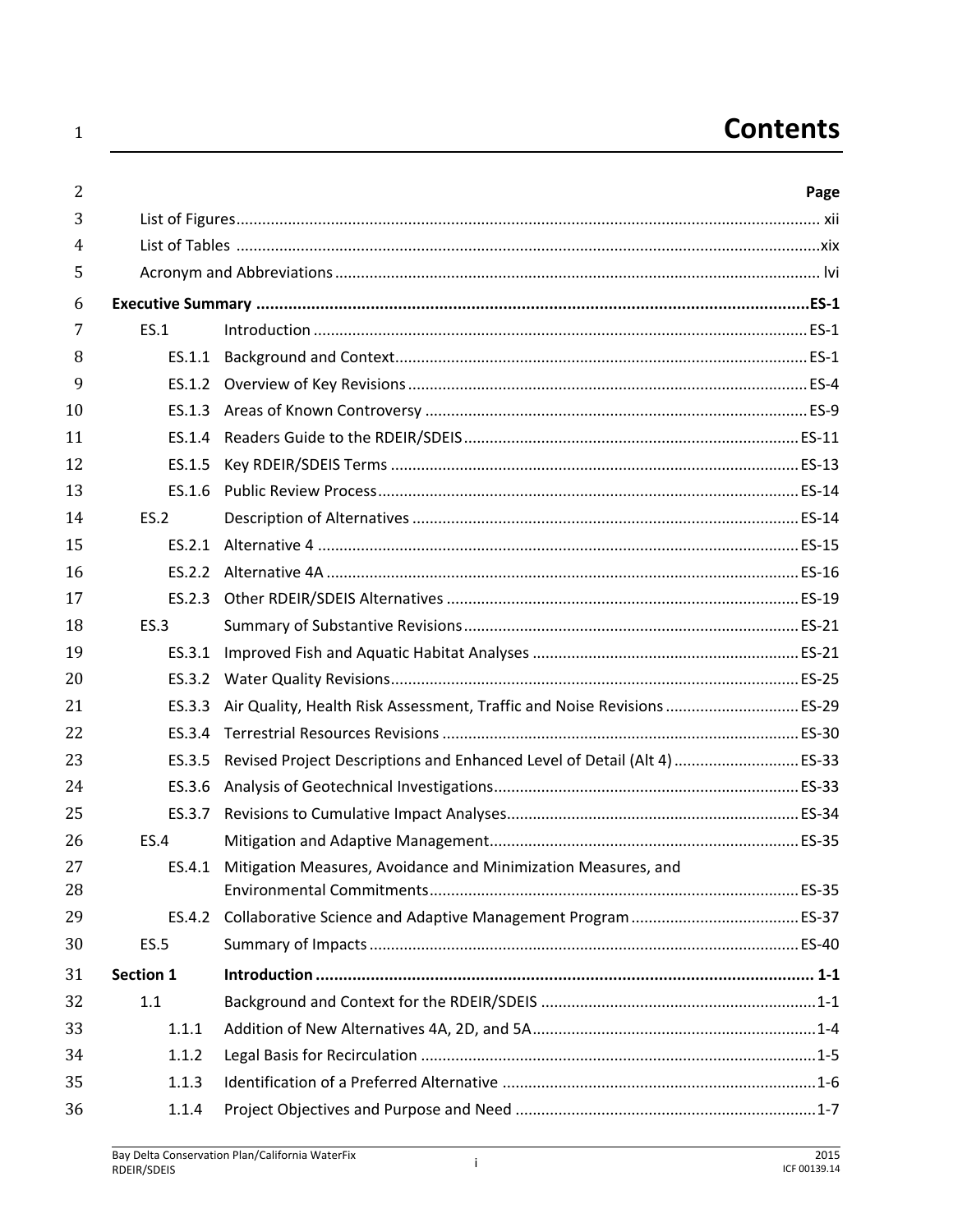# Contents

| | | Page |
|---|---|---|
| List of Figures | | xii |
| List of Tables | | xix |
| Acronym and Abbreviations | | lvi |
| **Executive Summary** | | **ES-1** |
| ES.1 | Introduction | ES-1 |
| ES.1.1 | Background and Context | ES-1 |
| ES.1.2 | Overview of Key Revisions | ES-4 |
| ES.1.3 | Areas of Known Controversy | ES-9 |
| ES.1.4 | Readers Guide to the RDEIR/SDEIS | ES-11 |
| ES.1.5 | Key RDEIR/SDEIS Terms | ES-13 |
| ES.1.6 | Public Review Process | ES-14 |
| ES.2 | Description of Alternatives | ES-14 |
| ES.2.1 | Alternative 4 | ES-15 |
| ES.2.2 | Alternative 4A | ES-16 |
| ES.2.3 | Other RDEIR/SDEIS Alternatives | ES-19 |
| ES.3 | Summary of Substantive Revisions | ES-21 |
| ES.3.1 | Improved Fish and Aquatic Habitat Analyses | ES-21 |
| ES.3.2 | Water Quality Revisions | ES-25 |
| ES.3.3 | Air Quality, Health Risk Assessment, Traffic and Noise Revisions | ES-29 |
| ES.3.4 | Terrestrial Resources Revisions | ES-30 |
| ES.3.5 | Revised Project Descriptions and Enhanced Level of Detail (Alt 4) | ES-33 |
| ES.3.6 | Analysis of Geotechnical Investigations | ES-33 |
| ES.3.7 | Revisions to Cumulative Impact Analyses | ES-34 |
| ES.4 | Mitigation and Adaptive Management | ES-35 |
| ES.4.1 | Mitigation Measures, Avoidance and Minimization Measures, and Environmental Commitments | ES-35 |
| ES.4.2 | Collaborative Science and Adaptive Management Program | ES-37 |
| ES.5 | Summary of Impacts | ES-40 |
| **Section 1** | **Introduction** | **1-1** |
| 1.1 | Background and Context for the RDEIR/SDEIS | 1-1 |
| 1.1.1 | Addition of New Alternatives 4A, 2D, and 5A | 1-4 |
| 1.1.2 | Legal Basis for Recirculation | 1-5 |
| 1.1.3 | Identification of a Preferred Alternative | 1-6 |
| 1.1.4 | Project Objectives and Purpose and Need | 1-7 |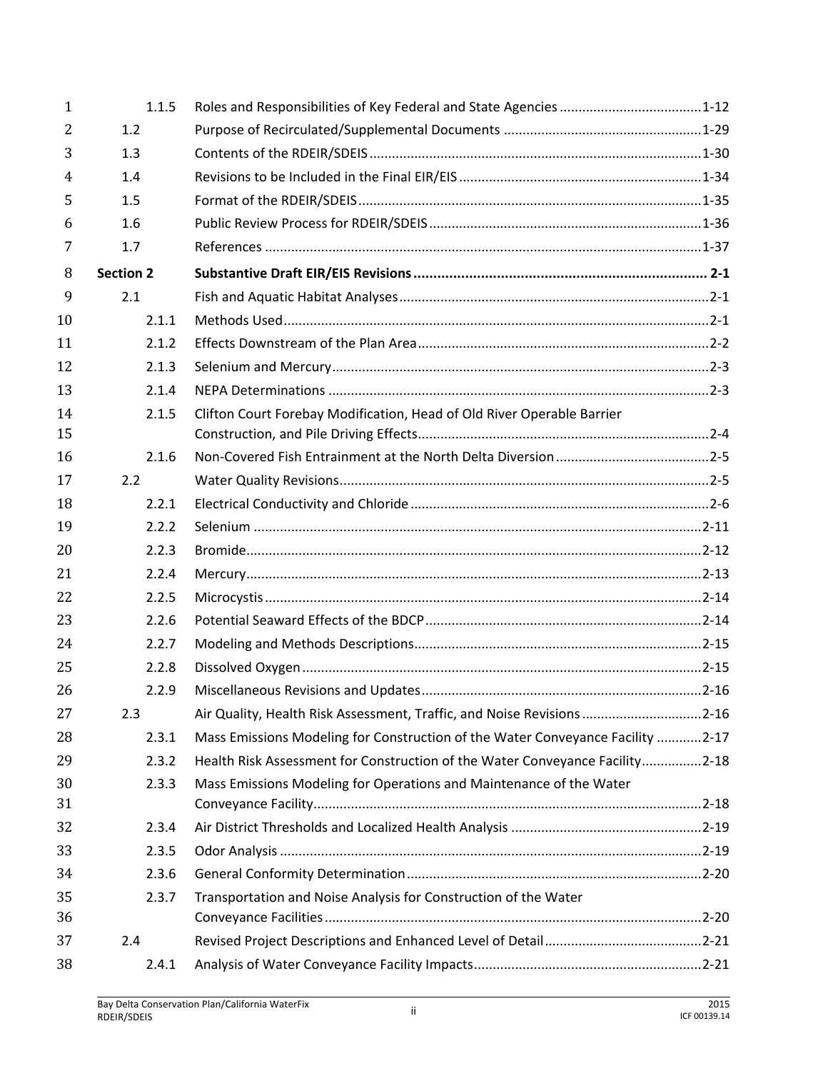| | | | |
|---|---|---|---|
| | 1.1.5 | Roles and Responsibilities of Key Federal and State Agencies | 1-12 |
| 1.2 | | Purpose of Recirculated/Supplemental Documents | 1-29 |
| 1.3 | | Contents of the RDEIR/SDEIS | 1-30 |
| 1.4 | | Revisions to be Included in the Final EIR/EIS | 1-34 |
| 1.5 | | Format of the RDEIR/SDEIS | 1-35 |
| 1.6 | | Public Review Process for RDEIR/SDEIS | 1-36 |
| 1.7 | | References | 1-37 |
| **Section 2** | | **Substantive Draft EIR/EIS Revisions** | **2-1** |
| 2.1 | | Fish and Aquatic Habitat Analyses | 2-1 |
| | 2.1.1 | Methods Used | 2-1 |
| | 2.1.2 | Effects Downstream of the Plan Area | 2-2 |
| | 2.1.3 | Selenium and Mercury | 2-3 |
| | 2.1.4 | NEPA Determinations | 2-3 |
| | 2.1.5 | Clifton Court Forebay Modification, Head of Old River Operable Barrier Construction, and Pile Driving Effects | 2-4 |
| | 2.1.6 | Non-Covered Fish Entrainment at the North Delta Diversion | 2-5 |
| 2.2 | | Water Quality Revisions | 2-5 |
| | 2.2.1 | Electrical Conductivity and Chloride | 2-6 |
| | 2.2.2 | Selenium | 2-11 |
| | 2.2.3 | Bromide | 2-12 |
| | 2.2.4 | Mercury | 2-13 |
| | 2.2.5 | Microcystis | 2-14 |
| | 2.2.6 | Potential Seaward Effects of the BDCP | 2-14 |
| | 2.2.7 | Modeling and Methods Descriptions | 2-15 |
| | 2.2.8 | Dissolved Oxygen | 2-15 |
| | 2.2.9 | Miscellaneous Revisions and Updates | 2-16 |
| 2.3 | | Air Quality, Health Risk Assessment, Traffic, and Noise Revisions | 2-16 |
| | 2.3.1 | Mass Emissions Modeling for Construction of the Water Conveyance Facility | 2-17 |
| | 2.3.2 | Health Risk Assessment for Construction of the Water Conveyance Facility | 2-18 |
| | 2.3.3 | Mass Emissions Modeling for Operations and Maintenance of the Water Conveyance Facility | 2-18 |
| | 2.3.4 | Air District Thresholds and Localized Health Analysis | 2-19 |
| | 2.3.5 | Odor Analysis | 2-19 |
| | 2.3.6 | General Conformity Determination | 2-20 |
| | 2.3.7 | Transportation and Noise Analysis for Construction of the Water Conveyance Facilities | 2-20 |
| 2.4 | | Revised Project Descriptions and Enhanced Level of Detail | 2-21 |
| | 2.4.1 | Analysis of Water Conveyance Facility Impacts | 2-21 |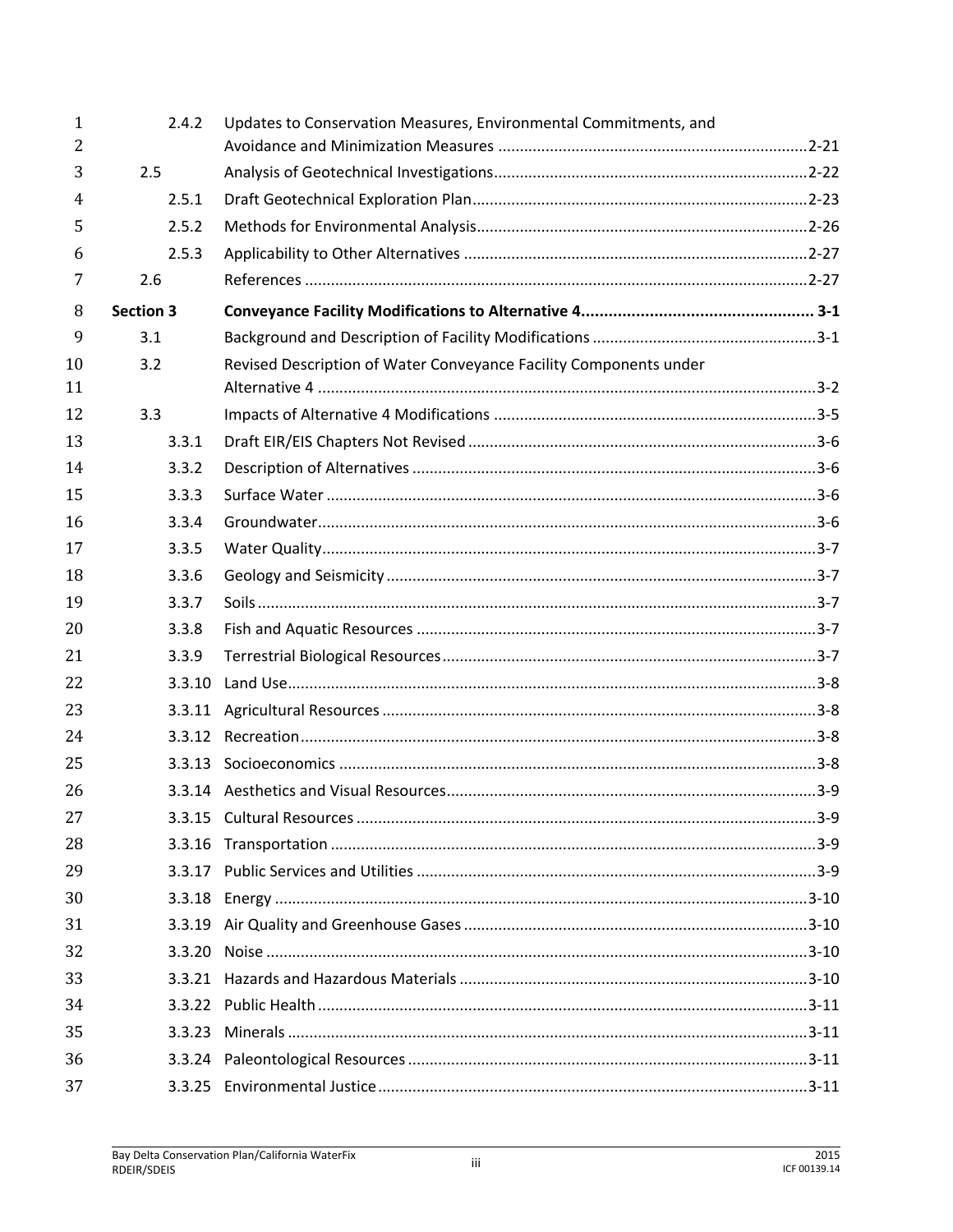| | | |
|---|---|---|
| 2.4.2 | Updates to Conservation Measures, Environmental Commitments, and Avoidance and Minimization Measures | 2-21 |
| 2.5 | Analysis of Geotechnical Investigations | 2-22 |
| 2.5.1 | Draft Geotechnical Exploration Plan | 2-23 |
| 2.5.2 | Methods for Environmental Analysis | 2-26 |
| 2.5.3 | Applicability to Other Alternatives | 2-27 |
| 2.6 | References | 2-27 |
| **Section 3** | **Conveyance Facility Modifications to Alternative 4** | **3-1** |
| 3.1 | Background and Description of Facility Modifications | 3-1 |
| 3.2 | Revised Description of Water Conveyance Facility Components under Alternative 4 | 3-2 |
| 3.3 | Impacts of Alternative 4 Modifications | 3-5 |
| 3.3.1 | Draft EIR/EIS Chapters Not Revised | 3-6 |
| 3.3.2 | Description of Alternatives | 3-6 |
| 3.3.3 | Surface Water | 3-6 |
| 3.3.4 | Groundwater | 3-6 |
| 3.3.5 | Water Quality | 3-7 |
| 3.3.6 | Geology and Seismicity | 3-7 |
| 3.3.7 | Soils | 3-7 |
| 3.3.8 | Fish and Aquatic Resources | 3-7 |
| 3.3.9 | Terrestrial Biological Resources | 3-7 |
| 3.3.10 | Land Use | 3-8 |
| 3.3.11 | Agricultural Resources | 3-8 |
| 3.3.12 | Recreation | 3-8 |
| 3.3.13 | Socioeconomics | 3-8 |
| 3.3.14 | Aesthetics and Visual Resources | 3-9 |
| 3.3.15 | Cultural Resources | 3-9 |
| 3.3.16 | Transportation | 3-9 |
| 3.3.17 | Public Services and Utilities | 3-9 |
| 3.3.18 | Energy | 3-10 |
| 3.3.19 | Air Quality and Greenhouse Gases | 3-10 |
| 3.3.20 | Noise | 3-10 |
| 3.3.21 | Hazards and Hazardous Materials | 3-10 |
| 3.3.22 | Public Health | 3-11 |
| 3.3.23 | Minerals | 3-11 |
| 3.3.24 | Paleontological Resources | 3-11 |
| 3.3.25 | Environmental Justice | 3-11 |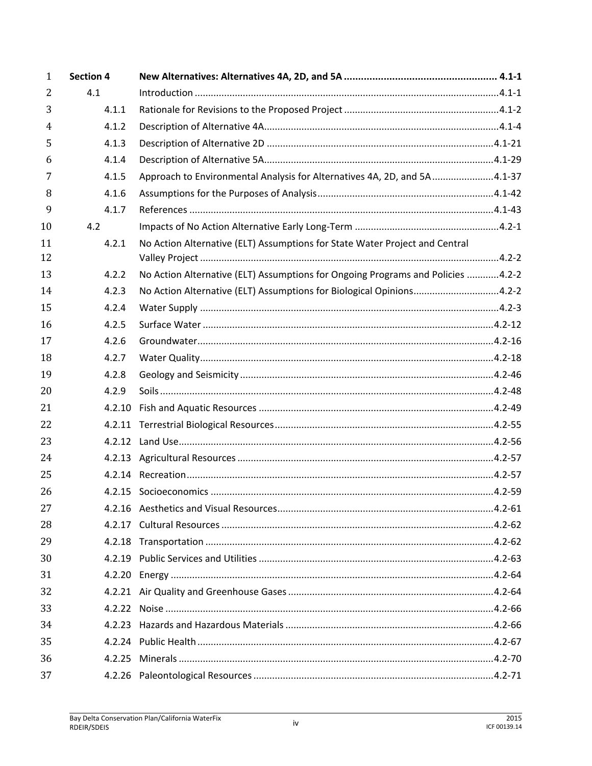| | | |
|---|---|---|
| **Section 4** | **New Alternatives: Alternatives 4A, 2D, and 5A** | **4.1-1** |
| 4.1 | Introduction | 4.1-1 |
| 4.1.1 | Rationale for Revisions to the Proposed Project | 4.1-2 |
| 4.1.2 | Description of Alternative 4A | 4.1-4 |
| 4.1.3 | Description of Alternative 2D | 4.1-21 |
| 4.1.4 | Description of Alternative 5A | 4.1-29 |
| 4.1.5 | Approach to Environmental Analysis for Alternatives 4A, 2D, and 5A | 4.1-37 |
| 4.1.6 | Assumptions for the Purposes of Analysis | 4.1-42 |
| 4.1.7 | References | 4.1-43 |
| 4.2 | Impacts of No Action Alternative Early Long-Term | 4.2-1 |
| 4.2.1 | No Action Alternative (ELT) Assumptions for State Water Project and Central Valley Project | 4.2-2 |
| 4.2.2 | No Action Alternative (ELT) Assumptions for Ongoing Programs and Policies | 4.2-2 |
| 4.2.3 | No Action Alternative (ELT) Assumptions for Biological Opinions | 4.2-2 |
| 4.2.4 | Water Supply | 4.2-3 |
| 4.2.5 | Surface Water | 4.2-12 |
| 4.2.6 | Groundwater | 4.2-16 |
| 4.2.7 | Water Quality | 4.2-18 |
| 4.2.8 | Geology and Seismicity | 4.2-46 |
| 4.2.9 | Soils | 4.2-48 |
| 4.2.10 | Fish and Aquatic Resources | 4.2-49 |
| 4.2.11 | Terrestrial Biological Resources | 4.2-55 |
| 4.2.12 | Land Use | 4.2-56 |
| 4.2.13 | Agricultural Resources | 4.2-57 |
| 4.2.14 | Recreation | 4.2-57 |
| 4.2.15 | Socioeconomics | 4.2-59 |
| 4.2.16 | Aesthetics and Visual Resources | 4.2-61 |
| 4.2.17 | Cultural Resources | 4.2-62 |
| 4.2.18 | Transportation | 4.2-62 |
| 4.2.19 | Public Services and Utilities | 4.2-63 |
| 4.2.20 | Energy | 4.2-64 |
| 4.2.21 | Air Quality and Greenhouse Gases | 4.2-64 |
| 4.2.22 | Noise | 4.2-66 |
| 4.2.23 | Hazards and Hazardous Materials | 4.2-66 |
| 4.2.24 | Public Health | 4.2-67 |
| 4.2.25 | Minerals | 4.2-70 |
| 4.2.26 | Paleontological Resources | 4.2-71 |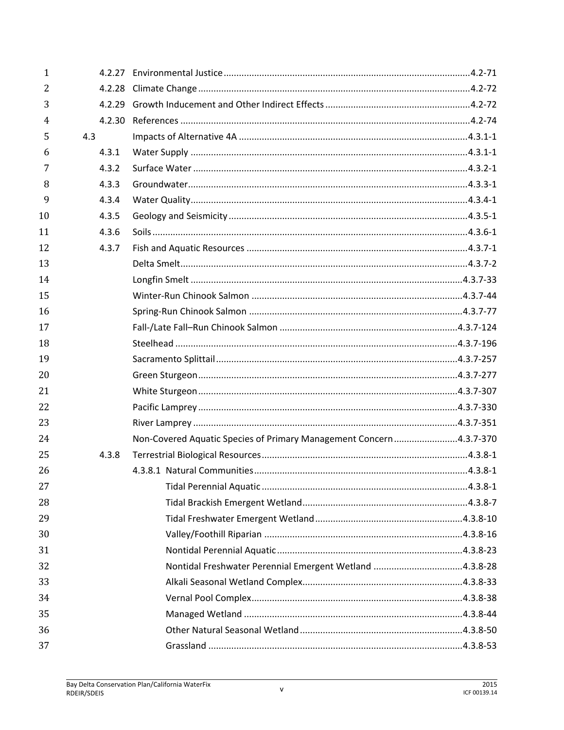| | | |
|---|---|---|
| 4.2.27 | Environmental Justice | 4.2-71 |
| 4.2.28 | Climate Change | 4.2-72 |
| 4.2.29 | Growth Inducement and Other Indirect Effects | 4.2-72 |
| 4.2.30 | References | 4.2-74 |
| 4.3 | Impacts of Alternative 4A | 4.3.1-1 |
| 4.3.1 | Water Supply | 4.3.1-1 |
| 4.3.2 | Surface Water | 4.3.2-1 |
| 4.3.3 | Groundwater | 4.3.3-1 |
| 4.3.4 | Water Quality | 4.3.4-1 |
| 4.3.5 | Geology and Seismicity | 4.3.5-1 |
| 4.3.6 | Soils | 4.3.6-1 |
| 4.3.7 | Fish and Aquatic Resources | 4.3.7-1 |
| | Delta Smelt | 4.3.7-2 |
| | Longfin Smelt | 4.3.7-33 |
| | Winter-Run Chinook Salmon | 4.3.7-44 |
| | Spring-Run Chinook Salmon | 4.3.7-77 |
| | Fall-/Late Fall–Run Chinook Salmon | 4.3.7-124 |
| | Steelhead | 4.3.7-196 |
| | Sacramento Splittail | 4.3.7-257 |
| | Green Sturgeon | 4.3.7-277 |
| | White Sturgeon | 4.3.7-307 |
| | Pacific Lamprey | 4.3.7-330 |
| | River Lamprey | 4.3.7-351 |
| | Non-Covered Aquatic Species of Primary Management Concern | 4.3.7-370 |
| 4.3.8 | Terrestrial Biological Resources | 4.3.8-1 |
| | 4.3.8.1 Natural Communities | 4.3.8-1 |
| | Tidal Perennial Aquatic | 4.3.8-1 |
| | Tidal Brackish Emergent Wetland | 4.3.8-7 |
| | Tidal Freshwater Emergent Wetland | 4.3.8-10 |
| | Valley/Foothill Riparian | 4.3.8-16 |
| | Nontidal Perennial Aquatic | 4.3.8-23 |
| | Nontidal Freshwater Perennial Emergent Wetland | 4.3.8-28 |
| | Alkali Seasonal Wetland Complex | 4.3.8-33 |
| | Vernal Pool Complex | 4.3.8-38 |
| | Managed Wetland | 4.3.8-44 |
| | Other Natural Seasonal Wetland | 4.3.8-50 |
| | Grassland | 4.3.8-53 |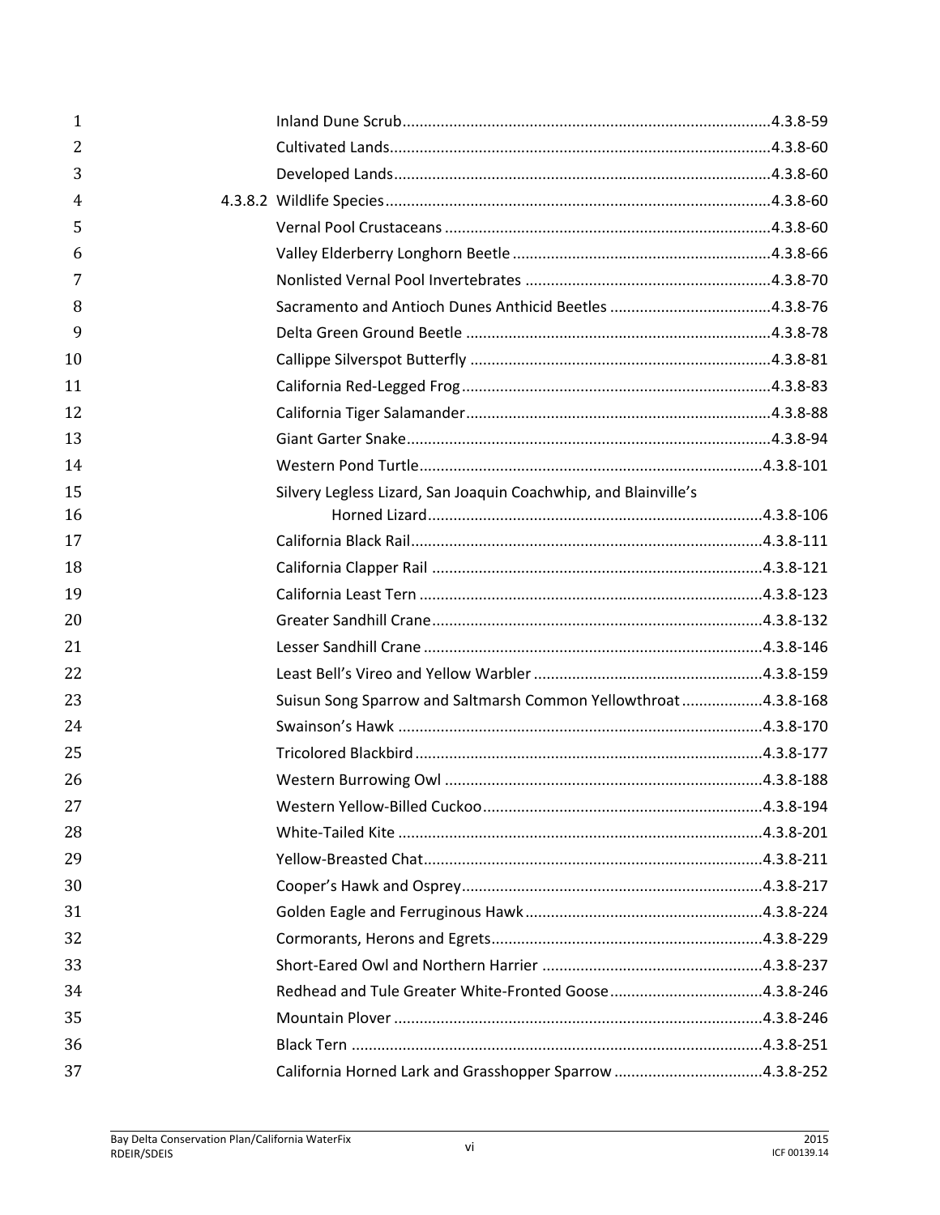Inland Dune Scrub....................................................................................4.3.8-59

Cultivated Lands.......................................................................................4.3.8-60

Developed Lands......................................................................................4.3.8-60

4.3.8.2 Wildlife Species.........................................................................................4.3.8-60

Vernal Pool Crustaceans ..........................................................................4.3.8-60

Valley Elderberry Longhorn Beetle ..........................................................4.3.8-66

Nonlisted Vernal Pool Invertebrates ........................................................4.3.8-70

Sacramento and Antioch Dunes Anthicid Beetles ....................................4.3.8-76

Delta Green Ground Beetle ......................................................................4.3.8-78

Callippe Silverspot Butterfly ....................................................................4.3.8-81

California Red-Legged Frog......................................................................4.3.8-83

California Tiger Salamander.....................................................................4.3.8-88

Giant Garter Snake...................................................................................4.3.8-94

Western Pond Turtle...............................................................................4.3.8-101

Silvery Legless Lizard, San Joaquin Coachwhip, and Blainville's Horned Lizard............................................................................4.3.8-106

California Black Rail.................................................................................4.3.8-111

California Clapper Rail ............................................................................4.3.8-121

California Least Tern ...............................................................................4.3.8-123

Greater Sandhill Crane............................................................................4.3.8-132

Lesser Sandhill Crane ..............................................................................4.3.8-146

Least Bell's Vireo and Yellow Warbler ....................................................4.3.8-159

Suisun Song Sparrow and Saltmarsh Common Yellowthroat ..................4.3.8-168

Swainson's Hawk ....................................................................................4.3.8-170

Tricolored Blackbird ................................................................................4.3.8-177

Western Burrowing Owl .........................................................................4.3.8-188

Western Yellow-Billed Cuckoo................................................................4.3.8-194

White-Tailed Kite ....................................................................................4.3.8-201

Yellow-Breasted Chat..............................................................................4.3.8-211

Cooper's Hawk and Osprey.....................................................................4.3.8-217

Golden Eagle and Ferruginous Hawk.......................................................4.3.8-224

Cormorants, Herons and Egrets..............................................................4.3.8-229

Short-Eared Owl and Northern Harrier ...................................................4.3.8-237

Redhead and Tule Greater White-Fronted Goose...................................4.3.8-246

Mountain Plover .....................................................................................4.3.8-246

Black Tern ...............................................................................................4.3.8-251

California Horned Lark and Grasshopper Sparrow ..................................4.3.8-252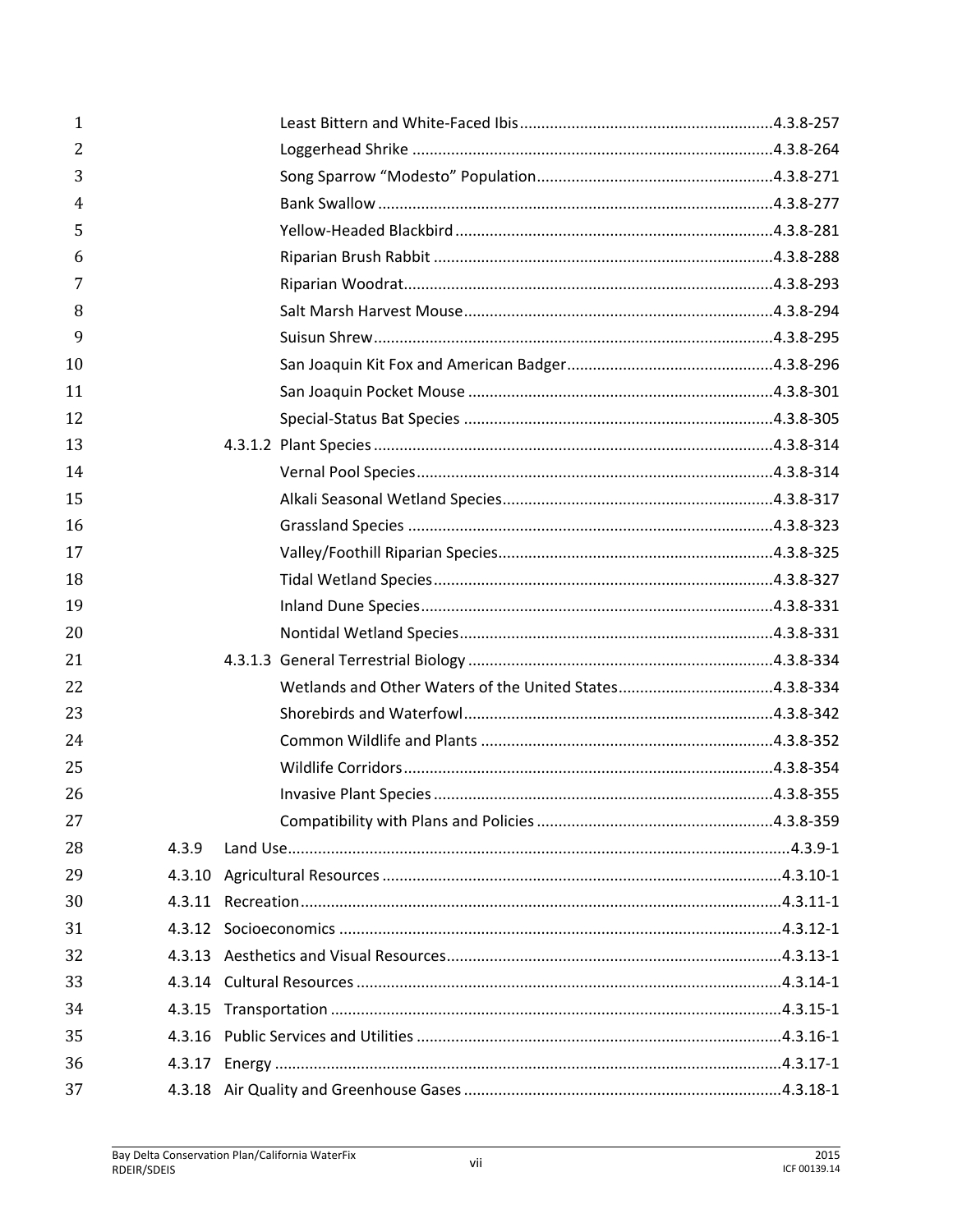Least Bittern and White-Faced Ibis ........................................................ 4.3.8-257
Loggerhead Shrike ................................................................................ 4.3.8-264
Song Sparrow "Modesto" Population ...................................................... 4.3.8-271
Bank Swallow ........................................................................................ 4.3.8-277
Yellow-Headed Blackbird ....................................................................... 4.3.8-281
Riparian Brush Rabbit ............................................................................ 4.3.8-288
Riparian Woodrat .................................................................................... 4.3.8-293
Salt Marsh Harvest Mouse ...................................................................... 4.3.8-294
Suisun Shrew .......................................................................................... 4.3.8-295
San Joaquin Kit Fox and American Badger ............................................... 4.3.8-296
San Joaquin Pocket Mouse ..................................................................... 4.3.8-301
Special-Status Bat Species ...................................................................... 4.3.8-305

4.3.1.2 Plant Species ........................................................................... 4.3.8-314
Vernal Pool Species ................................................................................ 4.3.8-314
Alkali Seasonal Wetland Species ............................................................. 4.3.8-317
Grassland Species .................................................................................. 4.3.8-323
Valley/Foothill Riparian Species .............................................................. 4.3.8-325
Tidal Wetland Species ............................................................................ 4.3.8-327
Inland Dune Species ............................................................................... 4.3.8-331
Nontidal Wetland Species ...................................................................... 4.3.8-331

4.3.1.3 General Terrestrial Biology ...................................................... 4.3.8-334
Wetlands and Other Waters of the United States .................................... 4.3.8-334
Shorebirds and Waterfowl ...................................................................... 4.3.8-342
Common Wildlife and Plants .................................................................. 4.3.8-352
Wildlife Corridors ................................................................................... 4.3.8-354
Invasive Plant Species ............................................................................ 4.3.8-355
Compatibility with Plans and Policies ...................................................... 4.3.8-359

4.3.9 Land Use ................................................................................................. 4.3.9-1
4.3.10 Agricultural Resources ......................................................................... 4.3.10-1
4.3.11 Recreation ............................................................................................ 4.3.11-1
4.3.12 Socioeconomics ................................................................................... 4.3.12-1
4.3.13 Aesthetics and Visual Resources ........................................................... 4.3.13-1
4.3.14 Cultural Resources ............................................................................... 4.3.14-1
4.3.15 Transportation ..................................................................................... 4.3.15-1
4.3.16 Public Services and Utilities ................................................................. 4.3.16-1
4.3.17 Energy ................................................................................................. 4.3.17-1
4.3.18 Air Quality and Greenhouse Gases ....................................................... 4.3.18-1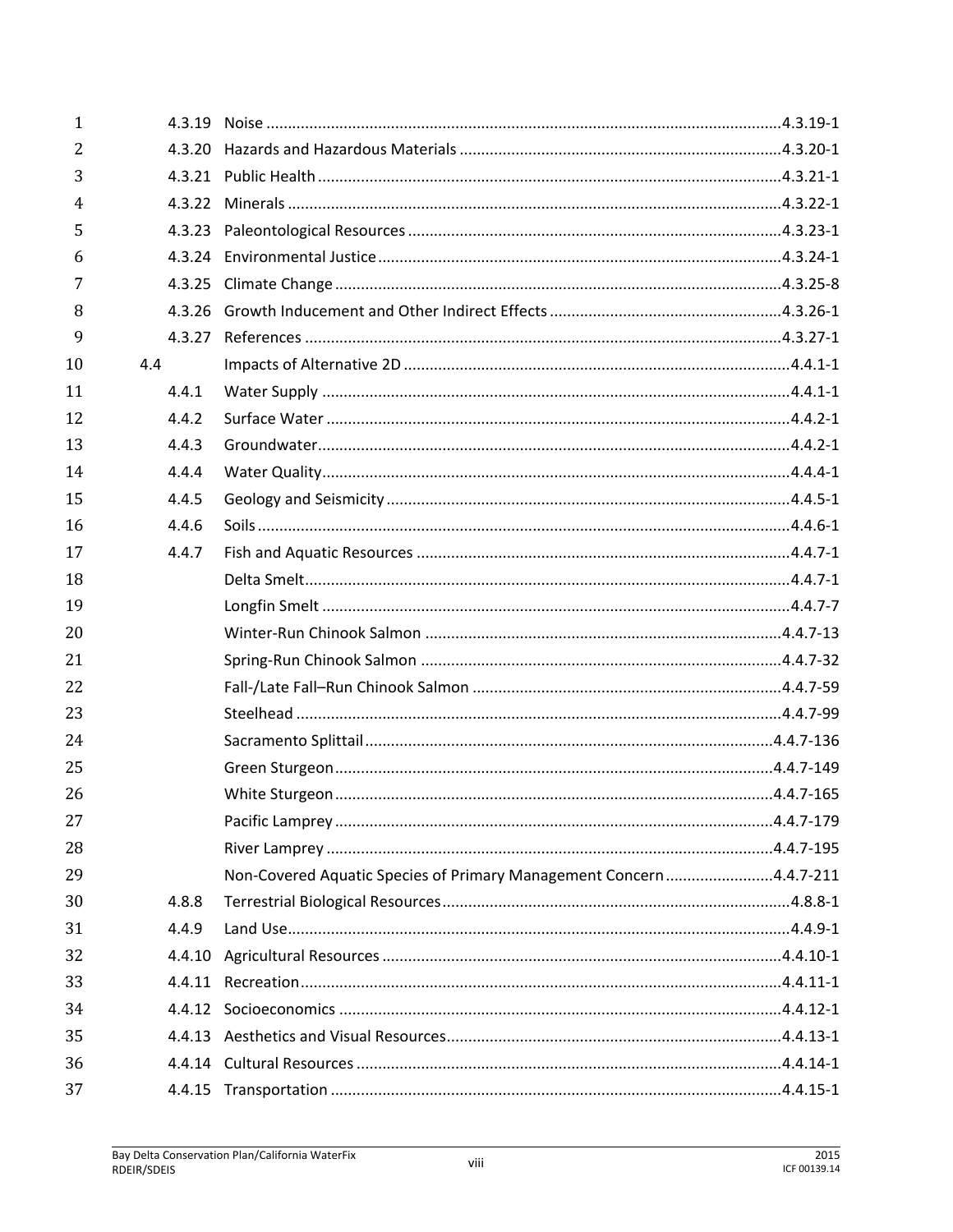| | | |
|---|---|---|
| 4.3.19 | Noise | 4.3.19-1 |
| 4.3.20 | Hazards and Hazardous Materials | 4.3.20-1 |
| 4.3.21 | Public Health | 4.3.21-1 |
| 4.3.22 | Minerals | 4.3.22-1 |
| 4.3.23 | Paleontological Resources | 4.3.23-1 |
| 4.3.24 | Environmental Justice | 4.3.24-1 |
| 4.3.25 | Climate Change | 4.3.25-8 |
| 4.3.26 | Growth Inducement and Other Indirect Effects | 4.3.26-1 |
| 4.3.27 | References | 4.3.27-1 |
| 4.4 | Impacts of Alternative 2D | 4.4.1-1 |
| 4.4.1 | Water Supply | 4.4.1-1 |
| 4.4.2 | Surface Water | 4.4.2-1 |
| 4.4.3 | Groundwater | 4.4.2-1 |
| 4.4.4 | Water Quality | 4.4.4-1 |
| 4.4.5 | Geology and Seismicity | 4.4.5-1 |
| 4.4.6 | Soils | 4.4.6-1 |
| 4.4.7 | Fish and Aquatic Resources | 4.4.7-1 |
| | Delta Smelt | 4.4.7-1 |
| | Longfin Smelt | 4.4.7-7 |
| | Winter-Run Chinook Salmon | 4.4.7-13 |
| | Spring-Run Chinook Salmon | 4.4.7-32 |
| | Fall-/Late Fall–Run Chinook Salmon | 4.4.7-59 |
| | Steelhead | 4.4.7-99 |
| | Sacramento Splittail | 4.4.7-136 |
| | Green Sturgeon | 4.4.7-149 |
| | White Sturgeon | 4.4.7-165 |
| | Pacific Lamprey | 4.4.7-179 |
| | River Lamprey | 4.4.7-195 |
| | Non-Covered Aquatic Species of Primary Management Concern | 4.4.7-211 |
| 4.8.8 | Terrestrial Biological Resources | 4.8.8-1 |
| 4.4.9 | Land Use | 4.4.9-1 |
| 4.4.10 | Agricultural Resources | 4.4.10-1 |
| 4.4.11 | Recreation | 4.4.11-1 |
| 4.4.12 | Socioeconomics | 4.4.12-1 |
| 4.4.13 | Aesthetics and Visual Resources | 4.4.13-1 |
| 4.4.14 | Cultural Resources | 4.4.14-1 |
| 4.4.15 | Transportation | 4.4.15-1 |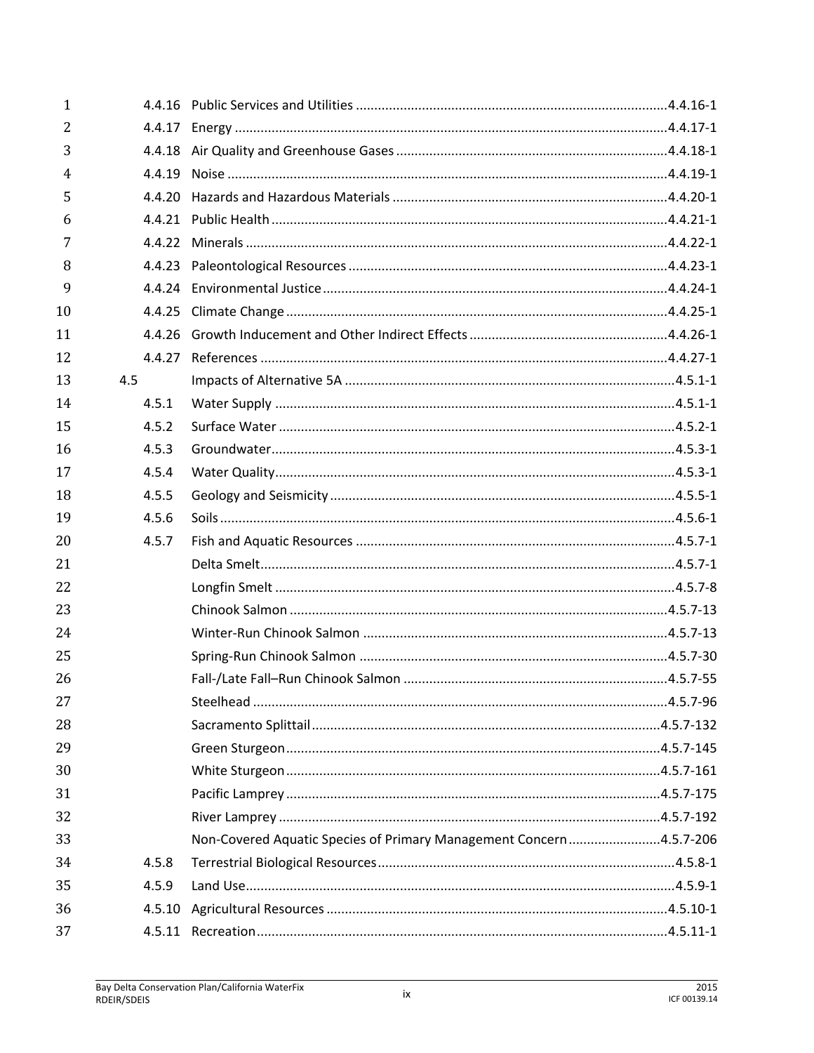| | | |
|---|---|---|
| 4.4.16 | Public Services and Utilities | 4.4.16-1 |
| 4.4.17 | Energy | 4.4.17-1 |
| 4.4.18 | Air Quality and Greenhouse Gases | 4.4.18-1 |
| 4.4.19 | Noise | 4.4.19-1 |
| 4.4.20 | Hazards and Hazardous Materials | 4.4.20-1 |
| 4.4.21 | Public Health | 4.4.21-1 |
| 4.4.22 | Minerals | 4.4.22-1 |
| 4.4.23 | Paleontological Resources | 4.4.23-1 |
| 4.4.24 | Environmental Justice | 4.4.24-1 |
| 4.4.25 | Climate Change | 4.4.25-1 |
| 4.4.26 | Growth Inducement and Other Indirect Effects | 4.4.26-1 |
| 4.4.27 | References | 4.4.27-1 |
| 4.5 | Impacts of Alternative 5A | 4.5.1-1 |
| 4.5.1 | Water Supply | 4.5.1-1 |
| 4.5.2 | Surface Water | 4.5.2-1 |
| 4.5.3 | Groundwater | 4.5.3-1 |
| 4.5.4 | Water Quality | 4.5.3-1 |
| 4.5.5 | Geology and Seismicity | 4.5.5-1 |
| 4.5.6 | Soils | 4.5.6-1 |
| 4.5.7 | Fish and Aquatic Resources | 4.5.7-1 |
| | Delta Smelt | 4.5.7-1 |
| | Longfin Smelt | 4.5.7-8 |
| | Chinook Salmon | 4.5.7-13 |
| | Winter-Run Chinook Salmon | 4.5.7-13 |
| | Spring-Run Chinook Salmon | 4.5.7-30 |
| | Fall-/Late Fall–Run Chinook Salmon | 4.5.7-55 |
| | Steelhead | 4.5.7-96 |
| | Sacramento Splittail | 4.5.7-132 |
| | Green Sturgeon | 4.5.7-145 |
| | White Sturgeon | 4.5.7-161 |
| | Pacific Lamprey | 4.5.7-175 |
| | River Lamprey | 4.5.7-192 |
| | Non-Covered Aquatic Species of Primary Management Concern | 4.5.7-206 |
| 4.5.8 | Terrestrial Biological Resources | 4.5.8-1 |
| 4.5.9 | Land Use | 4.5.9-1 |
| 4.5.10 | Agricultural Resources | 4.5.10-1 |
| 4.5.11 | Recreation | 4.5.11-1 |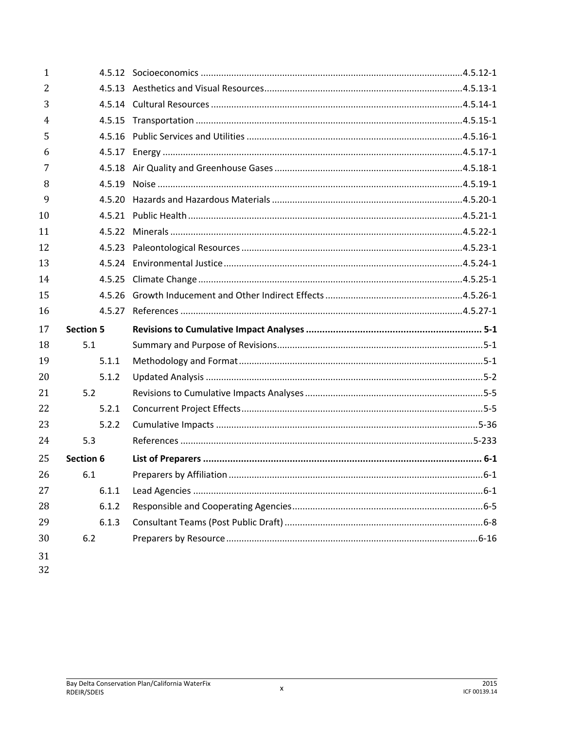| | | |
|---|---|---|
| 4.5.12 | Socioeconomics | 4.5.12-1 |
| 4.5.13 | Aesthetics and Visual Resources | 4.5.13-1 |
| 4.5.14 | Cultural Resources | 4.5.14-1 |
| 4.5.15 | Transportation | 4.5.15-1 |
| 4.5.16 | Public Services and Utilities | 4.5.16-1 |
| 4.5.17 | Energy | 4.5.17-1 |
| 4.5.18 | Air Quality and Greenhouse Gases | 4.5.18-1 |
| 4.5.19 | Noise | 4.5.19-1 |
| 4.5.20 | Hazards and Hazardous Materials | 4.5.20-1 |
| 4.5.21 | Public Health | 4.5.21-1 |
| 4.5.22 | Minerals | 4.5.22-1 |
| 4.5.23 | Paleontological Resources | 4.5.23-1 |
| 4.5.24 | Environmental Justice | 4.5.24-1 |
| 4.5.25 | Climate Change | 4.5.25-1 |
| 4.5.26 | Growth Inducement and Other Indirect Effects | 4.5.26-1 |
| 4.5.27 | References | 4.5.27-1 |
| **Section 5** | **Revisions to Cumulative Impact Analyses** | **5-1** |
| 5.1 | Summary and Purpose of Revisions | 5-1 |
| 5.1.1 | Methodology and Format | 5-1 |
| 5.1.2 | Updated Analysis | 5-2 |
| 5.2 | Revisions to Cumulative Impacts Analyses | 5-5 |
| 5.2.1 | Concurrent Project Effects | 5-5 |
| 5.2.2 | Cumulative Impacts | 5-36 |
| 5.3 | References | 5-233 |
| **Section 6** | **List of Preparers** | **6-1** |
| 6.1 | Preparers by Affiliation | 6-1 |
| 6.1.1 | Lead Agencies | 6-1 |
| 6.1.2 | Responsible and Cooperating Agencies | 6-5 |
| 6.1.3 | Consultant Teams (Post Public Draft) | 6-8 |
| 6.2 | Preparers by Resource | 6-16 |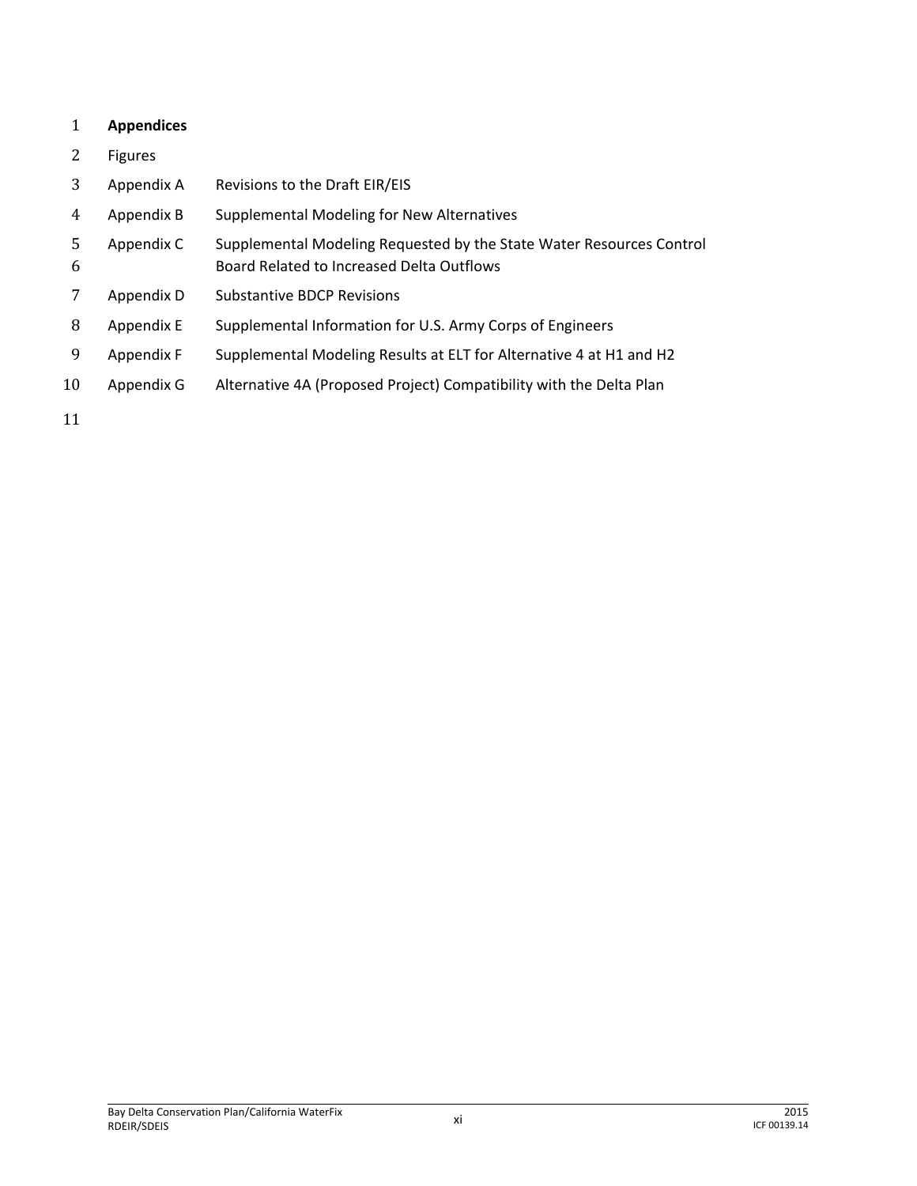**Appendices**

Figures

| | |
|---|---|
| Appendix A | Revisions to the Draft EIR/EIS |
| Appendix B | Supplemental Modeling for New Alternatives |
| Appendix C | Supplemental Modeling Requested by the State Water Resources Control Board Related to Increased Delta Outflows |
| Appendix D | Substantive BDCP Revisions |
| Appendix E | Supplemental Information for U.S. Army Corps of Engineers |
| Appendix F | Supplemental Modeling Results at ELT for Alternative 4 at H1 and H2 |
| Appendix G | Alternative 4A (Proposed Project) Compatibility with the Delta Plan |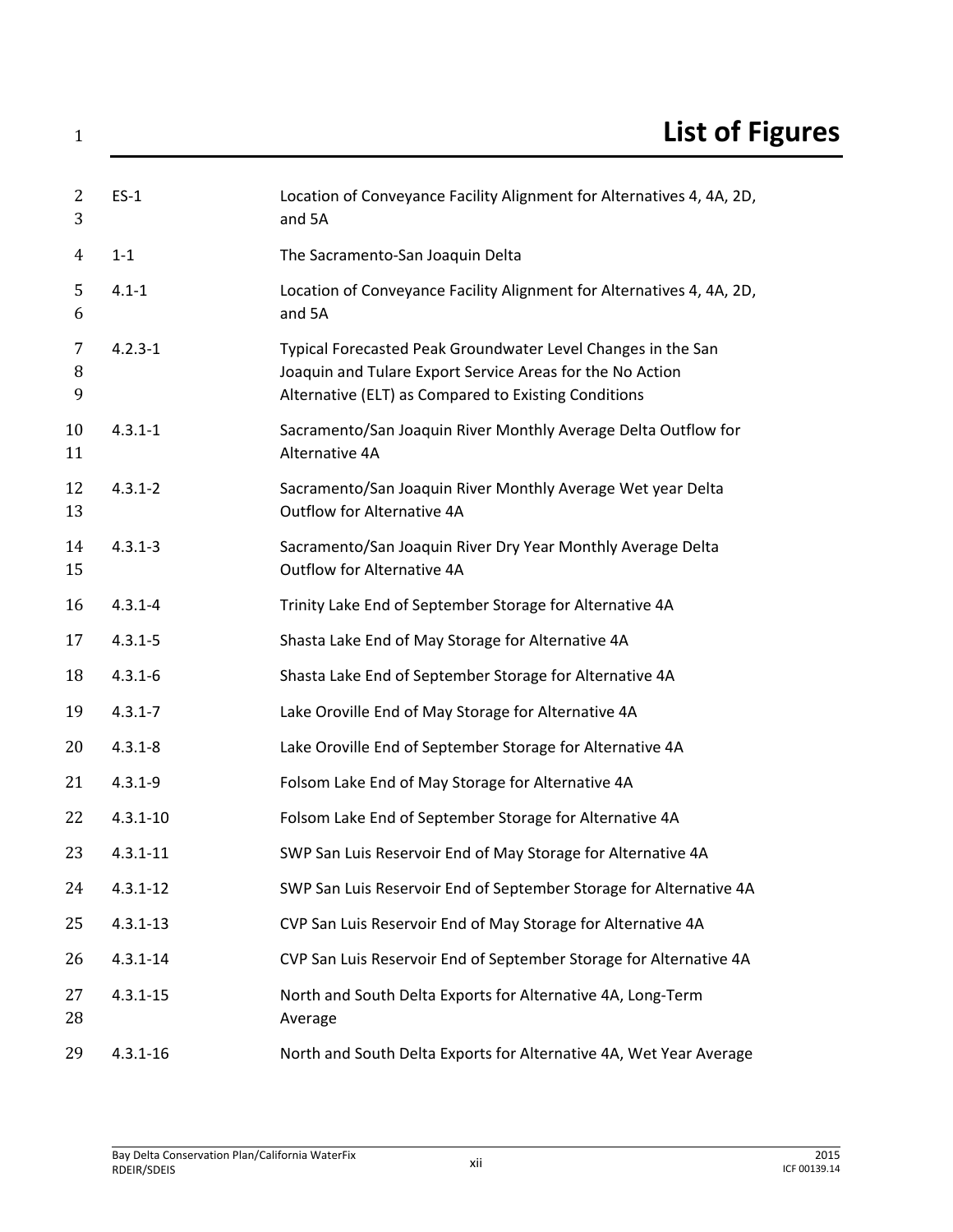# List of Figures

| | |
|---|---|
| ES-1 | Location of Conveyance Facility Alignment for Alternatives 4, 4A, 2D, and 5A |
| 1-1 | The Sacramento-San Joaquin Delta |
| 4.1-1 | Location of Conveyance Facility Alignment for Alternatives 4, 4A, 2D, and 5A |
| 4.2.3-1 | Typical Forecasted Peak Groundwater Level Changes in the San Joaquin and Tulare Export Service Areas for the No Action Alternative (ELT) as Compared to Existing Conditions |
| 4.3.1-1 | Sacramento/San Joaquin River Monthly Average Delta Outflow for Alternative 4A |
| 4.3.1-2 | Sacramento/San Joaquin River Monthly Average Wet year Delta Outflow for Alternative 4A |
| 4.3.1-3 | Sacramento/San Joaquin River Dry Year Monthly Average Delta Outflow for Alternative 4A |
| 4.3.1-4 | Trinity Lake End of September Storage for Alternative 4A |
| 4.3.1-5 | Shasta Lake End of May Storage for Alternative 4A |
| 4.3.1-6 | Shasta Lake End of September Storage for Alternative 4A |
| 4.3.1-7 | Lake Oroville End of May Storage for Alternative 4A |
| 4.3.1-8 | Lake Oroville End of September Storage for Alternative 4A |
| 4.3.1-9 | Folsom Lake End of May Storage for Alternative 4A |
| 4.3.1-10 | Folsom Lake End of September Storage for Alternative 4A |
| 4.3.1-11 | SWP San Luis Reservoir End of May Storage for Alternative 4A |
| 4.3.1-12 | SWP San Luis Reservoir End of September Storage for Alternative 4A |
| 4.3.1-13 | CVP San Luis Reservoir End of May Storage for Alternative 4A |
| 4.3.1-14 | CVP San Luis Reservoir End of September Storage for Alternative 4A |
| 4.3.1-15 | North and South Delta Exports for Alternative 4A, Long-Term Average |
| 4.3.1-16 | North and South Delta Exports for Alternative 4A, Wet Year Average |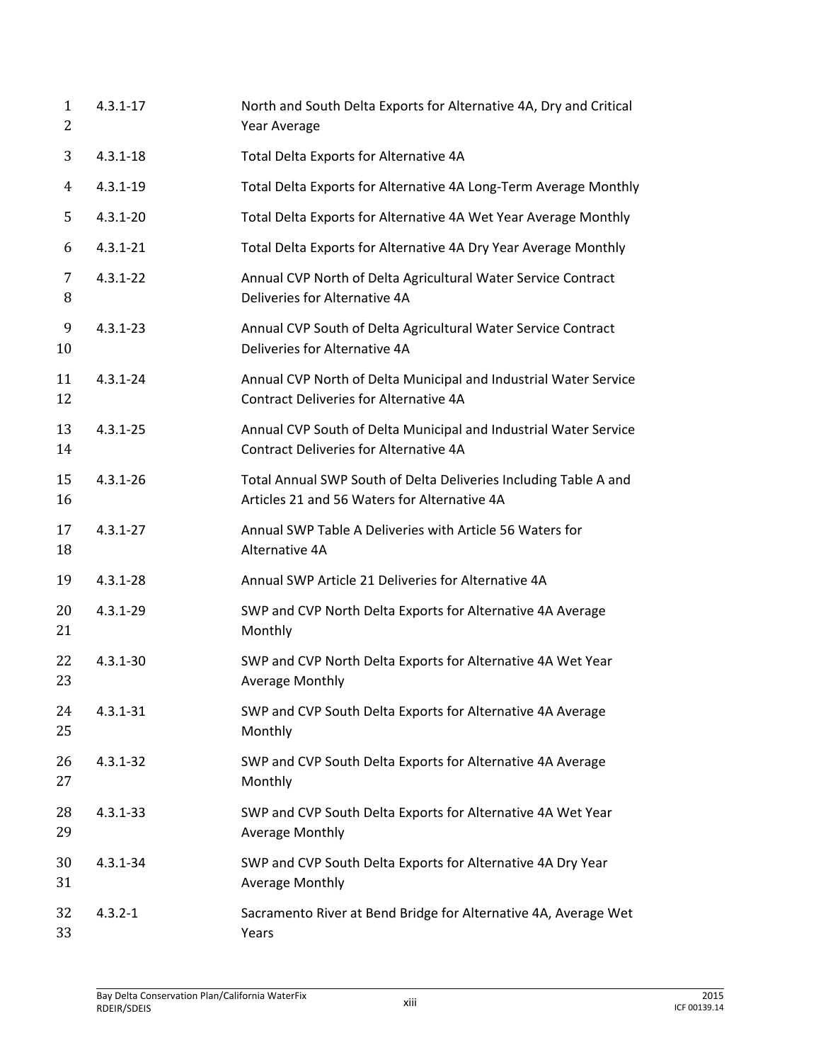| | |
|---|---|
| 4.3.1-17 | North and South Delta Exports for Alternative 4A, Dry and Critical Year Average |
| 4.3.1-18 | Total Delta Exports for Alternative 4A |
| 4.3.1-19 | Total Delta Exports for Alternative 4A Long-Term Average Monthly |
| 4.3.1-20 | Total Delta Exports for Alternative 4A Wet Year Average Monthly |
| 4.3.1-21 | Total Delta Exports for Alternative 4A Dry Year Average Monthly |
| 4.3.1-22 | Annual CVP North of Delta Agricultural Water Service Contract Deliveries for Alternative 4A |
| 4.3.1-23 | Annual CVP South of Delta Agricultural Water Service Contract Deliveries for Alternative 4A |
| 4.3.1-24 | Annual CVP North of Delta Municipal and Industrial Water Service Contract Deliveries for Alternative 4A |
| 4.3.1-25 | Annual CVP South of Delta Municipal and Industrial Water Service Contract Deliveries for Alternative 4A |
| 4.3.1-26 | Total Annual SWP South of Delta Deliveries Including Table A and Articles 21 and 56 Waters for Alternative 4A |
| 4.3.1-27 | Annual SWP Table A Deliveries with Article 56 Waters for Alternative 4A |
| 4.3.1-28 | Annual SWP Article 21 Deliveries for Alternative 4A |
| 4.3.1-29 | SWP and CVP North Delta Exports for Alternative 4A Average Monthly |
| 4.3.1-30 | SWP and CVP North Delta Exports for Alternative 4A Wet Year Average Monthly |
| 4.3.1-31 | SWP and CVP South Delta Exports for Alternative 4A Average Monthly |
| 4.3.1-32 | SWP and CVP South Delta Exports for Alternative 4A Average Monthly |
| 4.3.1-33 | SWP and CVP South Delta Exports for Alternative 4A Wet Year Average Monthly |
| 4.3.1-34 | SWP and CVP South Delta Exports for Alternative 4A Dry Year Average Monthly |
| 4.3.2-1 | Sacramento River at Bend Bridge for Alternative 4A, Average Wet Years |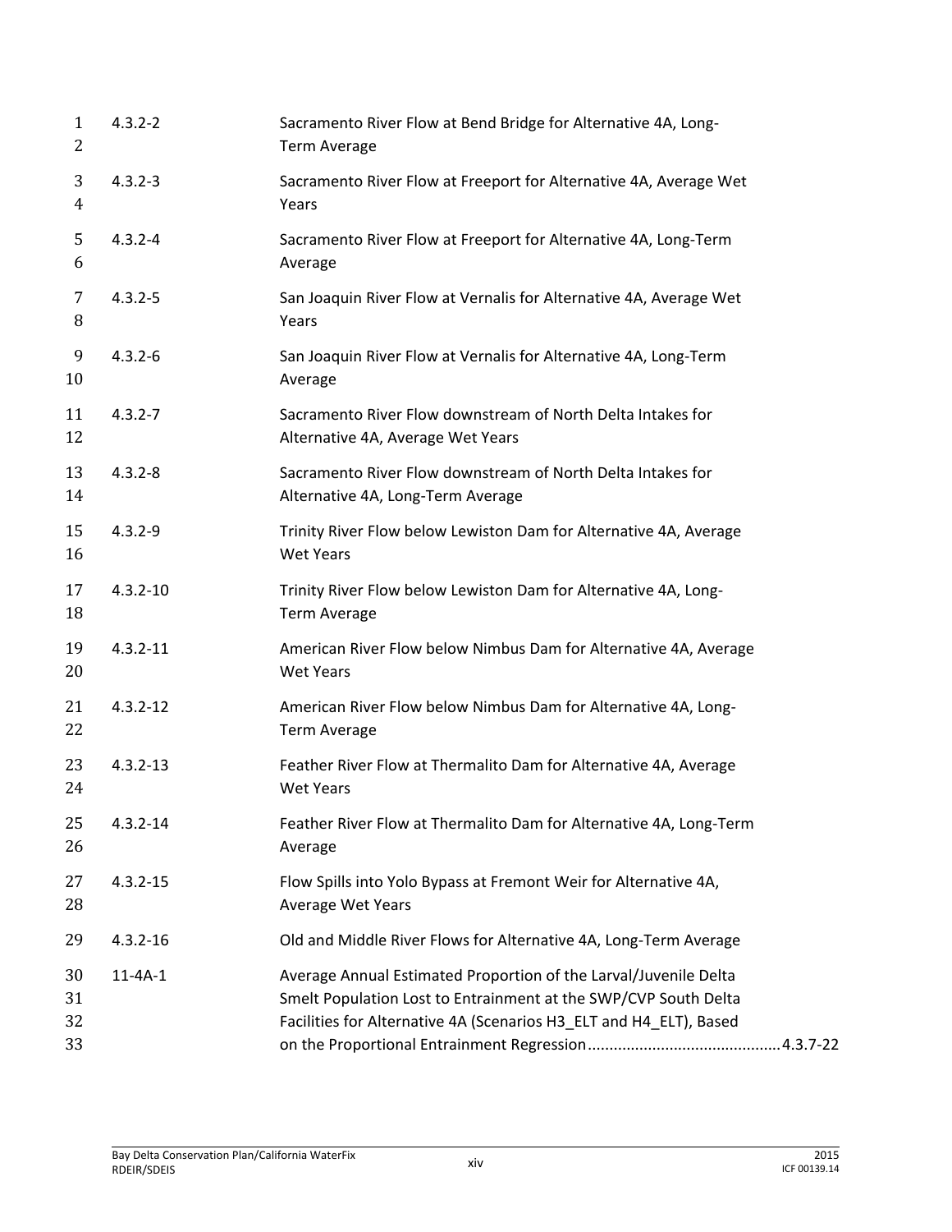| | | |
|---|---|---|
| 4.3.2-2 | Sacramento River Flow at Bend Bridge for Alternative 4A, Long-Term Average | |
| 4.3.2-3 | Sacramento River Flow at Freeport for Alternative 4A, Average Wet Years | |
| 4.3.2-4 | Sacramento River Flow at Freeport for Alternative 4A, Long-Term Average | |
| 4.3.2-5 | San Joaquin River Flow at Vernalis for Alternative 4A, Average Wet Years | |
| 4.3.2-6 | San Joaquin River Flow at Vernalis for Alternative 4A, Long-Term Average | |
| 4.3.2-7 | Sacramento River Flow downstream of North Delta Intakes for Alternative 4A, Average Wet Years | |
| 4.3.2-8 | Sacramento River Flow downstream of North Delta Intakes for Alternative 4A, Long-Term Average | |
| 4.3.2-9 | Trinity River Flow below Lewiston Dam for Alternative 4A, Average Wet Years | |
| 4.3.2-10 | Trinity River Flow below Lewiston Dam for Alternative 4A, Long-Term Average | |
| 4.3.2-11 | American River Flow below Nimbus Dam for Alternative 4A, Average Wet Years | |
| 4.3.2-12 | American River Flow below Nimbus Dam for Alternative 4A, Long-Term Average | |
| 4.3.2-13 | Feather River Flow at Thermalito Dam for Alternative 4A, Average Wet Years | |
| 4.3.2-14 | Feather River Flow at Thermalito Dam for Alternative 4A, Long-Term Average | |
| 4.3.2-15 | Flow Spills into Yolo Bypass at Fremont Weir for Alternative 4A, Average Wet Years | |
| 4.3.2-16 | Old and Middle River Flows for Alternative 4A, Long-Term Average | |
| 11-4A-1 | Average Annual Estimated Proportion of the Larval/Juvenile Delta Smelt Population Lost to Entrainment at the SWP/CVP South Delta Facilities for Alternative 4A (Scenarios H3_ELT and H4_ELT), Based on the Proportional Entrainment Regression | 4.3.7-22 |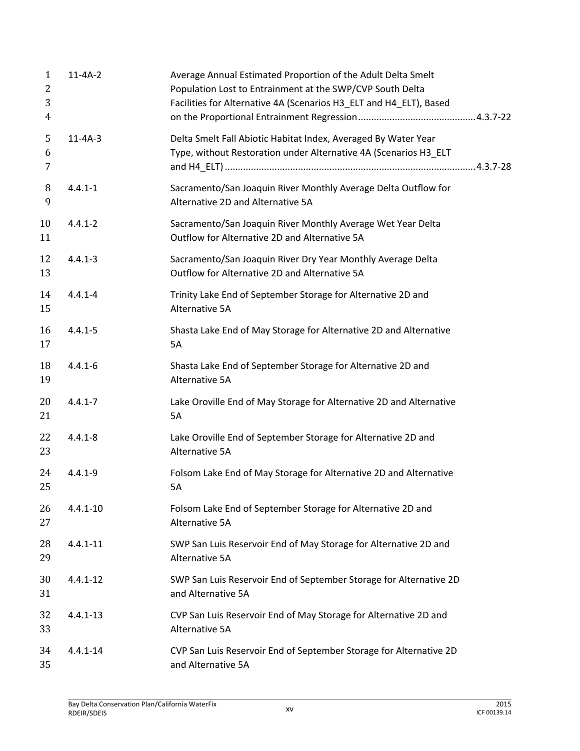| | | |
|---|---|---|
| 11-4A-2 | Average Annual Estimated Proportion of the Adult Delta Smelt Population Lost to Entrainment at the SWP/CVP South Delta Facilities for Alternative 4A (Scenarios H3_ELT and H4_ELT), Based on the Proportional Entrainment Regression | 4.3.7-22 |
| 11-4A-3 | Delta Smelt Fall Abiotic Habitat Index, Averaged By Water Year Type, without Restoration under Alternative 4A (Scenarios H3_ELT and H4_ELT) | 4.3.7-28 |
| 4.4.1-1 | Sacramento/San Joaquin River Monthly Average Delta Outflow for Alternative 2D and Alternative 5A | |
| 4.4.1-2 | Sacramento/San Joaquin River Monthly Average Wet Year Delta Outflow for Alternative 2D and Alternative 5A | |
| 4.4.1-3 | Sacramento/San Joaquin River Dry Year Monthly Average Delta Outflow for Alternative 2D and Alternative 5A | |
| 4.4.1-4 | Trinity Lake End of September Storage for Alternative 2D and Alternative 5A | |
| 4.4.1-5 | Shasta Lake End of May Storage for Alternative 2D and Alternative 5A | |
| 4.4.1-6 | Shasta Lake End of September Storage for Alternative 2D and Alternative 5A | |
| 4.4.1-7 | Lake Oroville End of May Storage for Alternative 2D and Alternative 5A | |
| 4.4.1-8 | Lake Oroville End of September Storage for Alternative 2D and Alternative 5A | |
| 4.4.1-9 | Folsom Lake End of May Storage for Alternative 2D and Alternative 5A | |
| 4.4.1-10 | Folsom Lake End of September Storage for Alternative 2D and Alternative 5A | |
| 4.4.1-11 | SWP San Luis Reservoir End of May Storage for Alternative 2D and Alternative 5A | |
| 4.4.1-12 | SWP San Luis Reservoir End of September Storage for Alternative 2D and Alternative 5A | |
| 4.4.1-13 | CVP San Luis Reservoir End of May Storage for Alternative 2D and Alternative 5A | |
| 4.4.1-14 | CVP San Luis Reservoir End of September Storage for Alternative 2D and Alternative 5A | |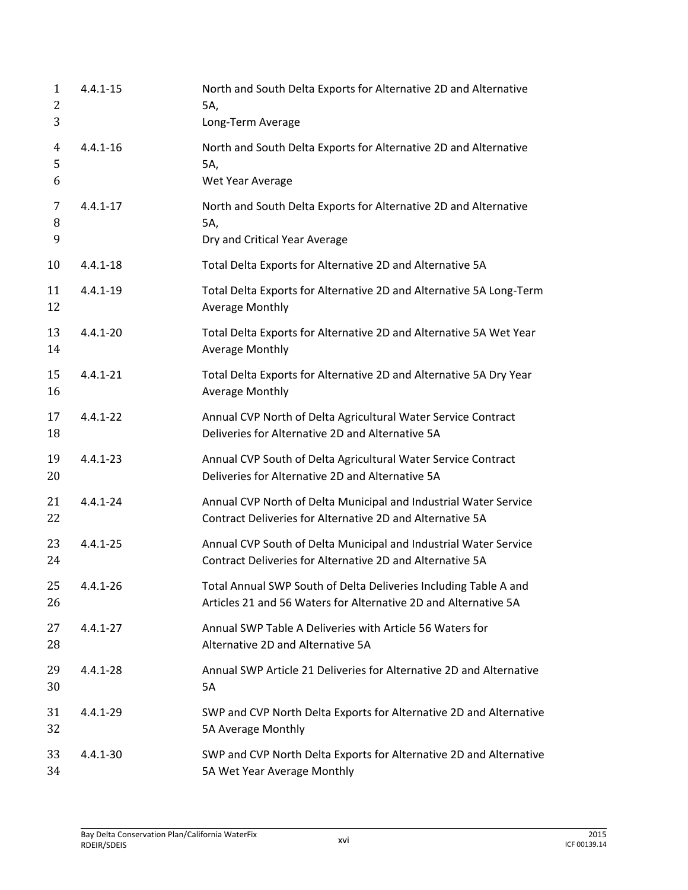| | |
|---|---|
| 4.4.1-15 | North and South Delta Exports for Alternative 2D and Alternative 5A, Long-Term Average |
| 4.4.1-16 | North and South Delta Exports for Alternative 2D and Alternative 5A, Wet Year Average |
| 4.4.1-17 | North and South Delta Exports for Alternative 2D and Alternative 5A, Dry and Critical Year Average |
| 4.4.1-18 | Total Delta Exports for Alternative 2D and Alternative 5A |
| 4.4.1-19 | Total Delta Exports for Alternative 2D and Alternative 5A Long-Term Average Monthly |
| 4.4.1-20 | Total Delta Exports for Alternative 2D and Alternative 5A Wet Year Average Monthly |
| 4.4.1-21 | Total Delta Exports for Alternative 2D and Alternative 5A Dry Year Average Monthly |
| 4.4.1-22 | Annual CVP North of Delta Agricultural Water Service Contract Deliveries for Alternative 2D and Alternative 5A |
| 4.4.1-23 | Annual CVP South of Delta Agricultural Water Service Contract Deliveries for Alternative 2D and Alternative 5A |
| 4.4.1-24 | Annual CVP North of Delta Municipal and Industrial Water Service Contract Deliveries for Alternative 2D and Alternative 5A |
| 4.4.1-25 | Annual CVP South of Delta Municipal and Industrial Water Service Contract Deliveries for Alternative 2D and Alternative 5A |
| 4.4.1-26 | Total Annual SWP South of Delta Deliveries Including Table A and Articles 21 and 56 Waters for Alternative 2D and Alternative 5A |
| 4.4.1-27 | Annual SWP Table A Deliveries with Article 56 Waters for Alternative 2D and Alternative 5A |
| 4.4.1-28 | Annual SWP Article 21 Deliveries for Alternative 2D and Alternative 5A |
| 4.4.1-29 | SWP and CVP North Delta Exports for Alternative 2D and Alternative 5A Average Monthly |
| 4.4.1-30 | SWP and CVP North Delta Exports for Alternative 2D and Alternative 5A Wet Year Average Monthly |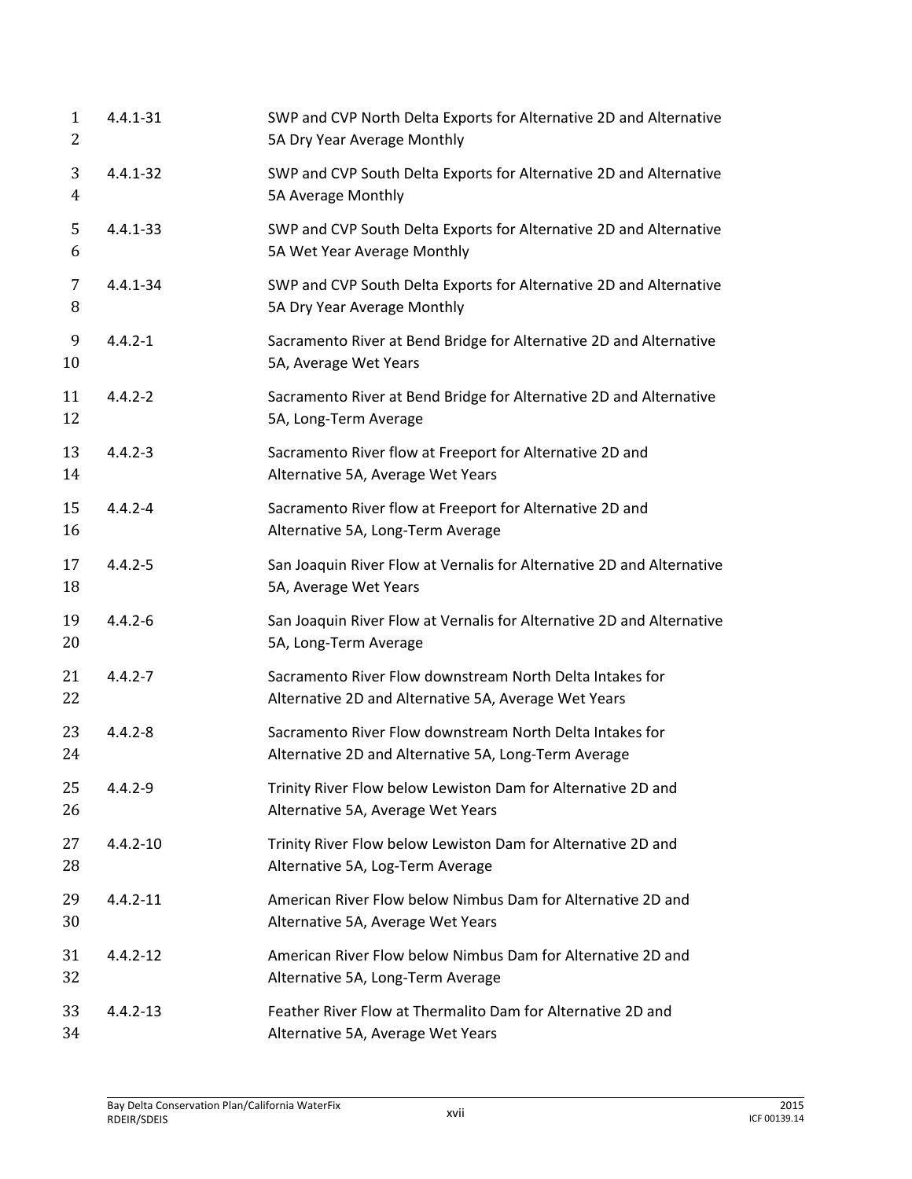| | |
|---|---|
| 4.4.1-31 | SWP and CVP North Delta Exports for Alternative 2D and Alternative 5A Dry Year Average Monthly |
| 4.4.1-32 | SWP and CVP South Delta Exports for Alternative 2D and Alternative 5A Average Monthly |
| 4.4.1-33 | SWP and CVP South Delta Exports for Alternative 2D and Alternative 5A Wet Year Average Monthly |
| 4.4.1-34 | SWP and CVP South Delta Exports for Alternative 2D and Alternative 5A Dry Year Average Monthly |
| 4.4.2-1 | Sacramento River at Bend Bridge for Alternative 2D and Alternative 5A, Average Wet Years |
| 4.4.2-2 | Sacramento River at Bend Bridge for Alternative 2D and Alternative 5A, Long-Term Average |
| 4.4.2-3 | Sacramento River flow at Freeport for Alternative 2D and Alternative 5A, Average Wet Years |
| 4.4.2-4 | Sacramento River flow at Freeport for Alternative 2D and Alternative 5A, Long-Term Average |
| 4.4.2-5 | San Joaquin River Flow at Vernalis for Alternative 2D and Alternative 5A, Average Wet Years |
| 4.4.2-6 | San Joaquin River Flow at Vernalis for Alternative 2D and Alternative 5A, Long-Term Average |
| 4.4.2-7 | Sacramento River Flow downstream North Delta Intakes for Alternative 2D and Alternative 5A, Average Wet Years |
| 4.4.2-8 | Sacramento River Flow downstream North Delta Intakes for Alternative 2D and Alternative 5A, Long-Term Average |
| 4.4.2-9 | Trinity River Flow below Lewiston Dam for Alternative 2D and Alternative 5A, Average Wet Years |
| 4.4.2-10 | Trinity River Flow below Lewiston Dam for Alternative 2D and Alternative 5A, Log-Term Average |
| 4.4.2-11 | American River Flow below Nimbus Dam for Alternative 2D and Alternative 5A, Average Wet Years |
| 4.4.2-12 | American River Flow below Nimbus Dam for Alternative 2D and Alternative 5A, Long-Term Average |
| 4.4.2-13 | Feather River Flow at Thermalito Dam for Alternative 2D and Alternative 5A, Average Wet Years |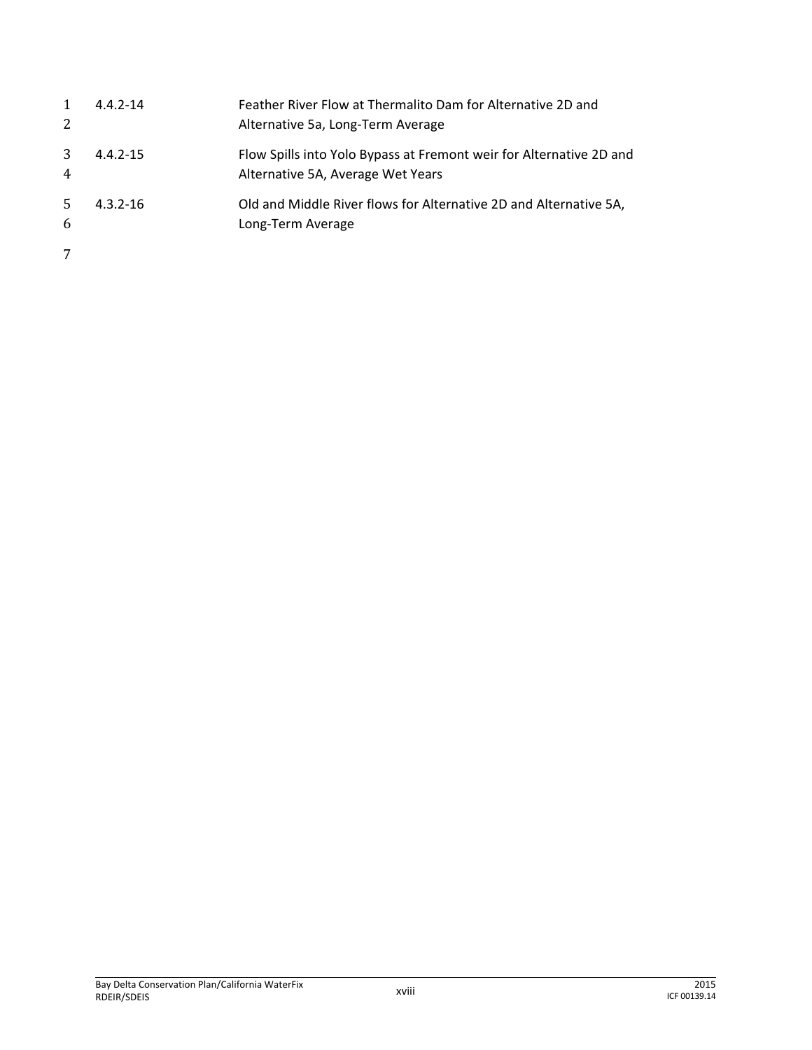| | |
|---|---|
| 4.4.2-14 | Feather River Flow at Thermalito Dam for Alternative 2D and Alternative 5a, Long-Term Average |
| 4.4.2-15 | Flow Spills into Yolo Bypass at Fremont weir for Alternative 2D and Alternative 5A, Average Wet Years |
| 4.3.2-16 | Old and Middle River flows for Alternative 2D and Alternative 5A, Long-Term Average |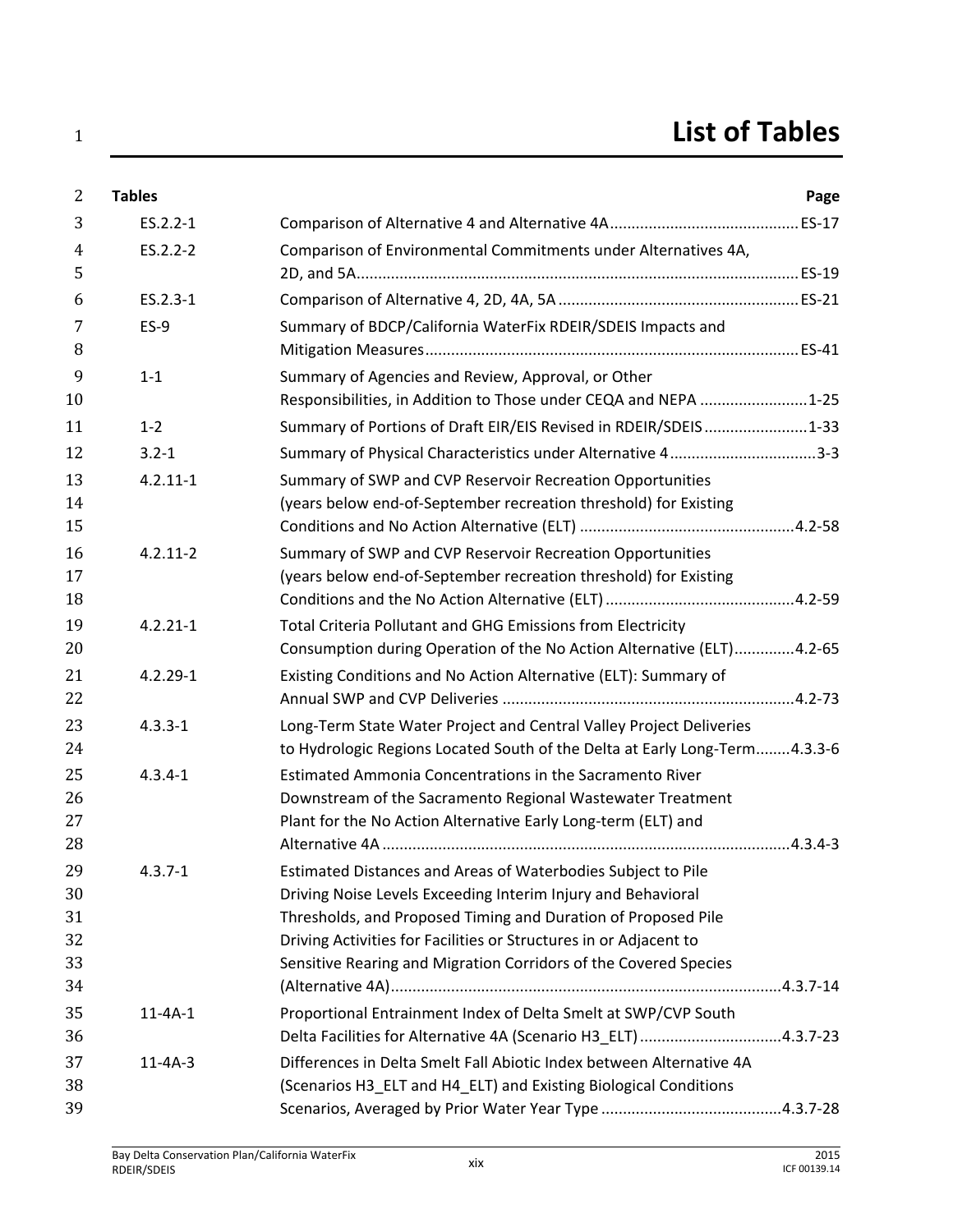# List of Tables

| Tables | | Page |
|---|---|---|
| ES.2.2-1 | Comparison of Alternative 4 and Alternative 4A | ES-17 |
| ES.2.2-2 | Comparison of Environmental Commitments under Alternatives 4A, 2D, and 5A | ES-19 |
| ES.2.3-1 | Comparison of Alternative 4, 2D, 4A, 5A | ES-21 |
| ES-9 | Summary of BDCP/California WaterFix RDEIR/SDEIS Impacts and Mitigation Measures | ES-41 |
| 1-1 | Summary of Agencies and Review, Approval, or Other Responsibilities, in Addition to Those under CEQA and NEPA | 1-25 |
| 1-2 | Summary of Portions of Draft EIR/EIS Revised in RDEIR/SDEIS | 1-33 |
| 3.2-1 | Summary of Physical Characteristics under Alternative 4 | 3-3 |
| 4.2.11-1 | Summary of SWP and CVP Reservoir Recreation Opportunities (years below end-of-September recreation threshold) for Existing Conditions and No Action Alternative (ELT) | 4.2-58 |
| 4.2.11-2 | Summary of SWP and CVP Reservoir Recreation Opportunities (years below end-of-September recreation threshold) for Existing Conditions and the No Action Alternative (ELT) | 4.2-59 |
| 4.2.21-1 | Total Criteria Pollutant and GHG Emissions from Electricity Consumption during Operation of the No Action Alternative (ELT) | 4.2-65 |
| 4.2.29-1 | Existing Conditions and No Action Alternative (ELT): Summary of Annual SWP and CVP Deliveries | 4.2-73 |
| 4.3.3-1 | Long-Term State Water Project and Central Valley Project Deliveries to Hydrologic Regions Located South of the Delta at Early Long-Term | 4.3.3-6 |
| 4.3.4-1 | Estimated Ammonia Concentrations in the Sacramento River Downstream of the Sacramento Regional Wastewater Treatment Plant for the No Action Alternative Early Long-term (ELT) and Alternative 4A | 4.3.4-3 |
| 4.3.7-1 | Estimated Distances and Areas of Waterbodies Subject to Pile Driving Noise Levels Exceeding Interim Injury and Behavioral Thresholds, and Proposed Timing and Duration of Proposed Pile Driving Activities for Facilities or Structures in or Adjacent to Sensitive Rearing and Migration Corridors of the Covered Species (Alternative 4A) | 4.3.7-14 |
| 11-4A-1 | Proportional Entrainment Index of Delta Smelt at SWP/CVP South Delta Facilities for Alternative 4A (Scenario H3_ELT) | 4.3.7-23 |
| 11-4A-3 | Differences in Delta Smelt Fall Abiotic Index between Alternative 4A (Scenarios H3_ELT and H4_ELT) and Existing Biological Conditions Scenarios, Averaged by Prior Water Year Type | 4.3.7-28 |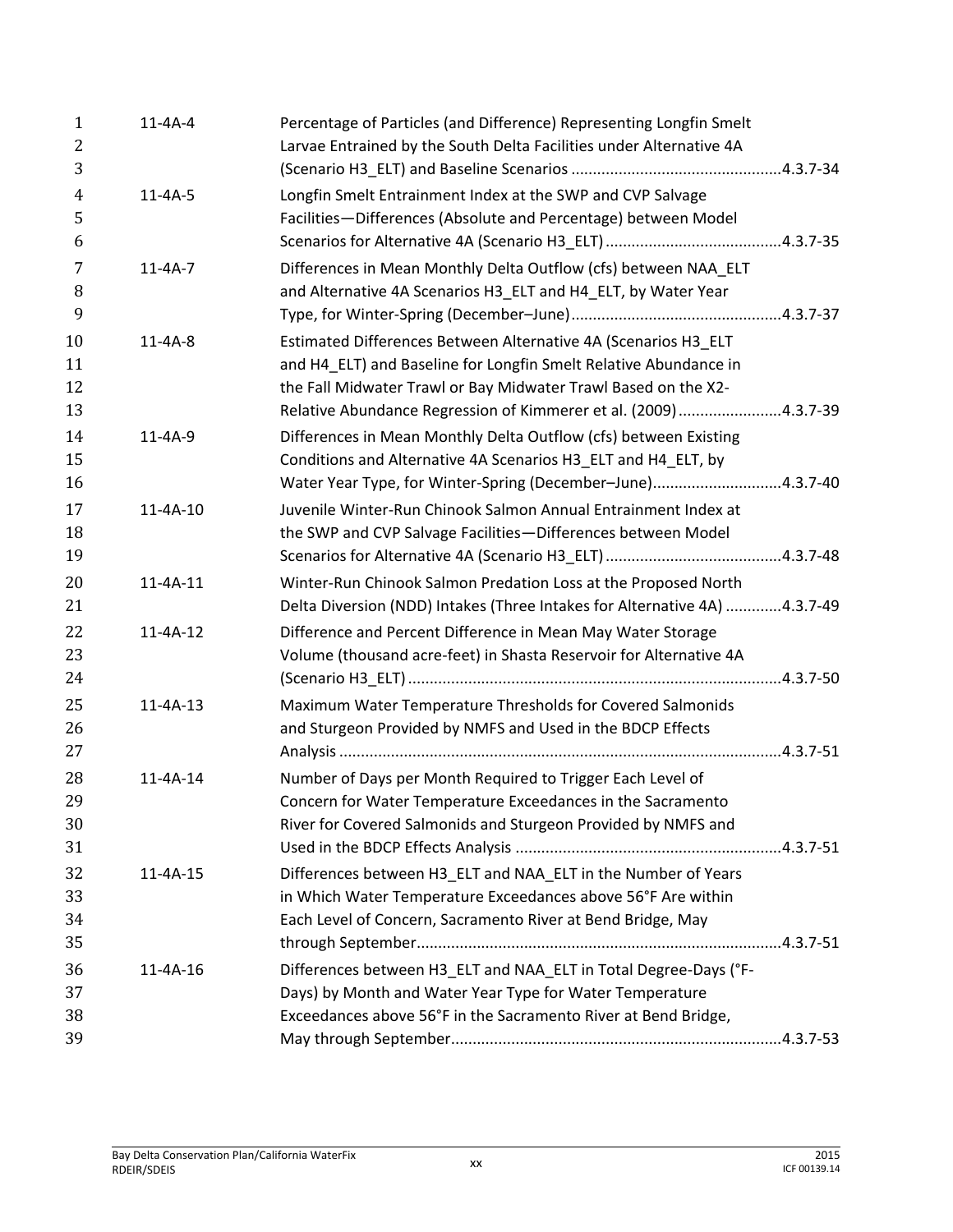| | | |
|---|---|---|
| 11-4A-4 | Percentage of Particles (and Difference) Representing Longfin Smelt Larvae Entrained by the South Delta Facilities under Alternative 4A (Scenario H3_ELT) and Baseline Scenarios | 4.3.7-34 |
| 11-4A-5 | Longfin Smelt Entrainment Index at the SWP and CVP Salvage Facilities—Differences (Absolute and Percentage) between Model Scenarios for Alternative 4A (Scenario H3_ELT) | 4.3.7-35 |
| 11-4A-7 | Differences in Mean Monthly Delta Outflow (cfs) between NAA_ELT and Alternative 4A Scenarios H3_ELT and H4_ELT, by Water Year Type, for Winter-Spring (December–June) | 4.3.7-37 |
| 11-4A-8 | Estimated Differences Between Alternative 4A (Scenarios H3_ELT and H4_ELT) and Baseline for Longfin Smelt Relative Abundance in the Fall Midwater Trawl or Bay Midwater Trawl Based on the X2-Relative Abundance Regression of Kimmerer et al. (2009) | 4.3.7-39 |
| 11-4A-9 | Differences in Mean Monthly Delta Outflow (cfs) between Existing Conditions and Alternative 4A Scenarios H3_ELT and H4_ELT, by Water Year Type, for Winter-Spring (December–June) | 4.3.7-40 |
| 11-4A-10 | Juvenile Winter-Run Chinook Salmon Annual Entrainment Index at the SWP and CVP Salvage Facilities—Differences between Model Scenarios for Alternative 4A (Scenario H3_ELT) | 4.3.7-48 |
| 11-4A-11 | Winter-Run Chinook Salmon Predation Loss at the Proposed North Delta Diversion (NDD) Intakes (Three Intakes for Alternative 4A) | 4.3.7-49 |
| 11-4A-12 | Difference and Percent Difference in Mean May Water Storage Volume (thousand acre-feet) in Shasta Reservoir for Alternative 4A (Scenario H3_ELT) | 4.3.7-50 |
| 11-4A-13 | Maximum Water Temperature Thresholds for Covered Salmonids and Sturgeon Provided by NMFS and Used in the BDCP Effects Analysis | 4.3.7-51 |
| 11-4A-14 | Number of Days per Month Required to Trigger Each Level of Concern for Water Temperature Exceedances in the Sacramento River for Covered Salmonids and Sturgeon Provided by NMFS and Used in the BDCP Effects Analysis | 4.3.7-51 |
| 11-4A-15 | Differences between H3_ELT and NAA_ELT in the Number of Years in Which Water Temperature Exceedances above 56°F Are within Each Level of Concern, Sacramento River at Bend Bridge, May through September | 4.3.7-51 |
| 11-4A-16 | Differences between H3_ELT and NAA_ELT in Total Degree-Days (°F-Days) by Month and Water Year Type for Water Temperature Exceedances above 56°F in the Sacramento River at Bend Bridge, May through September | 4.3.7-53 |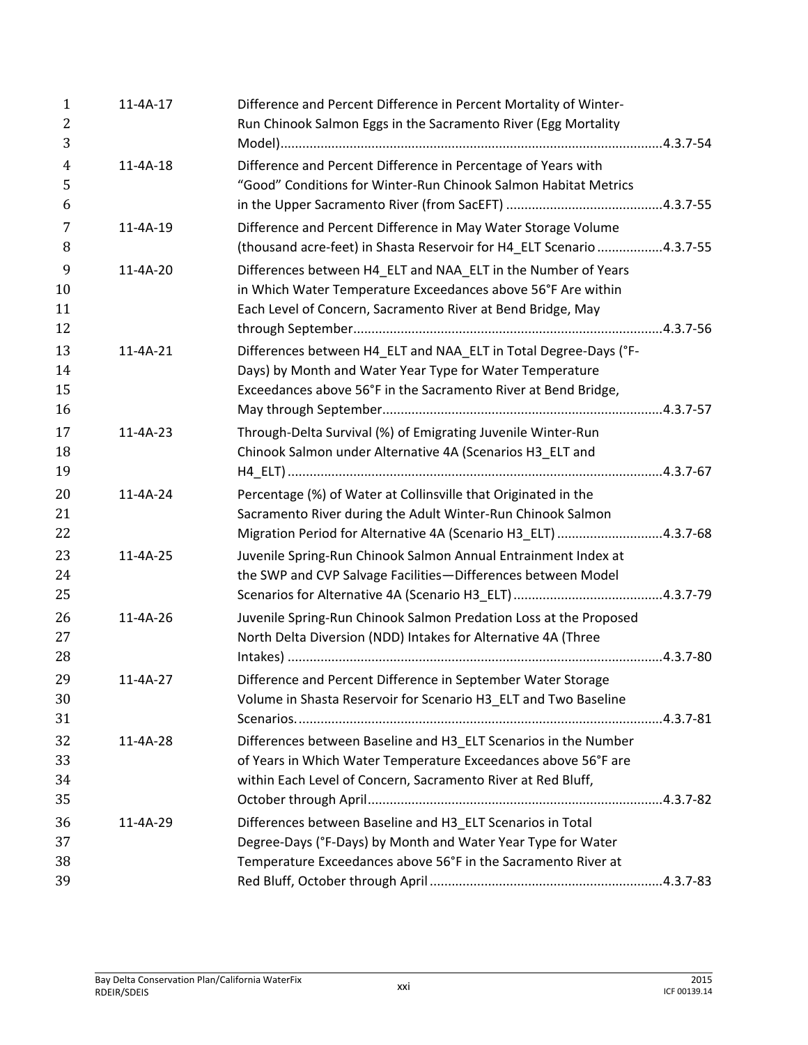| | | |
|---|---|---|
| 11-4A-17 | Difference and Percent Difference in Percent Mortality of Winter-Run Chinook Salmon Eggs in the Sacramento River (Egg Mortality Model) | 4.3.7-54 |
| 11-4A-18 | Difference and Percent Difference in Percentage of Years with "Good" Conditions for Winter-Run Chinook Salmon Habitat Metrics in the Upper Sacramento River (from SacEFT) | 4.3.7-55 |
| 11-4A-19 | Difference and Percent Difference in May Water Storage Volume (thousand acre-feet) in Shasta Reservoir for H4_ELT Scenario | 4.3.7-55 |
| 11-4A-20 | Differences between H4_ELT and NAA_ELT in the Number of Years in Which Water Temperature Exceedances above 56°F Are within Each Level of Concern, Sacramento River at Bend Bridge, May through September | 4.3.7-56 |
| 11-4A-21 | Differences between H4_ELT and NAA_ELT in Total Degree-Days (°F-Days) by Month and Water Year Type for Water Temperature Exceedances above 56°F in the Sacramento River at Bend Bridge, May through September | 4.3.7-57 |
| 11-4A-23 | Through-Delta Survival (%) of Emigrating Juvenile Winter-Run Chinook Salmon under Alternative 4A (Scenarios H3_ELT and H4_ELT) | 4.3.7-67 |
| 11-4A-24 | Percentage (%) of Water at Collinsville that Originated in the Sacramento River during the Adult Winter-Run Chinook Salmon Migration Period for Alternative 4A (Scenario H3_ELT) | 4.3.7-68 |
| 11-4A-25 | Juvenile Spring-Run Chinook Salmon Annual Entrainment Index at the SWP and CVP Salvage Facilities—Differences between Model Scenarios for Alternative 4A (Scenario H3_ELT) | 4.3.7-79 |
| 11-4A-26 | Juvenile Spring-Run Chinook Salmon Predation Loss at the Proposed North Delta Diversion (NDD) Intakes for Alternative 4A (Three Intakes) | 4.3.7-80 |
| 11-4A-27 | Difference and Percent Difference in September Water Storage Volume in Shasta Reservoir for Scenario H3_ELT and Two Baseline Scenarios. | 4.3.7-81 |
| 11-4A-28 | Differences between Baseline and H3_ELT Scenarios in the Number of Years in Which Water Temperature Exceedances above 56°F are within Each Level of Concern, Sacramento River at Red Bluff, October through April | 4.3.7-82 |
| 11-4A-29 | Differences between Baseline and H3_ELT Scenarios in Total Degree-Days (°F-Days) by Month and Water Year Type for Water Temperature Exceedances above 56°F in the Sacramento River at Red Bluff, October through April | 4.3.7-83 |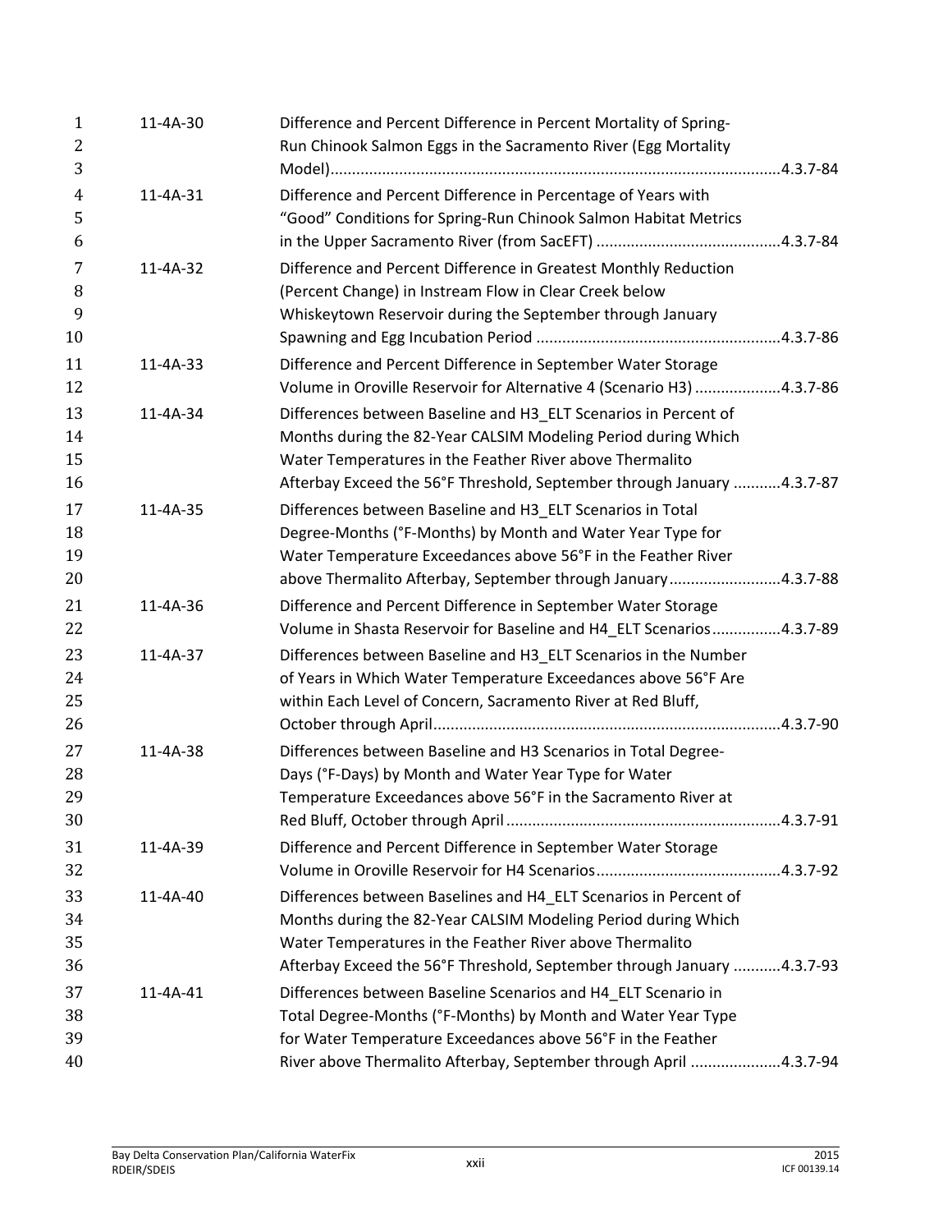| | | |
|---|---|---|
| 11-4A-30 | Difference and Percent Difference in Percent Mortality of Spring-Run Chinook Salmon Eggs in the Sacramento River (Egg Mortality Model) | 4.3.7-84 |
| 11-4A-31 | Difference and Percent Difference in Percentage of Years with "Good" Conditions for Spring-Run Chinook Salmon Habitat Metrics in the Upper Sacramento River (from SacEFT) | 4.3.7-84 |
| 11-4A-32 | Difference and Percent Difference in Greatest Monthly Reduction (Percent Change) in Instream Flow in Clear Creek below Whiskeytown Reservoir during the September through January Spawning and Egg Incubation Period | 4.3.7-86 |
| 11-4A-33 | Difference and Percent Difference in September Water Storage Volume in Oroville Reservoir for Alternative 4 (Scenario H3) | 4.3.7-86 |
| 11-4A-34 | Differences between Baseline and H3_ELT Scenarios in Percent of Months during the 82-Year CALSIM Modeling Period during Which Water Temperatures in the Feather River above Thermalito Afterbay Exceed the 56°F Threshold, September through January | 4.3.7-87 |
| 11-4A-35 | Differences between Baseline and H3_ELT Scenarios in Total Degree-Months (°F-Months) by Month and Water Year Type for Water Temperature Exceedances above 56°F in the Feather River above Thermalito Afterbay, September through January | 4.3.7-88 |
| 11-4A-36 | Difference and Percent Difference in September Water Storage Volume in Shasta Reservoir for Baseline and H4_ELT Scenarios | 4.3.7-89 |
| 11-4A-37 | Differences between Baseline and H3_ELT Scenarios in the Number of Years in Which Water Temperature Exceedances above 56°F Are within Each Level of Concern, Sacramento River at Red Bluff, October through April | 4.3.7-90 |
| 11-4A-38 | Differences between Baseline and H3 Scenarios in Total Degree-Days (°F-Days) by Month and Water Year Type for Water Temperature Exceedances above 56°F in the Sacramento River at Red Bluff, October through April | 4.3.7-91 |
| 11-4A-39 | Difference and Percent Difference in September Water Storage Volume in Oroville Reservoir for H4 Scenarios | 4.3.7-92 |
| 11-4A-40 | Differences between Baselines and H4_ELT Scenarios in Percent of Months during the 82-Year CALSIM Modeling Period during Which Water Temperatures in the Feather River above Thermalito Afterbay Exceed the 56°F Threshold, September through January | 4.3.7-93 |
| 11-4A-41 | Differences between Baseline Scenarios and H4_ELT Scenario in Total Degree-Months (°F-Months) by Month and Water Year Type for Water Temperature Exceedances above 56°F in the Feather River above Thermalito Afterbay, September through April | 4.3.7-94 |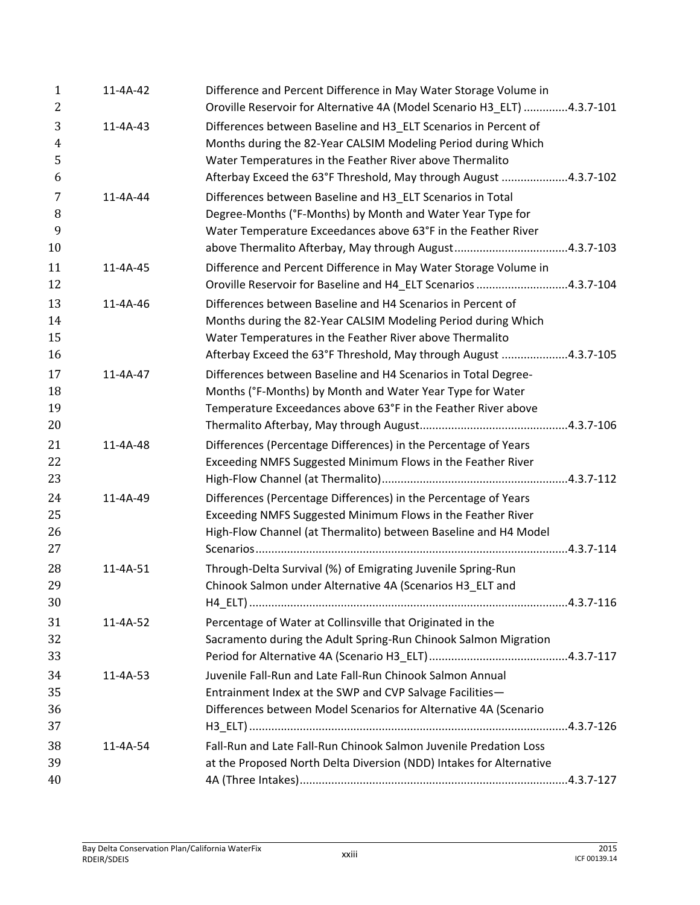| | | |
|---|---|---|
| 11-4A-42 | Difference and Percent Difference in May Water Storage Volume in Oroville Reservoir for Alternative 4A (Model Scenario H3_ELT) | 4.3.7-101 |
| 11-4A-43 | Differences between Baseline and H3_ELT Scenarios in Percent of Months during the 82-Year CALSIM Modeling Period during Which Water Temperatures in the Feather River above Thermalito Afterbay Exceed the 63°F Threshold, May through August | 4.3.7-102 |
| 11-4A-44 | Differences between Baseline and H3_ELT Scenarios in Total Degree-Months (°F-Months) by Month and Water Year Type for Water Temperature Exceedances above 63°F in the Feather River above Thermalito Afterbay, May through August | 4.3.7-103 |
| 11-4A-45 | Difference and Percent Difference in May Water Storage Volume in Oroville Reservoir for Baseline and H4_ELT Scenarios | 4.3.7-104 |
| 11-4A-46 | Differences between Baseline and H4 Scenarios in Percent of Months during the 82-Year CALSIM Modeling Period during Which Water Temperatures in the Feather River above Thermalito Afterbay Exceed the 63°F Threshold, May through August | 4.3.7-105 |
| 11-4A-47 | Differences between Baseline and H4 Scenarios in Total Degree-Months (°F-Months) by Month and Water Year Type for Water Temperature Exceedances above 63°F in the Feather River above Thermalito Afterbay, May through August | 4.3.7-106 |
| 11-4A-48 | Differences (Percentage Differences) in the Percentage of Years Exceeding NMFS Suggested Minimum Flows in the Feather River High-Flow Channel (at Thermalito) | 4.3.7-112 |
| 11-4A-49 | Differences (Percentage Differences) in the Percentage of Years Exceeding NMFS Suggested Minimum Flows in the Feather River High-Flow Channel (at Thermalito) between Baseline and H4 Model Scenarios | 4.3.7-114 |
| 11-4A-51 | Through-Delta Survival (%) of Emigrating Juvenile Spring-Run Chinook Salmon under Alternative 4A (Scenarios H3_ELT and H4_ELT) | 4.3.7-116 |
| 11-4A-52 | Percentage of Water at Collinsville that Originated in the Sacramento during the Adult Spring-Run Chinook Salmon Migration Period for Alternative 4A (Scenario H3_ELT) | 4.3.7-117 |
| 11-4A-53 | Juvenile Fall-Run and Late Fall-Run Chinook Salmon Annual Entrainment Index at the SWP and CVP Salvage Facilities—Differences between Model Scenarios for Alternative 4A (Scenario H3_ELT) | 4.3.7-126 |
| 11-4A-54 | Fall-Run and Late Fall-Run Chinook Salmon Juvenile Predation Loss at the Proposed North Delta Diversion (NDD) Intakes for Alternative 4A (Three Intakes) | 4.3.7-127 |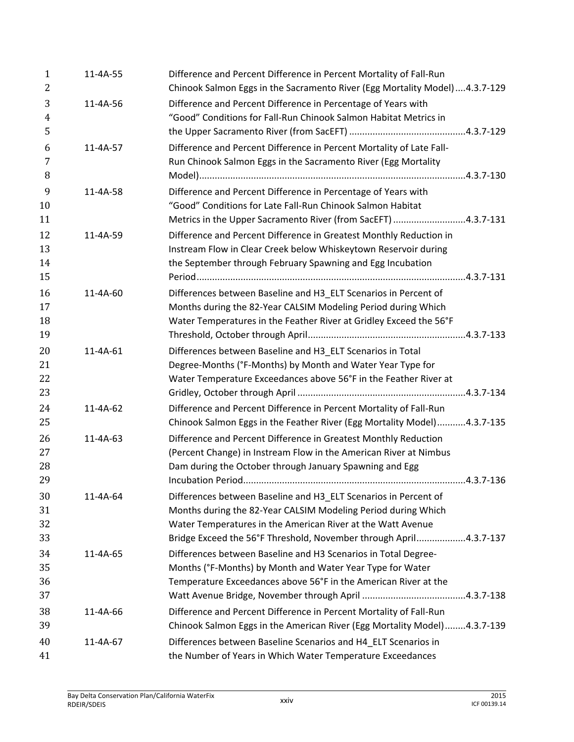| | | |
|---|---|---|
| 11-4A-55 | Difference and Percent Difference in Percent Mortality of Fall-Run Chinook Salmon Eggs in the Sacramento River (Egg Mortality Model) | 4.3.7-129 |
| 11-4A-56 | Difference and Percent Difference in Percentage of Years with "Good" Conditions for Fall-Run Chinook Salmon Habitat Metrics in the Upper Sacramento River (from SacEFT) | 4.3.7-129 |
| 11-4A-57 | Difference and Percent Difference in Percent Mortality of Late Fall-Run Chinook Salmon Eggs in the Sacramento River (Egg Mortality Model) | 4.3.7-130 |
| 11-4A-58 | Difference and Percent Difference in Percentage of Years with "Good" Conditions for Late Fall-Run Chinook Salmon Habitat Metrics in the Upper Sacramento River (from SacEFT) | 4.3.7-131 |
| 11-4A-59 | Difference and Percent Difference in Greatest Monthly Reduction in Instream Flow in Clear Creek below Whiskeytown Reservoir during the September through February Spawning and Egg Incubation Period | 4.3.7-131 |
| 11-4A-60 | Differences between Baseline and H3_ELT Scenarios in Percent of Months during the 82-Year CALSIM Modeling Period during Which Water Temperatures in the Feather River at Gridley Exceed the 56°F Threshold, October through April | 4.3.7-133 |
| 11-4A-61 | Differences between Baseline and H3_ELT Scenarios in Total Degree-Months (°F-Months) by Month and Water Year Type for Water Temperature Exceedances above 56°F in the Feather River at Gridley, October through April | 4.3.7-134 |
| 11-4A-62 | Difference and Percent Difference in Percent Mortality of Fall-Run Chinook Salmon Eggs in the Feather River (Egg Mortality Model) | 4.3.7-135 |
| 11-4A-63 | Difference and Percent Difference in Greatest Monthly Reduction (Percent Change) in Instream Flow in the American River at Nimbus Dam during the October through January Spawning and Egg Incubation Period | 4.3.7-136 |
| 11-4A-64 | Differences between Baseline and H3_ELT Scenarios in Percent of Months during the 82-Year CALSIM Modeling Period during Which Water Temperatures in the American River at the Watt Avenue Bridge Exceed the 56°F Threshold, November through April | 4.3.7-137 |
| 11-4A-65 | Differences between Baseline and H3 Scenarios in Total Degree-Months (°F-Months) by Month and Water Year Type for Water Temperature Exceedances above 56°F in the American River at the Watt Avenue Bridge, November through April | 4.3.7-138 |
| 11-4A-66 | Difference and Percent Difference in Percent Mortality of Fall-Run Chinook Salmon Eggs in the American River (Egg Mortality Model) | 4.3.7-139 |
| 11-4A-67 | Differences between Baseline Scenarios and H4_ELT Scenarios in the Number of Years in Which Water Temperature Exceedances | |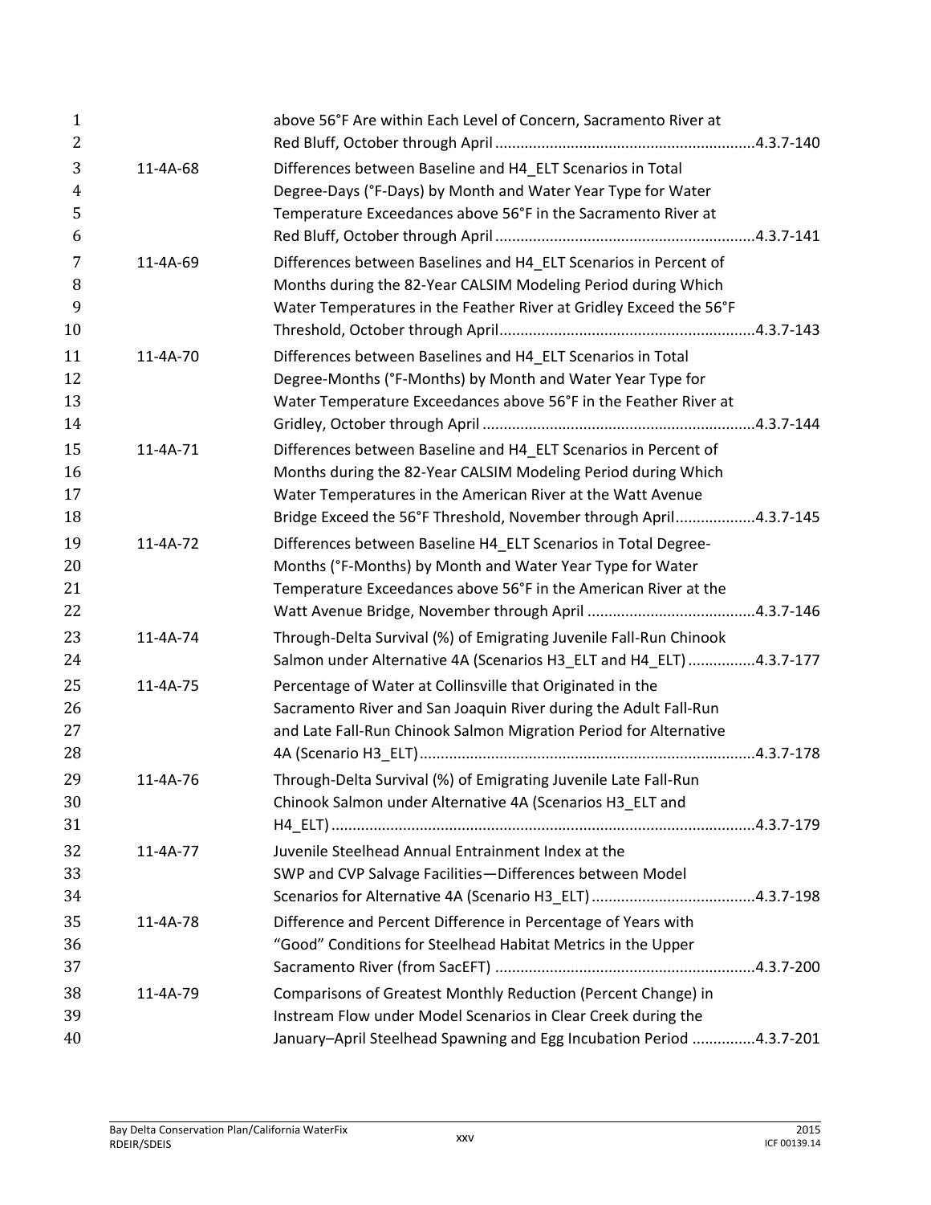| | | |
|---|---|---|
| | above 56°F Are within Each Level of Concern, Sacramento River at Red Bluff, October through April | 4.3.7-140 |
| 11-4A-68 | Differences between Baseline and H4_ELT Scenarios in Total Degree-Days (°F-Days) by Month and Water Year Type for Water Temperature Exceedances above 56°F in the Sacramento River at Red Bluff, October through April | 4.3.7-141 |
| 11-4A-69 | Differences between Baselines and H4_ELT Scenarios in Percent of Months during the 82-Year CALSIM Modeling Period during Which Water Temperatures in the Feather River at Gridley Exceed the 56°F Threshold, October through April | 4.3.7-143 |
| 11-4A-70 | Differences between Baselines and H4_ELT Scenarios in Total Degree-Months (°F-Months) by Month and Water Year Type for Water Temperature Exceedances above 56°F in the Feather River at Gridley, October through April | 4.3.7-144 |
| 11-4A-71 | Differences between Baseline and H4_ELT Scenarios in Percent of Months during the 82-Year CALSIM Modeling Period during Which Water Temperatures in the American River at the Watt Avenue Bridge Exceed the 56°F Threshold, November through April | 4.3.7-145 |
| 11-4A-72 | Differences between Baseline H4_ELT Scenarios in Total Degree-Months (°F-Months) by Month and Water Year Type for Water Temperature Exceedances above 56°F in the American River at the Watt Avenue Bridge, November through April | 4.3.7-146 |
| 11-4A-74 | Through-Delta Survival (%) of Emigrating Juvenile Fall-Run Chinook Salmon under Alternative 4A (Scenarios H3_ELT and H4_ELT) | 4.3.7-177 |
| 11-4A-75 | Percentage of Water at Collinsville that Originated in the Sacramento River and San Joaquin River during the Adult Fall-Run and Late Fall-Run Chinook Salmon Migration Period for Alternative 4A (Scenario H3_ELT) | 4.3.7-178 |
| 11-4A-76 | Through-Delta Survival (%) of Emigrating Juvenile Late Fall-Run Chinook Salmon under Alternative 4A (Scenarios H3_ELT and H4_ELT) | 4.3.7-179 |
| 11-4A-77 | Juvenile Steelhead Annual Entrainment Index at the SWP and CVP Salvage Facilities—Differences between Model Scenarios for Alternative 4A (Scenario H3_ELT) | 4.3.7-198 |
| 11-4A-78 | Difference and Percent Difference in Percentage of Years with "Good" Conditions for Steelhead Habitat Metrics in the Upper Sacramento River (from SacEFT) | 4.3.7-200 |
| 11-4A-79 | Comparisons of Greatest Monthly Reduction (Percent Change) in Instream Flow under Model Scenarios in Clear Creek during the January–April Steelhead Spawning and Egg Incubation Period | 4.3.7-201 |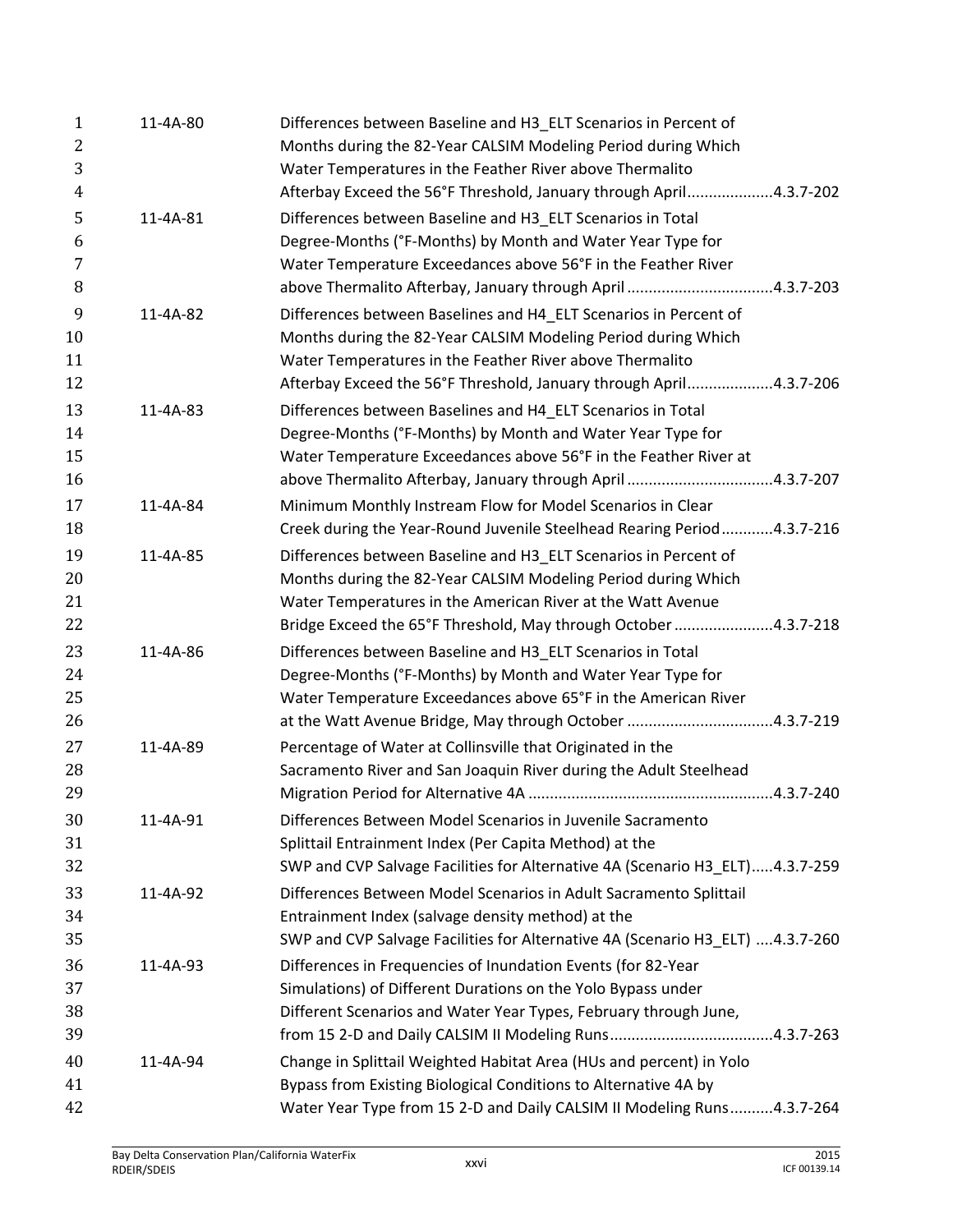| | | |
|---|---|---|
| 11-4A-80 | Differences between Baseline and H3_ELT Scenarios in Percent of Months during the 82-Year CALSIM Modeling Period during Which Water Temperatures in the Feather River above Thermalito Afterbay Exceed the 56°F Threshold, January through April | 4.3.7-202 |
| 11-4A-81 | Differences between Baseline and H3_ELT Scenarios in Total Degree-Months (°F-Months) by Month and Water Year Type for Water Temperature Exceedances above 56°F in the Feather River above Thermalito Afterbay, January through April | 4.3.7-203 |
| 11-4A-82 | Differences between Baselines and H4_ELT Scenarios in Percent of Months during the 82-Year CALSIM Modeling Period during Which Water Temperatures in the Feather River above Thermalito Afterbay Exceed the 56°F Threshold, January through April | 4.3.7-206 |
| 11-4A-83 | Differences between Baselines and H4_ELT Scenarios in Total Degree-Months (°F-Months) by Month and Water Year Type for Water Temperature Exceedances above 56°F in the Feather River at above Thermalito Afterbay, January through April | 4.3.7-207 |
| 11-4A-84 | Minimum Monthly Instream Flow for Model Scenarios in Clear Creek during the Year-Round Juvenile Steelhead Rearing Period | 4.3.7-216 |
| 11-4A-85 | Differences between Baseline and H3_ELT Scenarios in Percent of Months during the 82-Year CALSIM Modeling Period during Which Water Temperatures in the American River at the Watt Avenue Bridge Exceed the 65°F Threshold, May through October | 4.3.7-218 |
| 11-4A-86 | Differences between Baseline and H3_ELT Scenarios in Total Degree-Months (°F-Months) by Month and Water Year Type for Water Temperature Exceedances above 65°F in the American River at the Watt Avenue Bridge, May through October | 4.3.7-219 |
| 11-4A-89 | Percentage of Water at Collinsville that Originated in the Sacramento River and San Joaquin River during the Adult Steelhead Migration Period for Alternative 4A | 4.3.7-240 |
| 11-4A-91 | Differences Between Model Scenarios in Juvenile Sacramento Splittail Entrainment Index (Per Capita Method) at the SWP and CVP Salvage Facilities for Alternative 4A (Scenario H3_ELT) | 4.3.7-259 |
| 11-4A-92 | Differences Between Model Scenarios in Adult Sacramento Splittail Entrainment Index (salvage density method) at the SWP and CVP Salvage Facilities for Alternative 4A (Scenario H3_ELT) | 4.3.7-260 |
| 11-4A-93 | Differences in Frequencies of Inundation Events (for 82-Year Simulations) of Different Durations on the Yolo Bypass under Different Scenarios and Water Year Types, February through June, from 15 2-D and Daily CALSIM II Modeling Runs | 4.3.7-263 |
| 11-4A-94 | Change in Splittail Weighted Habitat Area (HUs and percent) in Yolo Bypass from Existing Biological Conditions to Alternative 4A by Water Year Type from 15 2-D and Daily CALSIM II Modeling Runs | 4.3.7-264 |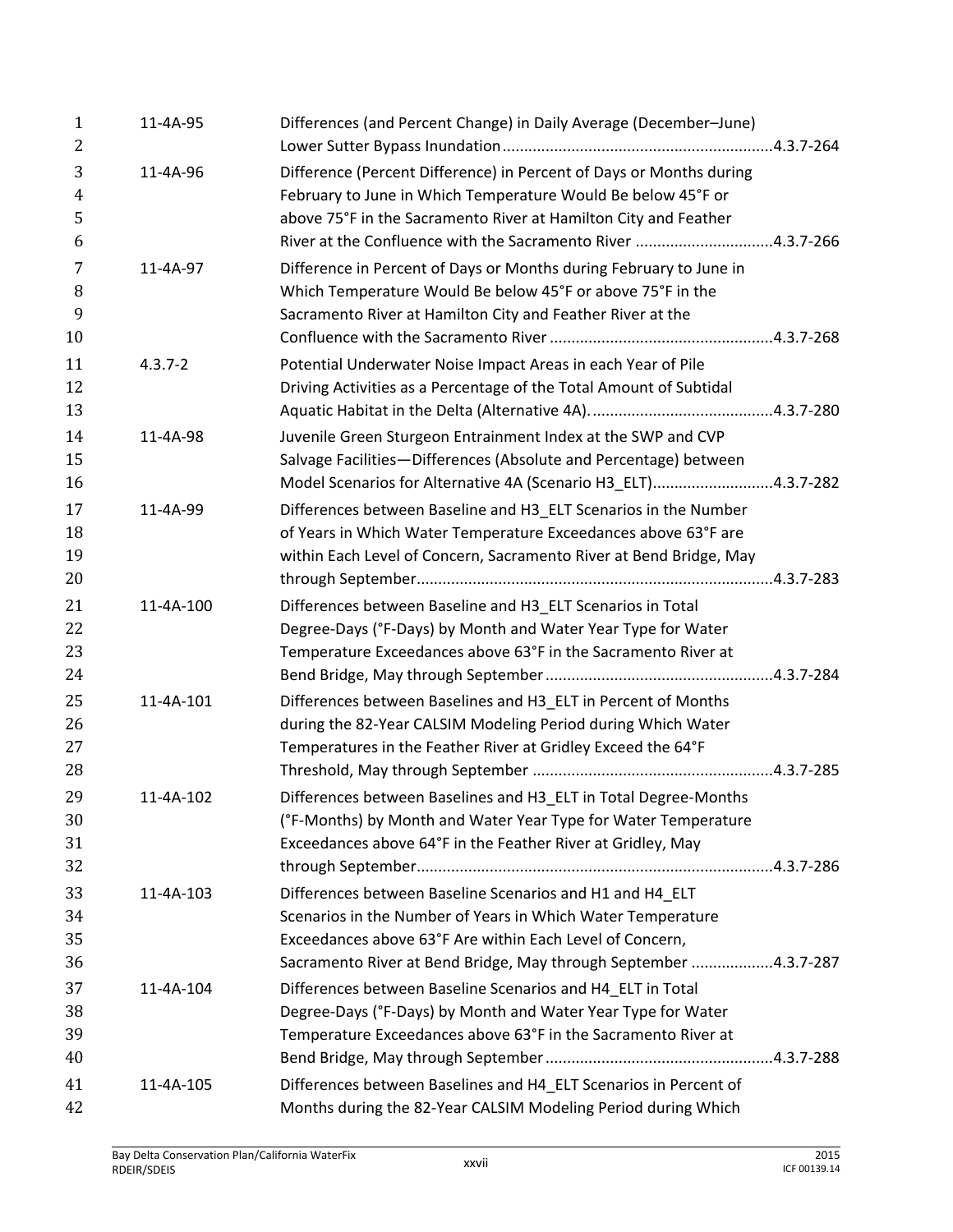| | | |
|---|---|---|
| 11-4A-95 | Differences (and Percent Change) in Daily Average (December–June) Lower Sutter Bypass Inundation | 4.3.7-264 |
| 11-4A-96 | Difference (Percent Difference) in Percent of Days or Months during February to June in Which Temperature Would Be below 45°F or above 75°F in the Sacramento River at Hamilton City and Feather River at the Confluence with the Sacramento River | 4.3.7-266 |
| 11-4A-97 | Difference in Percent of Days or Months during February to June in Which Temperature Would Be below 45°F or above 75°F in the Sacramento River at Hamilton City and Feather River at the Confluence with the Sacramento River | 4.3.7-268 |
| 4.3.7-2 | Potential Underwater Noise Impact Areas in each Year of Pile Driving Activities as a Percentage of the Total Amount of Subtidal Aquatic Habitat in the Delta (Alternative 4A). | 4.3.7-280 |
| 11-4A-98 | Juvenile Green Sturgeon Entrainment Index at the SWP and CVP Salvage Facilities—Differences (Absolute and Percentage) between Model Scenarios for Alternative 4A (Scenario H3_ELT) | 4.3.7-282 |
| 11-4A-99 | Differences between Baseline and H3_ELT Scenarios in the Number of Years in Which Water Temperature Exceedances above 63°F are within Each Level of Concern, Sacramento River at Bend Bridge, May through September | 4.3.7-283 |
| 11-4A-100 | Differences between Baseline and H3_ELT Scenarios in Total Degree-Days (°F-Days) by Month and Water Year Type for Water Temperature Exceedances above 63°F in the Sacramento River at Bend Bridge, May through September | 4.3.7-284 |
| 11-4A-101 | Differences between Baselines and H3_ELT in Percent of Months during the 82-Year CALSIM Modeling Period during Which Water Temperatures in the Feather River at Gridley Exceed the 64°F Threshold, May through September | 4.3.7-285 |
| 11-4A-102 | Differences between Baselines and H3_ELT in Total Degree-Months (°F-Months) by Month and Water Year Type for Water Temperature Exceedances above 64°F in the Feather River at Gridley, May through September | 4.3.7-286 |
| 11-4A-103 | Differences between Baseline Scenarios and H1 and H4_ELT Scenarios in the Number of Years in Which Water Temperature Exceedances above 63°F Are within Each Level of Concern, Sacramento River at Bend Bridge, May through September | 4.3.7-287 |
| 11-4A-104 | Differences between Baseline Scenarios and H4_ELT in Total Degree-Days (°F-Days) by Month and Water Year Type for Water Temperature Exceedances above 63°F in the Sacramento River at Bend Bridge, May through September | 4.3.7-288 |
| 11-4A-105 | Differences between Baselines and H4_ELT Scenarios in Percent of Months during the 82-Year CALSIM Modeling Period during Which | |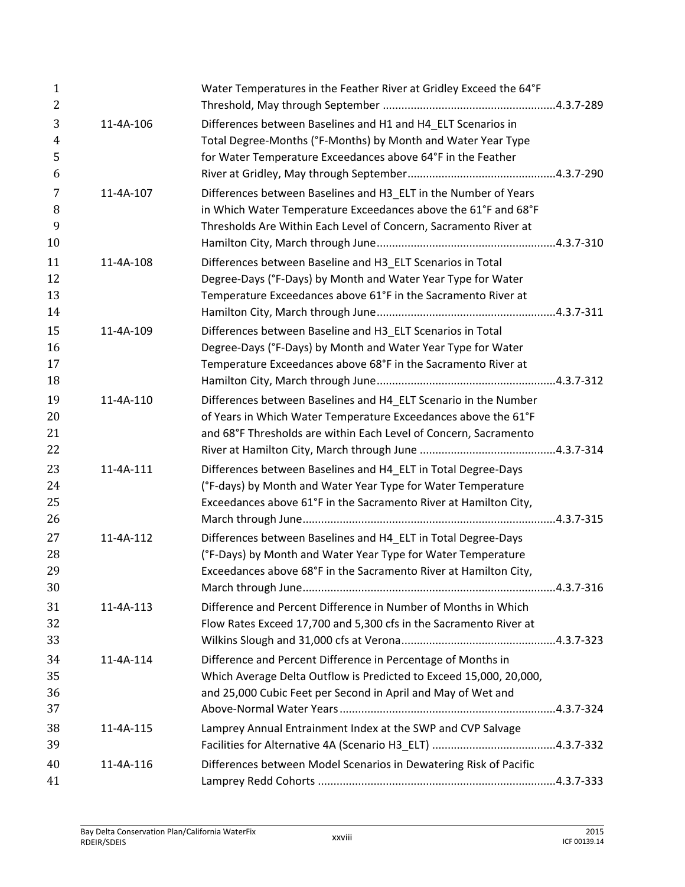|  | Water Temperatures in the Feather River at Gridley Exceed the 64°F Threshold, May through September | 4.3.7-289 |
|---|---|---|
| 11-4A-106 | Differences between Baselines and H1 and H4_ELT Scenarios in Total Degree-Months (°F-Months) by Month and Water Year Type for Water Temperature Exceedances above 64°F in the Feather River at Gridley, May through September | 4.3.7-290 |
| 11-4A-107 | Differences between Baselines and H3_ELT in the Number of Years in Which Water Temperature Exceedances above the 61°F and 68°F Thresholds Are Within Each Level of Concern, Sacramento River at Hamilton City, March through June | 4.3.7-310 |
| 11-4A-108 | Differences between Baseline and H3_ELT Scenarios in Total Degree-Days (°F-Days) by Month and Water Year Type for Water Temperature Exceedances above 61°F in the Sacramento River at Hamilton City, March through June | 4.3.7-311 |
| 11-4A-109 | Differences between Baseline and H3_ELT Scenarios in Total Degree-Days (°F-Days) by Month and Water Year Type for Water Temperature Exceedances above 68°F in the Sacramento River at Hamilton City, March through June | 4.3.7-312 |
| 11-4A-110 | Differences between Baselines and H4_ELT Scenario in the Number of Years in Which Water Temperature Exceedances above the 61°F and 68°F Thresholds are within Each Level of Concern, Sacramento River at Hamilton City, March through June | 4.3.7-314 |
| 11-4A-111 | Differences between Baselines and H4_ELT in Total Degree-Days (°F-days) by Month and Water Year Type for Water Temperature Exceedances above 61°F in the Sacramento River at Hamilton City, March through June | 4.3.7-315 |
| 11-4A-112 | Differences between Baselines and H4_ELT in Total Degree-Days (°F-Days) by Month and Water Year Type for Water Temperature Exceedances above 68°F in the Sacramento River at Hamilton City, March through June | 4.3.7-316 |
| 11-4A-113 | Difference and Percent Difference in Number of Months in Which Flow Rates Exceed 17,700 and 5,300 cfs in the Sacramento River at Wilkins Slough and 31,000 cfs at Verona | 4.3.7-323 |
| 11-4A-114 | Difference and Percent Difference in Percentage of Months in Which Average Delta Outflow is Predicted to Exceed 15,000, 20,000, and 25,000 Cubic Feet per Second in April and May of Wet and Above-Normal Water Years | 4.3.7-324 |
| 11-4A-115 | Lamprey Annual Entrainment Index at the SWP and CVP Salvage Facilities for Alternative 4A (Scenario H3_ELT) | 4.3.7-332 |
| 11-4A-116 | Differences between Model Scenarios in Dewatering Risk of Pacific Lamprey Redd Cohorts | 4.3.7-333 |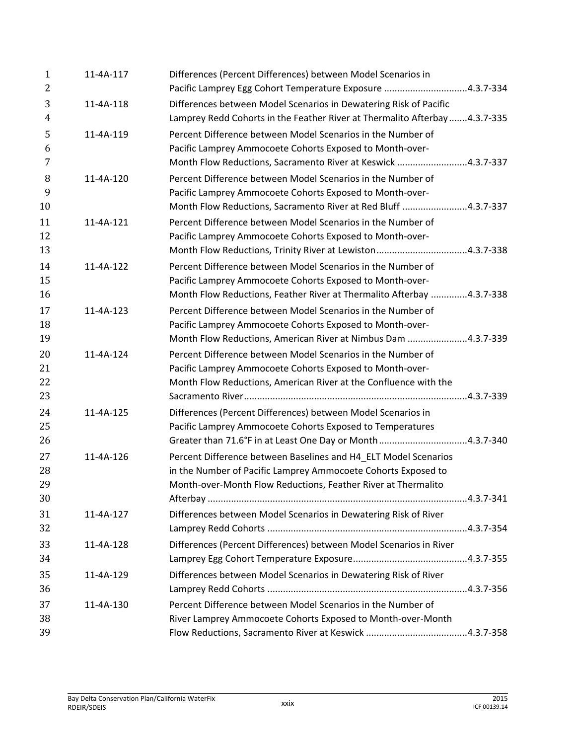| | | |
|---|---|---|
| 11-4A-117 | Differences (Percent Differences) between Model Scenarios in Pacific Lamprey Egg Cohort Temperature Exposure | 4.3.7-334 |
| 11-4A-118 | Differences between Model Scenarios in Dewatering Risk of Pacific Lamprey Redd Cohorts in the Feather River at Thermalito Afterbay | 4.3.7-335 |
| 11-4A-119 | Percent Difference between Model Scenarios in the Number of Pacific Lamprey Ammocoete Cohorts Exposed to Month-over-Month Flow Reductions, Sacramento River at Keswick | 4.3.7-337 |
| 11-4A-120 | Percent Difference between Model Scenarios in the Number of Pacific Lamprey Ammocoete Cohorts Exposed to Month-over-Month Flow Reductions, Sacramento River at Red Bluff | 4.3.7-337 |
| 11-4A-121 | Percent Difference between Model Scenarios in the Number of Pacific Lamprey Ammocoete Cohorts Exposed to Month-over-Month Flow Reductions, Trinity River at Lewiston | 4.3.7-338 |
| 11-4A-122 | Percent Difference between Model Scenarios in the Number of Pacific Lamprey Ammocoete Cohorts Exposed to Month-over-Month Flow Reductions, Feather River at Thermalito Afterbay | 4.3.7-338 |
| 11-4A-123 | Percent Difference between Model Scenarios in the Number of Pacific Lamprey Ammocoete Cohorts Exposed to Month-over-Month Flow Reductions, American River at Nimbus Dam | 4.3.7-339 |
| 11-4A-124 | Percent Difference between Model Scenarios in the Number of Pacific Lamprey Ammocoete Cohorts Exposed to Month-over-Month Flow Reductions, American River at the Confluence with the Sacramento River | 4.3.7-339 |
| 11-4A-125 | Differences (Percent Differences) between Model Scenarios in Pacific Lamprey Ammocoete Cohorts Exposed to Temperatures Greater than 71.6°F in at Least One Day or Month | 4.3.7-340 |
| 11-4A-126 | Percent Difference between Baselines and H4_ELT Model Scenarios in the Number of Pacific Lamprey Ammocoete Cohorts Exposed to Month-over-Month Flow Reductions, Feather River at Thermalito Afterbay | 4.3.7-341 |
| 11-4A-127 | Differences between Model Scenarios in Dewatering Risk of River Lamprey Redd Cohorts | 4.3.7-354 |
| 11-4A-128 | Differences (Percent Differences) between Model Scenarios in River Lamprey Egg Cohort Temperature Exposure | 4.3.7-355 |
| 11-4A-129 | Differences between Model Scenarios in Dewatering Risk of River Lamprey Redd Cohorts | 4.3.7-356 |
| 11-4A-130 | Percent Difference between Model Scenarios in the Number of River Lamprey Ammocoete Cohorts Exposed to Month-over-Month Flow Reductions, Sacramento River at Keswick | 4.3.7-358 |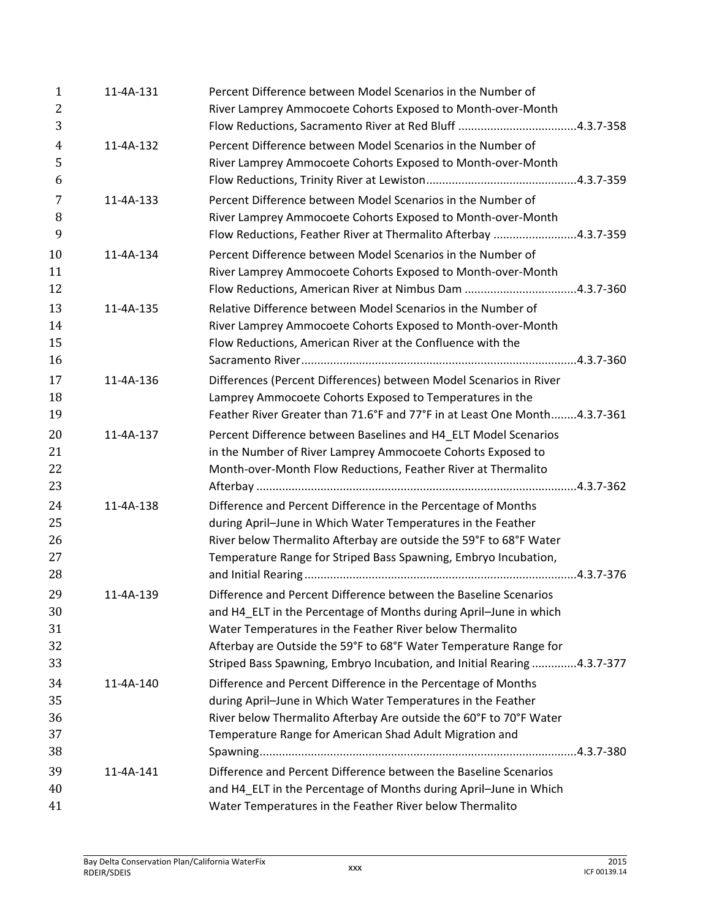| | | |
|---|---|---|
| 11-4A-131 | Percent Difference between Model Scenarios in the Number of River Lamprey Ammocoete Cohorts Exposed to Month-over-Month Flow Reductions, Sacramento River at Red Bluff | 4.3.7-358 |
| 11-4A-132 | Percent Difference between Model Scenarios in the Number of River Lamprey Ammocoete Cohorts Exposed to Month-over-Month Flow Reductions, Trinity River at Lewiston | 4.3.7-359 |
| 11-4A-133 | Percent Difference between Model Scenarios in the Number of River Lamprey Ammocoete Cohorts Exposed to Month-over-Month Flow Reductions, Feather River at Thermalito Afterbay | 4.3.7-359 |
| 11-4A-134 | Percent Difference between Model Scenarios in the Number of River Lamprey Ammocoete Cohorts Exposed to Month-over-Month Flow Reductions, American River at Nimbus Dam | 4.3.7-360 |
| 11-4A-135 | Relative Difference between Model Scenarios in the Number of River Lamprey Ammocoete Cohorts Exposed to Month-over-Month Flow Reductions, American River at the Confluence with the Sacramento River | 4.3.7-360 |
| 11-4A-136 | Differences (Percent Differences) between Model Scenarios in River Lamprey Ammocoete Cohorts Exposed to Temperatures in the Feather River Greater than 71.6°F and 77°F in at Least One Month | 4.3.7-361 |
| 11-4A-137 | Percent Difference between Baselines and H4_ELT Model Scenarios in the Number of River Lamprey Ammocoete Cohorts Exposed to Month-over-Month Flow Reductions, Feather River at Thermalito Afterbay | 4.3.7-362 |
| 11-4A-138 | Difference and Percent Difference in the Percentage of Months during April–June in Which Water Temperatures in the Feather River below Thermalito Afterbay are outside the 59°F to 68°F Water Temperature Range for Striped Bass Spawning, Embryo Incubation, and Initial Rearing | 4.3.7-376 |
| 11-4A-139 | Difference and Percent Difference between the Baseline Scenarios and H4_ELT in the Percentage of Months during April–June in which Water Temperatures in the Feather River below Thermalito Afterbay are Outside the 59°F to 68°F Water Temperature Range for Striped Bass Spawning, Embryo Incubation, and Initial Rearing | 4.3.7-377 |
| 11-4A-140 | Difference and Percent Difference in the Percentage of Months during April–June in Which Water Temperatures in the Feather River below Thermalito Afterbay Are outside the 60°F to 70°F Water Temperature Range for American Shad Adult Migration and Spawning | 4.3.7-380 |
| 11-4A-141 | Difference and Percent Difference between the Baseline Scenarios and H4_ELT in the Percentage of Months during April–June in Which Water Temperatures in the Feather River below Thermalito | |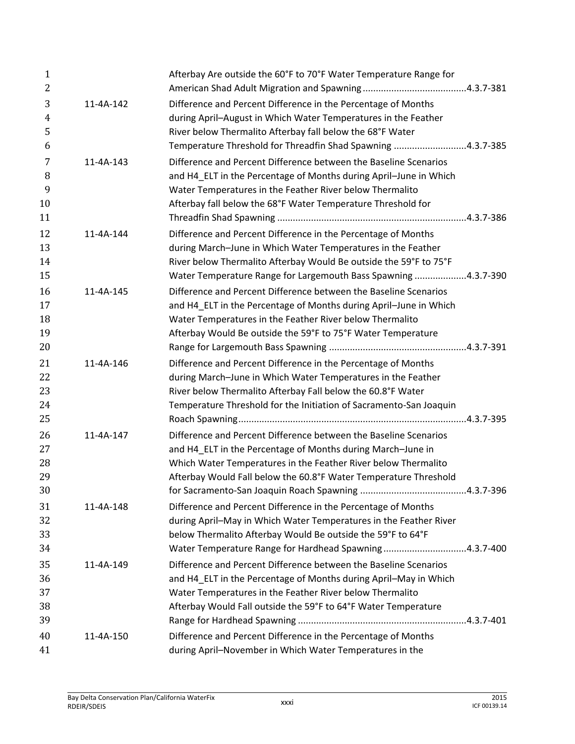| | | |
|---|---|---|
| | Afterbay Are outside the 60°F to 70°F Water Temperature Range for American Shad Adult Migration and Spawning | 4.3.7-381 |
| 11-4A-142 | Difference and Percent Difference in the Percentage of Months during April–August in Which Water Temperatures in the Feather River below Thermalito Afterbay fall below the 68°F Water Temperature Threshold for Threadfin Shad Spawning | 4.3.7-385 |
| 11-4A-143 | Difference and Percent Difference between the Baseline Scenarios and H4_ELT in the Percentage of Months during April–June in Which Water Temperatures in the Feather River below Thermalito Afterbay fall below the 68°F Water Temperature Threshold for Threadfin Shad Spawning | 4.3.7-386 |
| 11-4A-144 | Difference and Percent Difference in the Percentage of Months during March–June in Which Water Temperatures in the Feather River below Thermalito Afterbay Would Be outside the 59°F to 75°F Water Temperature Range for Largemouth Bass Spawning | 4.3.7-390 |
| 11-4A-145 | Difference and Percent Difference between the Baseline Scenarios and H4_ELT in the Percentage of Months during April–June in Which Water Temperatures in the Feather River below Thermalito Afterbay Would Be outside the 59°F to 75°F Water Temperature Range for Largemouth Bass Spawning | 4.3.7-391 |
| 11-4A-146 | Difference and Percent Difference in the Percentage of Months during March–June in Which Water Temperatures in the Feather River below Thermalito Afterbay Fall below the 60.8°F Water Temperature Threshold for the Initiation of Sacramento-San Joaquin Roach Spawning | 4.3.7-395 |
| 11-4A-147 | Difference and Percent Difference between the Baseline Scenarios and H4_ELT in the Percentage of Months during March–June in Which Water Temperatures in the Feather River below Thermalito Afterbay Would Fall below the 60.8°F Water Temperature Threshold for Sacramento-San Joaquin Roach Spawning | 4.3.7-396 |
| 11-4A-148 | Difference and Percent Difference in the Percentage of Months during April–May in Which Water Temperatures in the Feather River below Thermalito Afterbay Would Be outside the 59°F to 64°F Water Temperature Range for Hardhead Spawning | 4.3.7-400 |
| 11-4A-149 | Difference and Percent Difference between the Baseline Scenarios and H4_ELT in the Percentage of Months during April–May in Which Water Temperatures in the Feather River below Thermalito Afterbay Would Fall outside the 59°F to 64°F Water Temperature Range for Hardhead Spawning | 4.3.7-401 |
| 11-4A-150 | Difference and Percent Difference in the Percentage of Months during April–November in Which Water Temperatures in the | |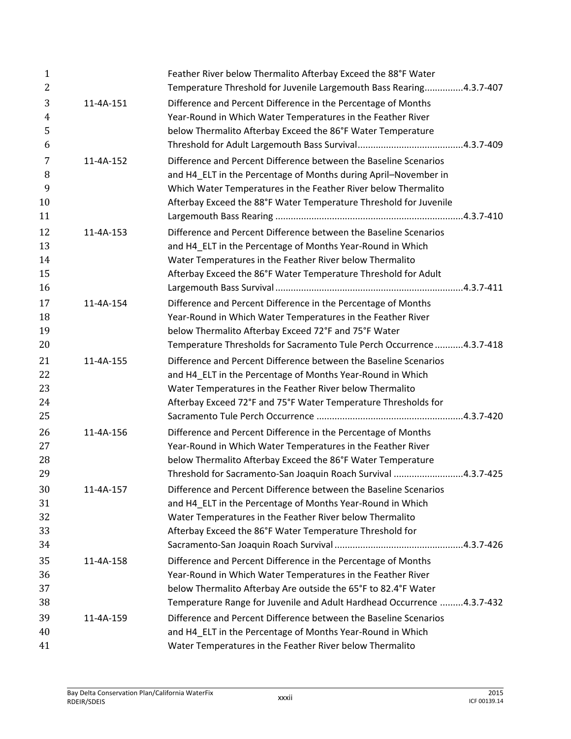| | | |
|---|---|---|
| | Feather River below Thermalito Afterbay Exceed the 88°F Water Temperature Threshold for Juvenile Largemouth Bass Rearing | 4.3.7-407 |
| 11-4A-151 | Difference and Percent Difference in the Percentage of Months Year-Round in Which Water Temperatures in the Feather River below Thermalito Afterbay Exceed the 86°F Water Temperature Threshold for Adult Largemouth Bass Survival | 4.3.7-409 |
| 11-4A-152 | Difference and Percent Difference between the Baseline Scenarios and H4_ELT in the Percentage of Months during April–November in Which Water Temperatures in the Feather River below Thermalito Afterbay Exceed the 88°F Water Temperature Threshold for Juvenile Largemouth Bass Rearing | 4.3.7-410 |
| 11-4A-153 | Difference and Percent Difference between the Baseline Scenarios and H4_ELT in the Percentage of Months Year-Round in Which Water Temperatures in the Feather River below Thermalito Afterbay Exceed the 86°F Water Temperature Threshold for Adult Largemouth Bass Survival | 4.3.7-411 |
| 11-4A-154 | Difference and Percent Difference in the Percentage of Months Year-Round in Which Water Temperatures in the Feather River below Thermalito Afterbay Exceed 72°F and 75°F Water Temperature Thresholds for Sacramento Tule Perch Occurrence | 4.3.7-418 |
| 11-4A-155 | Difference and Percent Difference between the Baseline Scenarios and H4_ELT in the Percentage of Months Year-Round in Which Water Temperatures in the Feather River below Thermalito Afterbay Exceed 72°F and 75°F Water Temperature Thresholds for Sacramento Tule Perch Occurrence | 4.3.7-420 |
| 11-4A-156 | Difference and Percent Difference in the Percentage of Months Year-Round in Which Water Temperatures in the Feather River below Thermalito Afterbay Exceed the 86°F Water Temperature Threshold for Sacramento-San Joaquin Roach Survival | 4.3.7-425 |
| 11-4A-157 | Difference and Percent Difference between the Baseline Scenarios and H4_ELT in the Percentage of Months Year-Round in Which Water Temperatures in the Feather River below Thermalito Afterbay Exceed the 86°F Water Temperature Threshold for Sacramento-San Joaquin Roach Survival | 4.3.7-426 |
| 11-4A-158 | Difference and Percent Difference in the Percentage of Months Year-Round in Which Water Temperatures in the Feather River below Thermalito Afterbay Are outside the 65°F to 82.4°F Water Temperature Range for Juvenile and Adult Hardhead Occurrence | 4.3.7-432 |
| 11-4A-159 | Difference and Percent Difference between the Baseline Scenarios and H4_ELT in the Percentage of Months Year-Round in Which Water Temperatures in the Feather River below Thermalito | |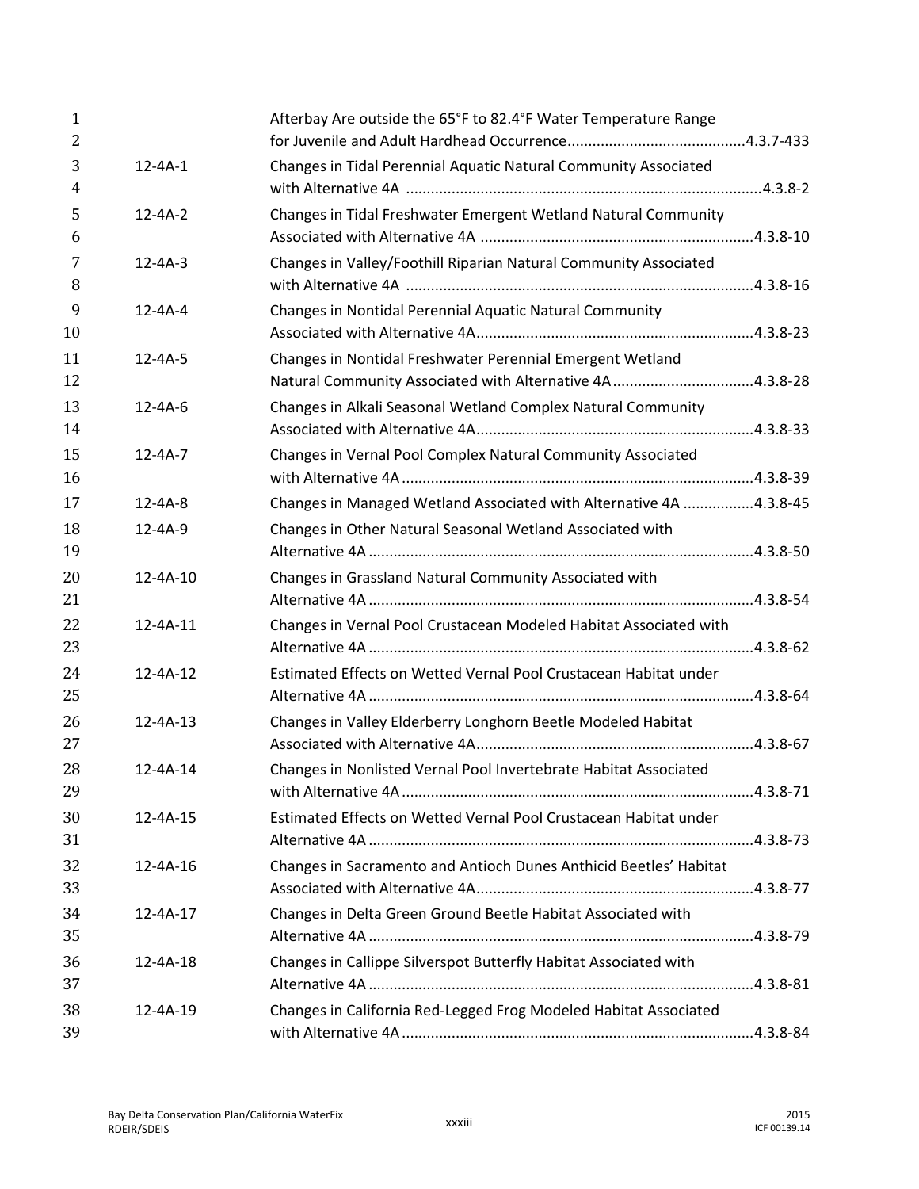| | | |
|---|---|---|
| | Afterbay Are outside the 65°F to 82.4°F Water Temperature Range for Juvenile and Adult Hardhead Occurrence | 4.3.7-433 |
| 12-4A-1 | Changes in Tidal Perennial Aquatic Natural Community Associated with Alternative 4A | 4.3.8-2 |
| 12-4A-2 | Changes in Tidal Freshwater Emergent Wetland Natural Community Associated with Alternative 4A | 4.3.8-10 |
| 12-4A-3 | Changes in Valley/Foothill Riparian Natural Community Associated with Alternative 4A | 4.3.8-16 |
| 12-4A-4 | Changes in Nontidal Perennial Aquatic Natural Community Associated with Alternative 4A | 4.3.8-23 |
| 12-4A-5 | Changes in Nontidal Freshwater Perennial Emergent Wetland Natural Community Associated with Alternative 4A | 4.3.8-28 |
| 12-4A-6 | Changes in Alkali Seasonal Wetland Complex Natural Community Associated with Alternative 4A | 4.3.8-33 |
| 12-4A-7 | Changes in Vernal Pool Complex Natural Community Associated with Alternative 4A | 4.3.8-39 |
| 12-4A-8 | Changes in Managed Wetland Associated with Alternative 4A | 4.3.8-45 |
| 12-4A-9 | Changes in Other Natural Seasonal Wetland Associated with Alternative 4A | 4.3.8-50 |
| 12-4A-10 | Changes in Grassland Natural Community Associated with Alternative 4A | 4.3.8-54 |
| 12-4A-11 | Changes in Vernal Pool Crustacean Modeled Habitat Associated with Alternative 4A | 4.3.8-62 |
| 12-4A-12 | Estimated Effects on Wetted Vernal Pool Crustacean Habitat under Alternative 4A | 4.3.8-64 |
| 12-4A-13 | Changes in Valley Elderberry Longhorn Beetle Modeled Habitat Associated with Alternative 4A | 4.3.8-67 |
| 12-4A-14 | Changes in Nonlisted Vernal Pool Invertebrate Habitat Associated with Alternative 4A | 4.3.8-71 |
| 12-4A-15 | Estimated Effects on Wetted Vernal Pool Crustacean Habitat under Alternative 4A | 4.3.8-73 |
| 12-4A-16 | Changes in Sacramento and Antioch Dunes Anthicid Beetles' Habitat Associated with Alternative 4A | 4.3.8-77 |
| 12-4A-17 | Changes in Delta Green Ground Beetle Habitat Associated with Alternative 4A | 4.3.8-79 |
| 12-4A-18 | Changes in Callippe Silverspot Butterfly Habitat Associated with Alternative 4A | 4.3.8-81 |
| 12-4A-19 | Changes in California Red-Legged Frog Modeled Habitat Associated with Alternative 4A | 4.3.8-84 |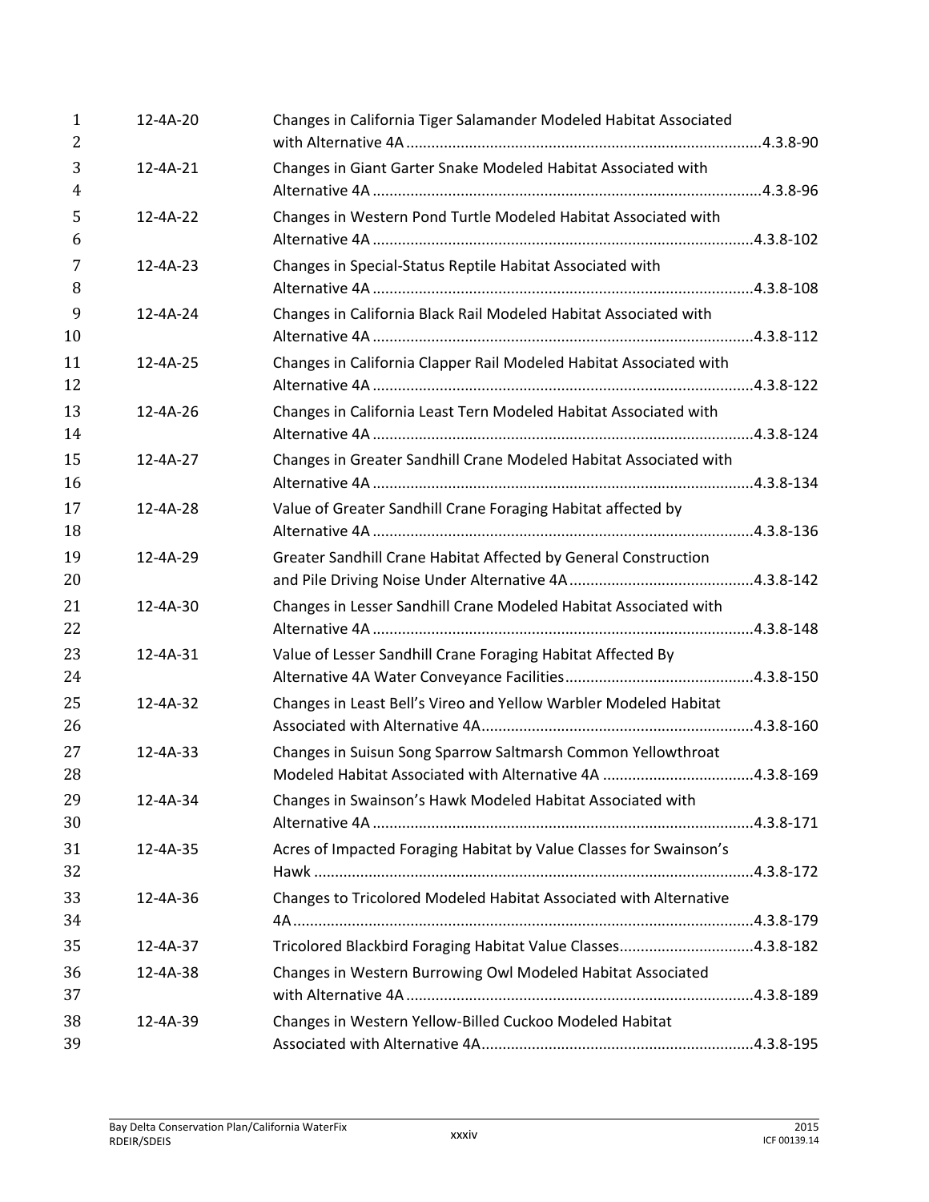| | | |
|---|---|---|
| 12-4A-20 | Changes in California Tiger Salamander Modeled Habitat Associated with Alternative 4A | 4.3.8-90 |
| 12-4A-21 | Changes in Giant Garter Snake Modeled Habitat Associated with Alternative 4A | 4.3.8-96 |
| 12-4A-22 | Changes in Western Pond Turtle Modeled Habitat Associated with Alternative 4A | 4.3.8-102 |
| 12-4A-23 | Changes in Special-Status Reptile Habitat Associated with Alternative 4A | 4.3.8-108 |
| 12-4A-24 | Changes in California Black Rail Modeled Habitat Associated with Alternative 4A | 4.3.8-112 |
| 12-4A-25 | Changes in California Clapper Rail Modeled Habitat Associated with Alternative 4A | 4.3.8-122 |
| 12-4A-26 | Changes in California Least Tern Modeled Habitat Associated with Alternative 4A | 4.3.8-124 |
| 12-4A-27 | Changes in Greater Sandhill Crane Modeled Habitat Associated with Alternative 4A | 4.3.8-134 |
| 12-4A-28 | Value of Greater Sandhill Crane Foraging Habitat affected by Alternative 4A | 4.3.8-136 |
| 12-4A-29 | Greater Sandhill Crane Habitat Affected by General Construction and Pile Driving Noise Under Alternative 4A | 4.3.8-142 |
| 12-4A-30 | Changes in Lesser Sandhill Crane Modeled Habitat Associated with Alternative 4A | 4.3.8-148 |
| 12-4A-31 | Value of Lesser Sandhill Crane Foraging Habitat Affected By Alternative 4A Water Conveyance Facilities | 4.3.8-150 |
| 12-4A-32 | Changes in Least Bell's Vireo and Yellow Warbler Modeled Habitat Associated with Alternative 4A | 4.3.8-160 |
| 12-4A-33 | Changes in Suisun Song Sparrow Saltmarsh Common Yellowthroat Modeled Habitat Associated with Alternative 4A | 4.3.8-169 |
| 12-4A-34 | Changes in Swainson's Hawk Modeled Habitat Associated with Alternative 4A | 4.3.8-171 |
| 12-4A-35 | Acres of Impacted Foraging Habitat by Value Classes for Swainson's Hawk | 4.3.8-172 |
| 12-4A-36 | Changes to Tricolored Modeled Habitat Associated with Alternative 4A | 4.3.8-179 |
| 12-4A-37 | Tricolored Blackbird Foraging Habitat Value Classes | 4.3.8-182 |
| 12-4A-38 | Changes in Western Burrowing Owl Modeled Habitat Associated with Alternative 4A | 4.3.8-189 |
| 12-4A-39 | Changes in Western Yellow-Billed Cuckoo Modeled Habitat Associated with Alternative 4A | 4.3.8-195 |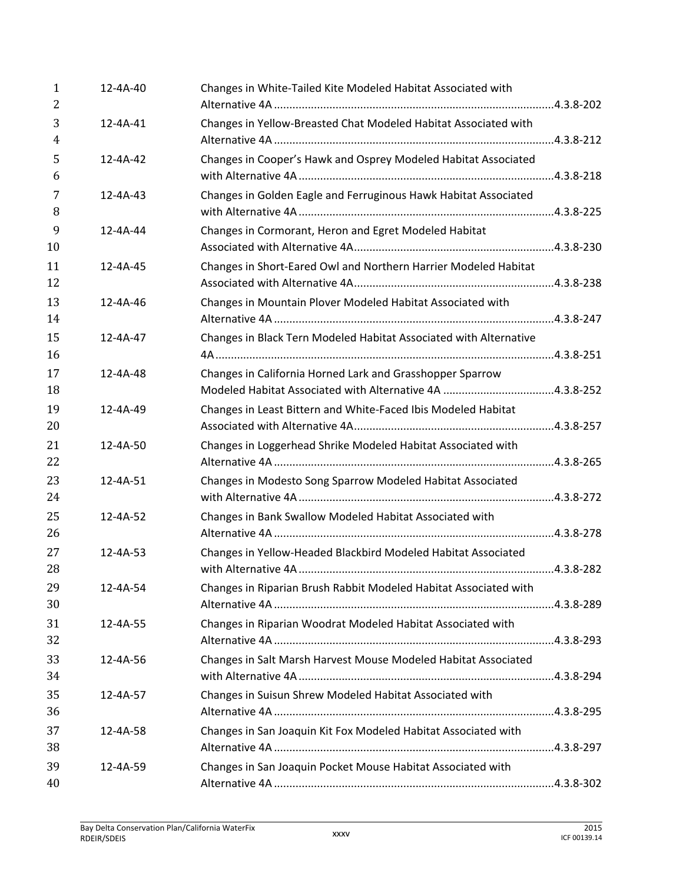| | | |
|---|---|---|
| 12-4A-40 | Changes in White-Tailed Kite Modeled Habitat Associated with Alternative 4A | 4.3.8-202 |
| 12-4A-41 | Changes in Yellow-Breasted Chat Modeled Habitat Associated with Alternative 4A | 4.3.8-212 |
| 12-4A-42 | Changes in Cooper's Hawk and Osprey Modeled Habitat Associated with Alternative 4A | 4.3.8-218 |
| 12-4A-43 | Changes in Golden Eagle and Ferruginous Hawk Habitat Associated with Alternative 4A | 4.3.8-225 |
| 12-4A-44 | Changes in Cormorant, Heron and Egret Modeled Habitat Associated with Alternative 4A | 4.3.8-230 |
| 12-4A-45 | Changes in Short-Eared Owl and Northern Harrier Modeled Habitat Associated with Alternative 4A | 4.3.8-238 |
| 12-4A-46 | Changes in Mountain Plover Modeled Habitat Associated with Alternative 4A | 4.3.8-247 |
| 12-4A-47 | Changes in Black Tern Modeled Habitat Associated with Alternative 4A | 4.3.8-251 |
| 12-4A-48 | Changes in California Horned Lark and Grasshopper Sparrow Modeled Habitat Associated with Alternative 4A | 4.3.8-252 |
| 12-4A-49 | Changes in Least Bittern and White-Faced Ibis Modeled Habitat Associated with Alternative 4A | 4.3.8-257 |
| 12-4A-50 | Changes in Loggerhead Shrike Modeled Habitat Associated with Alternative 4A | 4.3.8-265 |
| 12-4A-51 | Changes in Modesto Song Sparrow Modeled Habitat Associated with Alternative 4A | 4.3.8-272 |
| 12-4A-52 | Changes in Bank Swallow Modeled Habitat Associated with Alternative 4A | 4.3.8-278 |
| 12-4A-53 | Changes in Yellow-Headed Blackbird Modeled Habitat Associated with Alternative 4A | 4.3.8-282 |
| 12-4A-54 | Changes in Riparian Brush Rabbit Modeled Habitat Associated with Alternative 4A | 4.3.8-289 |
| 12-4A-55 | Changes in Riparian Woodrat Modeled Habitat Associated with Alternative 4A | 4.3.8-293 |
| 12-4A-56 | Changes in Salt Marsh Harvest Mouse Modeled Habitat Associated with Alternative 4A | 4.3.8-294 |
| 12-4A-57 | Changes in Suisun Shrew Modeled Habitat Associated with Alternative 4A | 4.3.8-295 |
| 12-4A-58 | Changes in San Joaquin Kit Fox Modeled Habitat Associated with Alternative 4A | 4.3.8-297 |
| 12-4A-59 | Changes in San Joaquin Pocket Mouse Habitat Associated with Alternative 4A | 4.3.8-302 |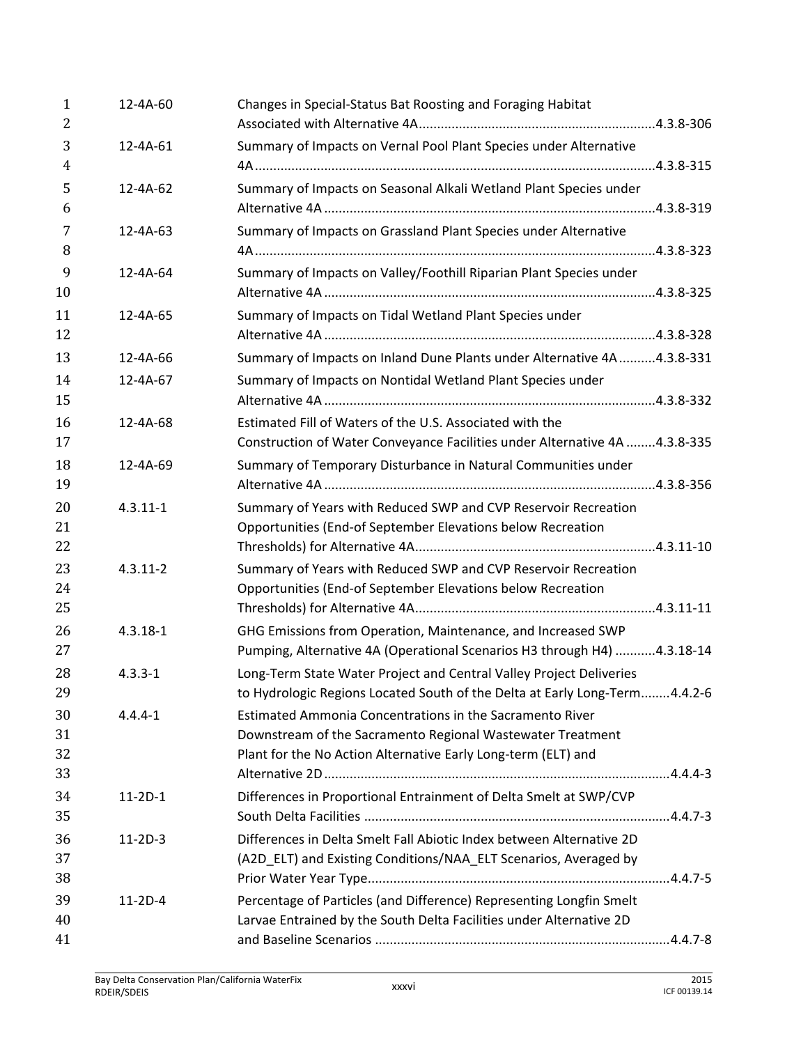| | | |
|---|---|---|
| 12-4A-60 | Changes in Special-Status Bat Roosting and Foraging Habitat Associated with Alternative 4A | 4.3.8-306 |
| 12-4A-61 | Summary of Impacts on Vernal Pool Plant Species under Alternative 4A | 4.3.8-315 |
| 12-4A-62 | Summary of Impacts on Seasonal Alkali Wetland Plant Species under Alternative 4A | 4.3.8-319 |
| 12-4A-63 | Summary of Impacts on Grassland Plant Species under Alternative 4A | 4.3.8-323 |
| 12-4A-64 | Summary of Impacts on Valley/Foothill Riparian Plant Species under Alternative 4A | 4.3.8-325 |
| 12-4A-65 | Summary of Impacts on Tidal Wetland Plant Species under Alternative 4A | 4.3.8-328 |
| 12-4A-66 | Summary of Impacts on Inland Dune Plants under Alternative 4A | 4.3.8-331 |
| 12-4A-67 | Summary of Impacts on Nontidal Wetland Plant Species under Alternative 4A | 4.3.8-332 |
| 12-4A-68 | Estimated Fill of Waters of the U.S. Associated with the Construction of Water Conveyance Facilities under Alternative 4A | 4.3.8-335 |
| 12-4A-69 | Summary of Temporary Disturbance in Natural Communities under Alternative 4A | 4.3.8-356 |
| 4.3.11-1 | Summary of Years with Reduced SWP and CVP Reservoir Recreation Opportunities (End-of September Elevations below Recreation Thresholds) for Alternative 4A | 4.3.11-10 |
| 4.3.11-2 | Summary of Years with Reduced SWP and CVP Reservoir Recreation Opportunities (End-of September Elevations below Recreation Thresholds) for Alternative 4A | 4.3.11-11 |
| 4.3.18-1 | GHG Emissions from Operation, Maintenance, and Increased SWP Pumping, Alternative 4A (Operational Scenarios H3 through H4) | 4.3.18-14 |
| 4.3.3-1 | Long-Term State Water Project and Central Valley Project Deliveries to Hydrologic Regions Located South of the Delta at Early Long-Term | 4.4.2-6 |
| 4.4.4-1 | Estimated Ammonia Concentrations in the Sacramento River Downstream of the Sacramento Regional Wastewater Treatment Plant for the No Action Alternative Early Long-term (ELT) and Alternative 2D | 4.4.4-3 |
| 11-2D-1 | Differences in Proportional Entrainment of Delta Smelt at SWP/CVP South Delta Facilities | 4.4.7-3 |
| 11-2D-3 | Differences in Delta Smelt Fall Abiotic Index between Alternative 2D (A2D_ELT) and Existing Conditions/NAA_ELT Scenarios, Averaged by Prior Water Year Type | 4.4.7-5 |
| 11-2D-4 | Percentage of Particles (and Difference) Representing Longfin Smelt Larvae Entrained by the South Delta Facilities under Alternative 2D and Baseline Scenarios | 4.4.7-8 |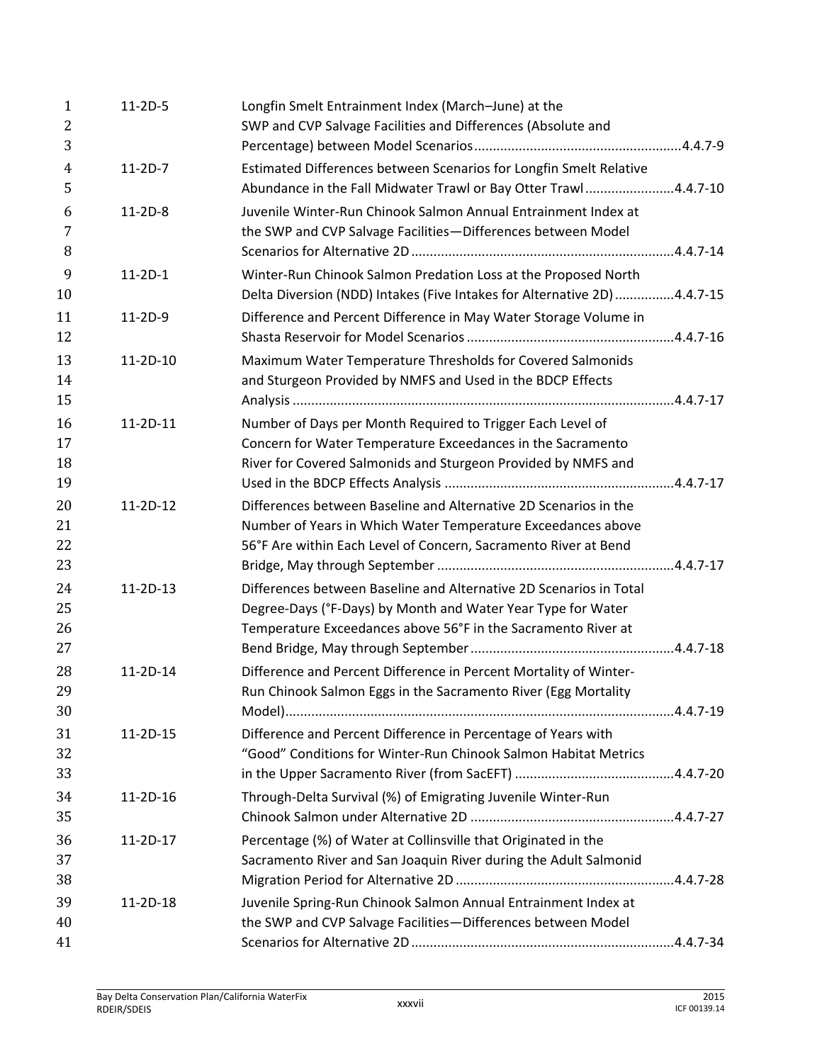| | | |
|---|---|---|
| 11-2D-5 | Longfin Smelt Entrainment Index (March–June) at the SWP and CVP Salvage Facilities and Differences (Absolute and Percentage) between Model Scenarios | 4.4.7-9 |
| 11-2D-7 | Estimated Differences between Scenarios for Longfin Smelt Relative Abundance in the Fall Midwater Trawl or Bay Otter Trawl | 4.4.7-10 |
| 11-2D-8 | Juvenile Winter-Run Chinook Salmon Annual Entrainment Index at the SWP and CVP Salvage Facilities—Differences between Model Scenarios for Alternative 2D | 4.4.7-14 |
| 11-2D-1 | Winter-Run Chinook Salmon Predation Loss at the Proposed North Delta Diversion (NDD) Intakes (Five Intakes for Alternative 2D) | 4.4.7-15 |
| 11-2D-9 | Difference and Percent Difference in May Water Storage Volume in Shasta Reservoir for Model Scenarios | 4.4.7-16 |
| 11-2D-10 | Maximum Water Temperature Thresholds for Covered Salmonids and Sturgeon Provided by NMFS and Used in the BDCP Effects Analysis | 4.4.7-17 |
| 11-2D-11 | Number of Days per Month Required to Trigger Each Level of Concern for Water Temperature Exceedances in the Sacramento River for Covered Salmonids and Sturgeon Provided by NMFS and Used in the BDCP Effects Analysis | 4.4.7-17 |
| 11-2D-12 | Differences between Baseline and Alternative 2D Scenarios in the Number of Years in Which Water Temperature Exceedances above 56°F Are within Each Level of Concern, Sacramento River at Bend Bridge, May through September | 4.4.7-17 |
| 11-2D-13 | Differences between Baseline and Alternative 2D Scenarios in Total Degree-Days (°F-Days) by Month and Water Year Type for Water Temperature Exceedances above 56°F in the Sacramento River at Bend Bridge, May through September | 4.4.7-18 |
| 11-2D-14 | Difference and Percent Difference in Percent Mortality of Winter-Run Chinook Salmon Eggs in the Sacramento River (Egg Mortality Model) | 4.4.7-19 |
| 11-2D-15 | Difference and Percent Difference in Percentage of Years with "Good" Conditions for Winter-Run Chinook Salmon Habitat Metrics in the Upper Sacramento River (from SacEFT) | 4.4.7-20 |
| 11-2D-16 | Through-Delta Survival (%) of Emigrating Juvenile Winter-Run Chinook Salmon under Alternative 2D | 4.4.7-27 |
| 11-2D-17 | Percentage (%) of Water at Collinsville that Originated in the Sacramento River and San Joaquin River during the Adult Salmonid Migration Period for Alternative 2D | 4.4.7-28 |
| 11-2D-18 | Juvenile Spring-Run Chinook Salmon Annual Entrainment Index at the SWP and CVP Salvage Facilities—Differences between Model Scenarios for Alternative 2D | 4.4.7-34 |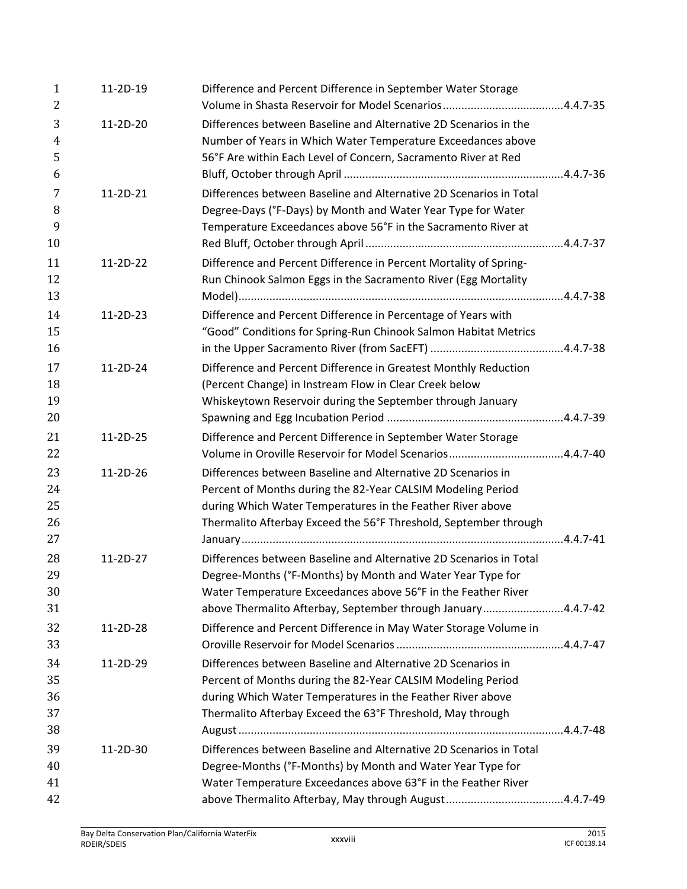| | | |
|---|---|---|
| 11-2D-19 | Difference and Percent Difference in September Water Storage Volume in Shasta Reservoir for Model Scenarios | 4.4.7-35 |
| 11-2D-20 | Differences between Baseline and Alternative 2D Scenarios in the Number of Years in Which Water Temperature Exceedances above 56°F Are within Each Level of Concern, Sacramento River at Red Bluff, October through April | 4.4.7-36 |
| 11-2D-21 | Differences between Baseline and Alternative 2D Scenarios in Total Degree-Days (°F-Days) by Month and Water Year Type for Water Temperature Exceedances above 56°F in the Sacramento River at Red Bluff, October through April | 4.4.7-37 |
| 11-2D-22 | Difference and Percent Difference in Percent Mortality of Spring-Run Chinook Salmon Eggs in the Sacramento River (Egg Mortality Model) | 4.4.7-38 |
| 11-2D-23 | Difference and Percent Difference in Percentage of Years with "Good" Conditions for Spring-Run Chinook Salmon Habitat Metrics in the Upper Sacramento River (from SacEFT) | 4.4.7-38 |
| 11-2D-24 | Difference and Percent Difference in Greatest Monthly Reduction (Percent Change) in Instream Flow in Clear Creek below Whiskeytown Reservoir during the September through January Spawning and Egg Incubation Period | 4.4.7-39 |
| 11-2D-25 | Difference and Percent Difference in September Water Storage Volume in Oroville Reservoir for Model Scenarios | 4.4.7-40 |
| 11-2D-26 | Differences between Baseline and Alternative 2D Scenarios in Percent of Months during the 82-Year CALSIM Modeling Period during Which Water Temperatures in the Feather River above Thermalito Afterbay Exceed the 56°F Threshold, September through January | 4.4.7-41 |
| 11-2D-27 | Differences between Baseline and Alternative 2D Scenarios in Total Degree-Months (°F-Months) by Month and Water Year Type for Water Temperature Exceedances above 56°F in the Feather River above Thermalito Afterbay, September through January | 4.4.7-42 |
| 11-2D-28 | Difference and Percent Difference in May Water Storage Volume in Oroville Reservoir for Model Scenarios | 4.4.7-47 |
| 11-2D-29 | Differences between Baseline and Alternative 2D Scenarios in Percent of Months during the 82-Year CALSIM Modeling Period during Which Water Temperatures in the Feather River above Thermalito Afterbay Exceed the 63°F Threshold, May through August | 4.4.7-48 |
| 11-2D-30 | Differences between Baseline and Alternative 2D Scenarios in Total Degree-Months (°F-Months) by Month and Water Year Type for Water Temperature Exceedances above 63°F in the Feather River above Thermalito Afterbay, May through August | 4.4.7-49 |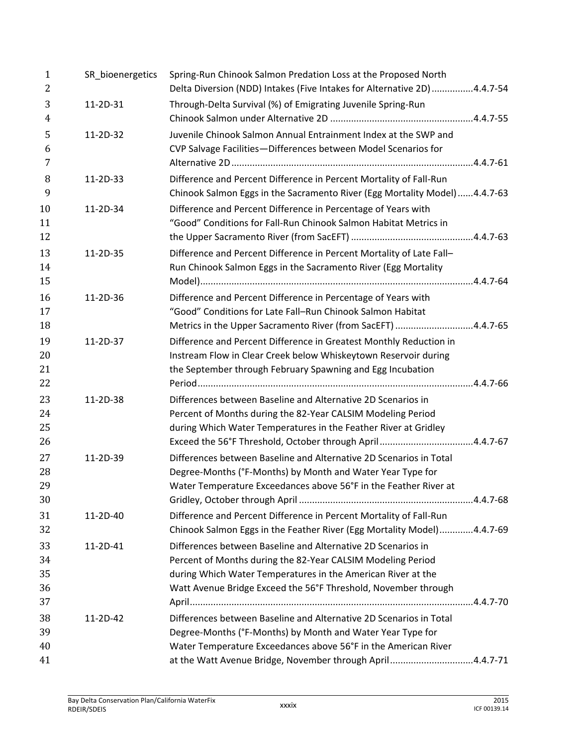| | | |
|---|---|---|
| SR_bioenergetics | Spring-Run Chinook Salmon Predation Loss at the Proposed North Delta Diversion (NDD) Intakes (Five Intakes for Alternative 2D) | 4.4.7-54 |
| 11-2D-31 | Through-Delta Survival (%) of Emigrating Juvenile Spring-Run Chinook Salmon under Alternative 2D | 4.4.7-55 |
| 11-2D-32 | Juvenile Chinook Salmon Annual Entrainment Index at the SWP and CVP Salvage Facilities—Differences between Model Scenarios for Alternative 2D | 4.4.7-61 |
| 11-2D-33 | Difference and Percent Difference in Percent Mortality of Fall-Run Chinook Salmon Eggs in the Sacramento River (Egg Mortality Model) | 4.4.7-63 |
| 11-2D-34 | Difference and Percent Difference in Percentage of Years with "Good" Conditions for Fall-Run Chinook Salmon Habitat Metrics in the Upper Sacramento River (from SacEFT) | 4.4.7-63 |
| 11-2D-35 | Difference and Percent Difference in Percent Mortality of Late Fall–Run Chinook Salmon Eggs in the Sacramento River (Egg Mortality Model) | 4.4.7-64 |
| 11-2D-36 | Difference and Percent Difference in Percentage of Years with "Good" Conditions for Late Fall–Run Chinook Salmon Habitat Metrics in the Upper Sacramento River (from SacEFT) | 4.4.7-65 |
| 11-2D-37 | Difference and Percent Difference in Greatest Monthly Reduction in Instream Flow in Clear Creek below Whiskeytown Reservoir during the September through February Spawning and Egg Incubation Period | 4.4.7-66 |
| 11-2D-38 | Differences between Baseline and Alternative 2D Scenarios in Percent of Months during the 82-Year CALSIM Modeling Period during Which Water Temperatures in the Feather River at Gridley Exceed the 56°F Threshold, October through April | 4.4.7-67 |
| 11-2D-39 | Differences between Baseline and Alternative 2D Scenarios in Total Degree-Months (°F-Months) by Month and Water Year Type for Water Temperature Exceedances above 56°F in the Feather River at Gridley, October through April | 4.4.7-68 |
| 11-2D-40 | Difference and Percent Difference in Percent Mortality of Fall-Run Chinook Salmon Eggs in the Feather River (Egg Mortality Model) | 4.4.7-69 |
| 11-2D-41 | Differences between Baseline and Alternative 2D Scenarios in Percent of Months during the 82-Year CALSIM Modeling Period during Which Water Temperatures in the American River at the Watt Avenue Bridge Exceed the 56°F Threshold, November through April | 4.4.7-70 |
| 11-2D-42 | Differences between Baseline and Alternative 2D Scenarios in Total Degree-Months (°F-Months) by Month and Water Year Type for Water Temperature Exceedances above 56°F in the American River at the Watt Avenue Bridge, November through April | 4.4.7-71 |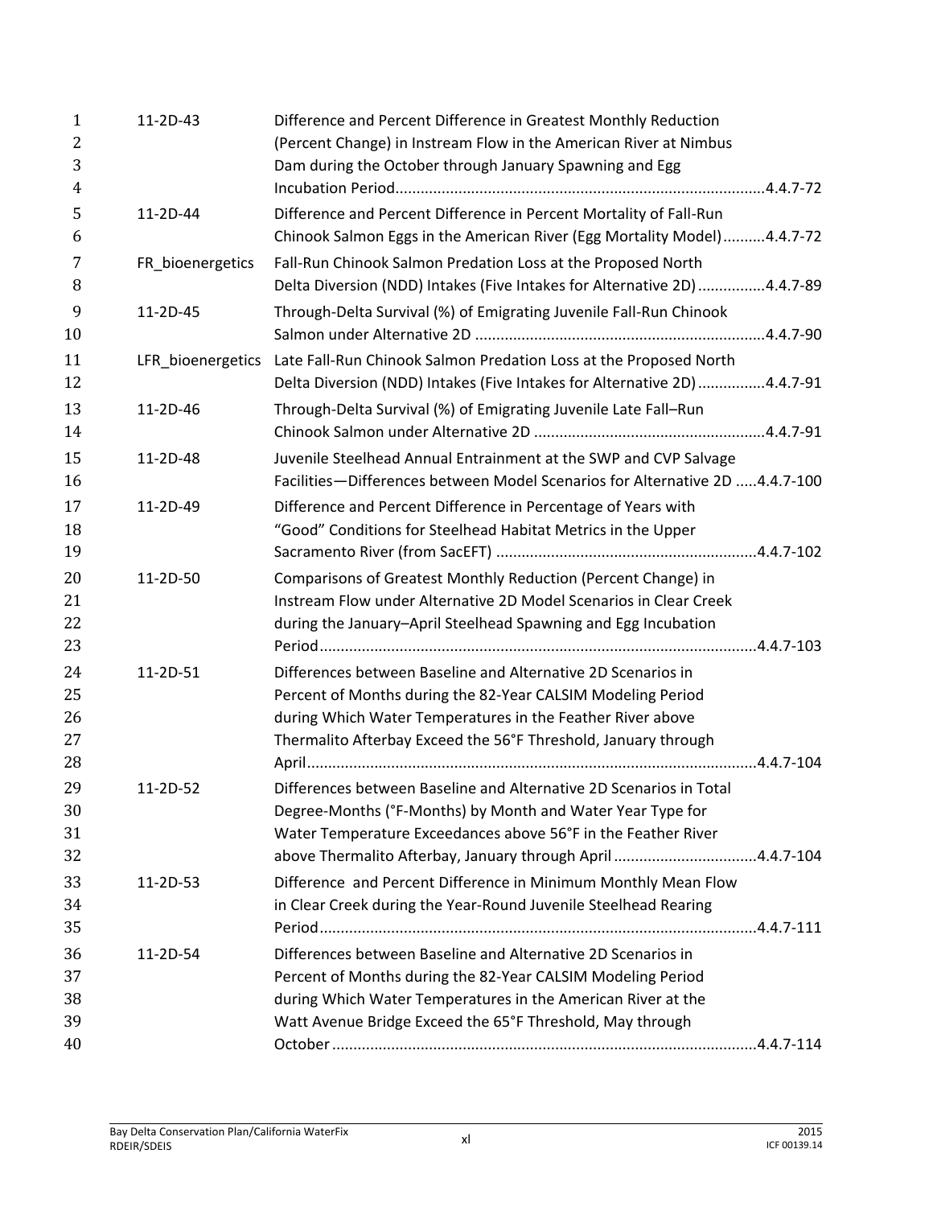| | | |
|---|---|---|
| 11-2D-43 | Difference and Percent Difference in Greatest Monthly Reduction (Percent Change) in Instream Flow in the American River at Nimbus Dam during the October through January Spawning and Egg Incubation Period | 4.4.7-72 |
| 11-2D-44 | Difference and Percent Difference in Percent Mortality of Fall-Run Chinook Salmon Eggs in the American River (Egg Mortality Model) | 4.4.7-72 |
| FR_bioenergetics | Fall-Run Chinook Salmon Predation Loss at the Proposed North Delta Diversion (NDD) Intakes (Five Intakes for Alternative 2D) | 4.4.7-89 |
| 11-2D-45 | Through-Delta Survival (%) of Emigrating Juvenile Fall-Run Chinook Salmon under Alternative 2D | 4.4.7-90 |
| LFR_bioenergetics | Late Fall-Run Chinook Salmon Predation Loss at the Proposed North Delta Diversion (NDD) Intakes (Five Intakes for Alternative 2D) | 4.4.7-91 |
| 11-2D-46 | Through-Delta Survival (%) of Emigrating Juvenile Late Fall–Run Chinook Salmon under Alternative 2D | 4.4.7-91 |
| 11-2D-48 | Juvenile Steelhead Annual Entrainment at the SWP and CVP Salvage Facilities—Differences between Model Scenarios for Alternative 2D | 4.4.7-100 |
| 11-2D-49 | Difference and Percent Difference in Percentage of Years with "Good" Conditions for Steelhead Habitat Metrics in the Upper Sacramento River (from SacEFT) | 4.4.7-102 |
| 11-2D-50 | Comparisons of Greatest Monthly Reduction (Percent Change) in Instream Flow under Alternative 2D Model Scenarios in Clear Creek during the January–April Steelhead Spawning and Egg Incubation Period | 4.4.7-103 |
| 11-2D-51 | Differences between Baseline and Alternative 2D Scenarios in Percent of Months during the 82-Year CALSIM Modeling Period during Which Water Temperatures in the Feather River above Thermalito Afterbay Exceed the 56°F Threshold, January through April | 4.4.7-104 |
| 11-2D-52 | Differences between Baseline and Alternative 2D Scenarios in Total Degree-Months (°F-Months) by Month and Water Year Type for Water Temperature Exceedances above 56°F in the Feather River above Thermalito Afterbay, January through April | 4.4.7-104 |
| 11-2D-53 | Difference and Percent Difference in Minimum Monthly Mean Flow in Clear Creek during the Year-Round Juvenile Steelhead Rearing Period | 4.4.7-111 |
| 11-2D-54 | Differences between Baseline and Alternative 2D Scenarios in Percent of Months during the 82-Year CALSIM Modeling Period during Which Water Temperatures in the American River at the Watt Avenue Bridge Exceed the 65°F Threshold, May through October | 4.4.7-114 |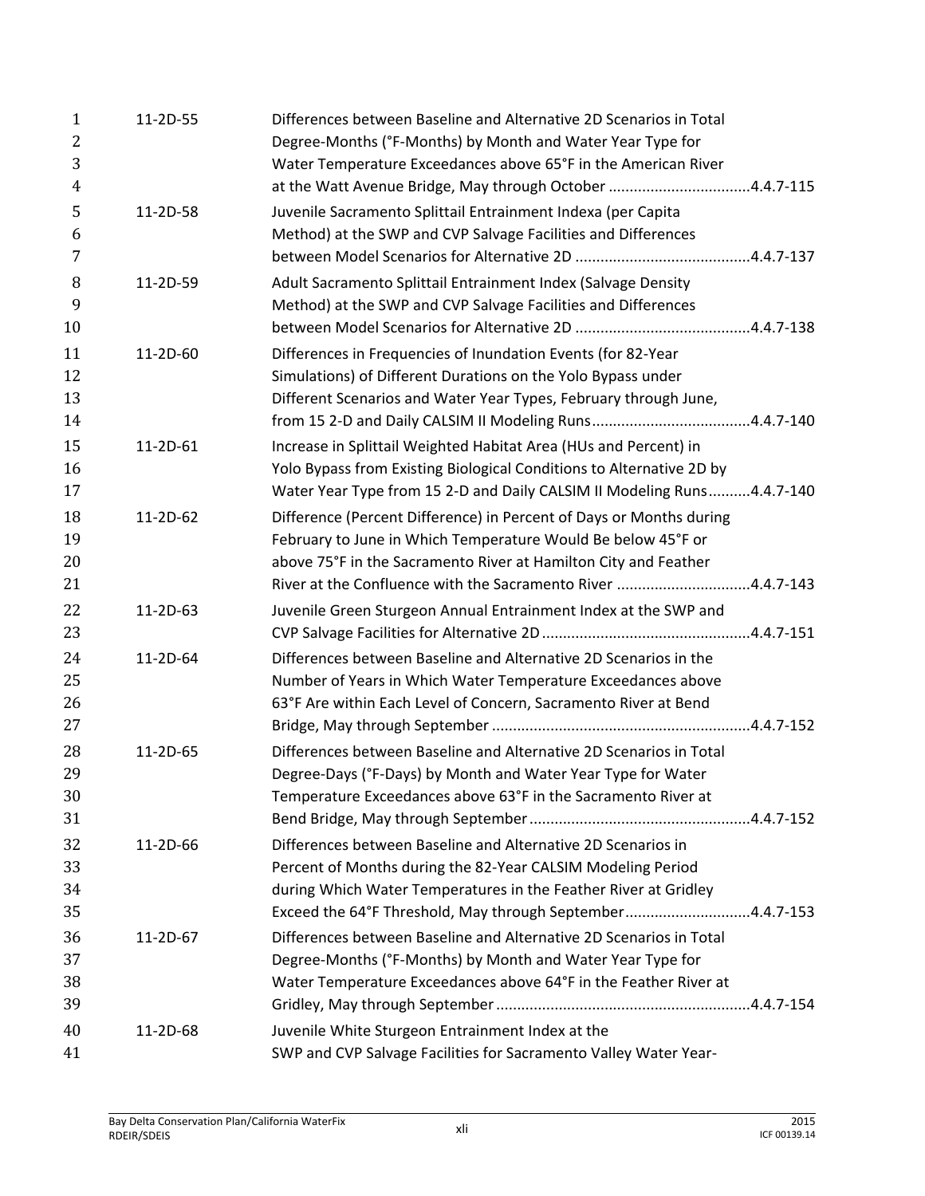| | | |
|---|---|---|
| 11-2D-55 | Differences between Baseline and Alternative 2D Scenarios in Total Degree-Months (°F-Months) by Month and Water Year Type for Water Temperature Exceedances above 65°F in the American River at the Watt Avenue Bridge, May through October | 4.4.7-115 |
| 11-2D-58 | Juvenile Sacramento Splittail Entrainment Indexa (per Capita Method) at the SWP and CVP Salvage Facilities and Differences between Model Scenarios for Alternative 2D | 4.4.7-137 |
| 11-2D-59 | Adult Sacramento Splittail Entrainment Index (Salvage Density Method) at the SWP and CVP Salvage Facilities and Differences between Model Scenarios for Alternative 2D | 4.4.7-138 |
| 11-2D-60 | Differences in Frequencies of Inundation Events (for 82-Year Simulations) of Different Durations on the Yolo Bypass under Different Scenarios and Water Year Types, February through June, from 15 2-D and Daily CALSIM II Modeling Runs | 4.4.7-140 |
| 11-2D-61 | Increase in Splittail Weighted Habitat Area (HUs and Percent) in Yolo Bypass from Existing Biological Conditions to Alternative 2D by Water Year Type from 15 2-D and Daily CALSIM II Modeling Runs | 4.4.7-140 |
| 11-2D-62 | Difference (Percent Difference) in Percent of Days or Months during February to June in Which Temperature Would Be below 45°F or above 75°F in the Sacramento River at Hamilton City and Feather River at the Confluence with the Sacramento River | 4.4.7-143 |
| 11-2D-63 | Juvenile Green Sturgeon Annual Entrainment Index at the SWP and CVP Salvage Facilities for Alternative 2D | 4.4.7-151 |
| 11-2D-64 | Differences between Baseline and Alternative 2D Scenarios in the Number of Years in Which Water Temperature Exceedances above 63°F Are within Each Level of Concern, Sacramento River at Bend Bridge, May through September | 4.4.7-152 |
| 11-2D-65 | Differences between Baseline and Alternative 2D Scenarios in Total Degree-Days (°F-Days) by Month and Water Year Type for Water Temperature Exceedances above 63°F in the Sacramento River at Bend Bridge, May through September | 4.4.7-152 |
| 11-2D-66 | Differences between Baseline and Alternative 2D Scenarios in Percent of Months during the 82-Year CALSIM Modeling Period during Which Water Temperatures in the Feather River at Gridley Exceed the 64°F Threshold, May through September | 4.4.7-153 |
| 11-2D-67 | Differences between Baseline and Alternative 2D Scenarios in Total Degree-Months (°F-Months) by Month and Water Year Type for Water Temperature Exceedances above 64°F in the Feather River at Gridley, May through September | 4.4.7-154 |
| 11-2D-68 | Juvenile White Sturgeon Entrainment Index at the SWP and CVP Salvage Facilities for Sacramento Valley Water Year- | |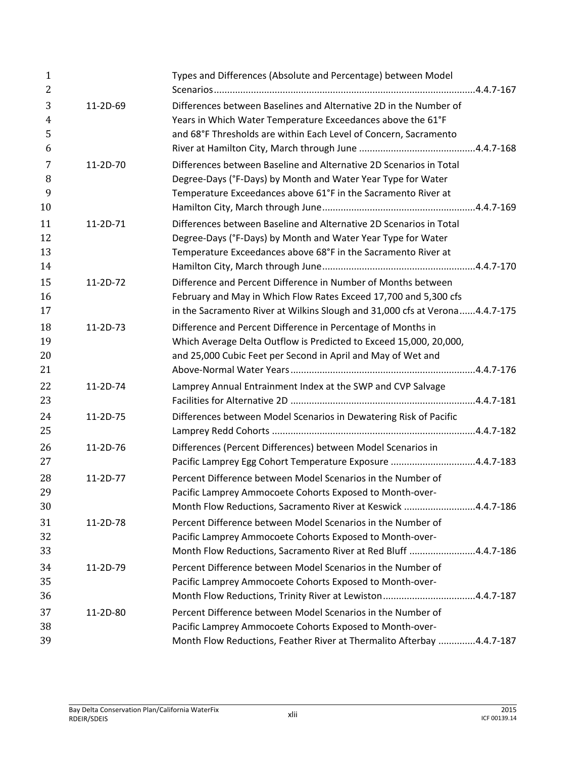| | | |
|---|---|---|
| | Types and Differences (Absolute and Percentage) between Model Scenarios | 4.4.7-167 |
| 11-2D-69 | Differences between Baselines and Alternative 2D in the Number of Years in Which Water Temperature Exceedances above the 61°F and 68°F Thresholds are within Each Level of Concern, Sacramento River at Hamilton City, March through June | 4.4.7-168 |
| 11-2D-70 | Differences between Baseline and Alternative 2D Scenarios in Total Degree-Days (°F-Days) by Month and Water Year Type for Water Temperature Exceedances above 61°F in the Sacramento River at Hamilton City, March through June | 4.4.7-169 |
| 11-2D-71 | Differences between Baseline and Alternative 2D Scenarios in Total Degree-Days (°F-Days) by Month and Water Year Type for Water Temperature Exceedances above 68°F in the Sacramento River at Hamilton City, March through June | 4.4.7-170 |
| 11-2D-72 | Difference and Percent Difference in Number of Months between February and May in Which Flow Rates Exceed 17,700 and 5,300 cfs in the Sacramento River at Wilkins Slough and 31,000 cfs at Verona | 4.4.7-175 |
| 11-2D-73 | Difference and Percent Difference in Percentage of Months in Which Average Delta Outflow is Predicted to Exceed 15,000, 20,000, and 25,000 Cubic Feet per Second in April and May of Wet and Above-Normal Water Years | 4.4.7-176 |
| 11-2D-74 | Lamprey Annual Entrainment Index at the SWP and CVP Salvage Facilities for Alternative 2D | 4.4.7-181 |
| 11-2D-75 | Differences between Model Scenarios in Dewatering Risk of Pacific Lamprey Redd Cohorts | 4.4.7-182 |
| 11-2D-76 | Differences (Percent Differences) between Model Scenarios in Pacific Lamprey Egg Cohort Temperature Exposure | 4.4.7-183 |
| 11-2D-77 | Percent Difference between Model Scenarios in the Number of Pacific Lamprey Ammocoete Cohorts Exposed to Month-over-Month Flow Reductions, Sacramento River at Keswick | 4.4.7-186 |
| 11-2D-78 | Percent Difference between Model Scenarios in the Number of Pacific Lamprey Ammocoete Cohorts Exposed to Month-over-Month Flow Reductions, Sacramento River at Red Bluff | 4.4.7-186 |
| 11-2D-79 | Percent Difference between Model Scenarios in the Number of Pacific Lamprey Ammocoete Cohorts Exposed to Month-over-Month Flow Reductions, Trinity River at Lewiston | 4.4.7-187 |
| 11-2D-80 | Percent Difference between Model Scenarios in the Number of Pacific Lamprey Ammocoete Cohorts Exposed to Month-over-Month Flow Reductions, Feather River at Thermalito Afterbay | 4.4.7-187 |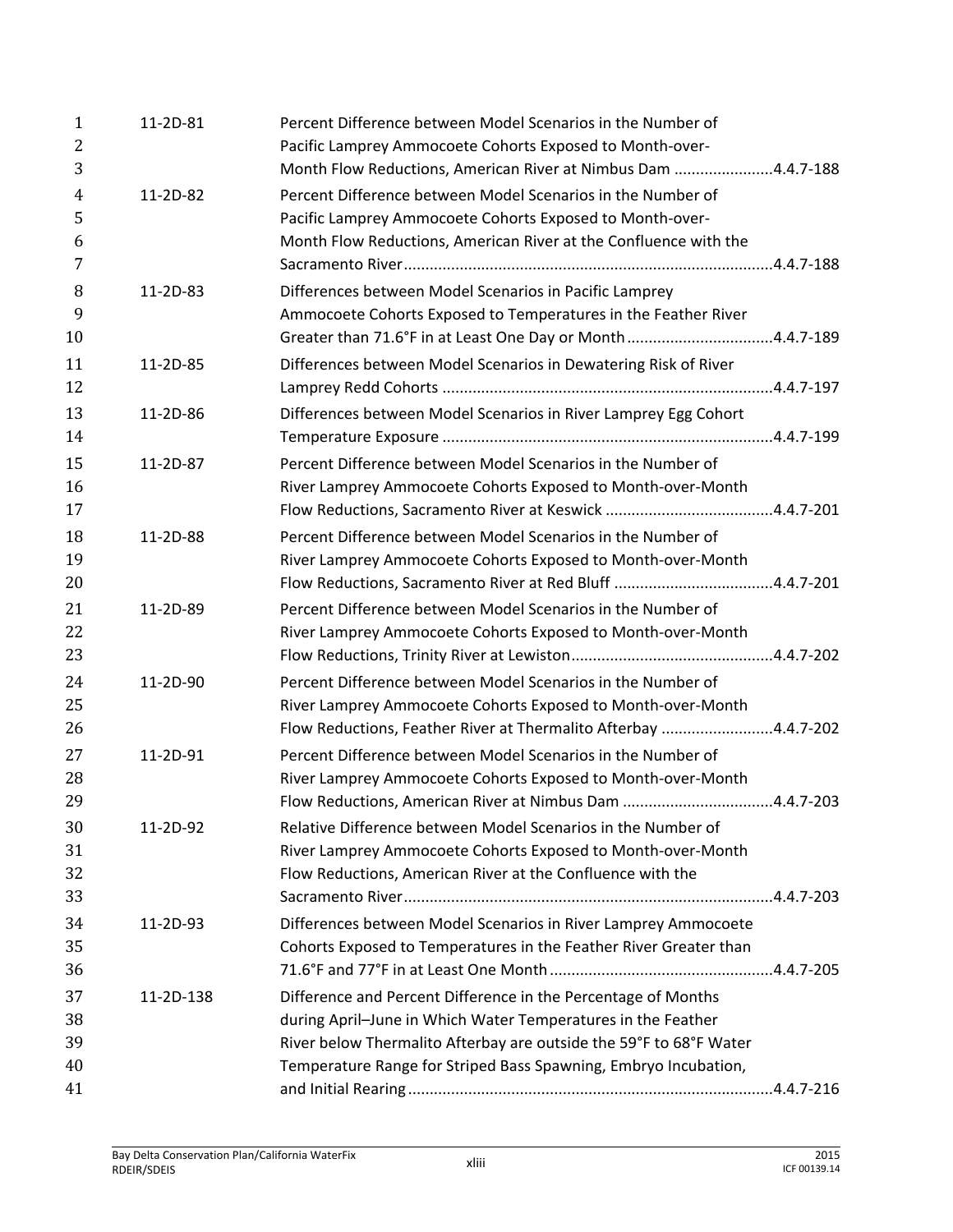| | | |
|---|---|---|
| 11-2D-81 | Percent Difference between Model Scenarios in the Number of Pacific Lamprey Ammocoete Cohorts Exposed to Month-over-Month Flow Reductions, American River at Nimbus Dam | 4.4.7-188 |
| 11-2D-82 | Percent Difference between Model Scenarios in the Number of Pacific Lamprey Ammocoete Cohorts Exposed to Month-over-Month Flow Reductions, American River at the Confluence with the Sacramento River | 4.4.7-188 |
| 11-2D-83 | Differences between Model Scenarios in Pacific Lamprey Ammocoete Cohorts Exposed to Temperatures in the Feather River Greater than 71.6°F in at Least One Day or Month | 4.4.7-189 |
| 11-2D-85 | Differences between Model Scenarios in Dewatering Risk of River Lamprey Redd Cohorts | 4.4.7-197 |
| 11-2D-86 | Differences between Model Scenarios in River Lamprey Egg Cohort Temperature Exposure | 4.4.7-199 |
| 11-2D-87 | Percent Difference between Model Scenarios in the Number of River Lamprey Ammocoete Cohorts Exposed to Month-over-Month Flow Reductions, Sacramento River at Keswick | 4.4.7-201 |
| 11-2D-88 | Percent Difference between Model Scenarios in the Number of River Lamprey Ammocoete Cohorts Exposed to Month-over-Month Flow Reductions, Sacramento River at Red Bluff | 4.4.7-201 |
| 11-2D-89 | Percent Difference between Model Scenarios in the Number of River Lamprey Ammocoete Cohorts Exposed to Month-over-Month Flow Reductions, Trinity River at Lewiston | 4.4.7-202 |
| 11-2D-90 | Percent Difference between Model Scenarios in the Number of River Lamprey Ammocoete Cohorts Exposed to Month-over-Month Flow Reductions, Feather River at Thermalito Afterbay | 4.4.7-202 |
| 11-2D-91 | Percent Difference between Model Scenarios in the Number of River Lamprey Ammocoete Cohorts Exposed to Month-over-Month Flow Reductions, American River at Nimbus Dam | 4.4.7-203 |
| 11-2D-92 | Relative Difference between Model Scenarios in the Number of River Lamprey Ammocoete Cohorts Exposed to Month-over-Month Flow Reductions, American River at the Confluence with the Sacramento River | 4.4.7-203 |
| 11-2D-93 | Differences between Model Scenarios in River Lamprey Ammocoete Cohorts Exposed to Temperatures in the Feather River Greater than 71.6°F and 77°F in at Least One Month | 4.4.7-205 |
| 11-2D-138 | Difference and Percent Difference in the Percentage of Months during April–June in Which Water Temperatures in the Feather River below Thermalito Afterbay are outside the 59°F to 68°F Water Temperature Range for Striped Bass Spawning, Embryo Incubation, and Initial Rearing | 4.4.7-216 |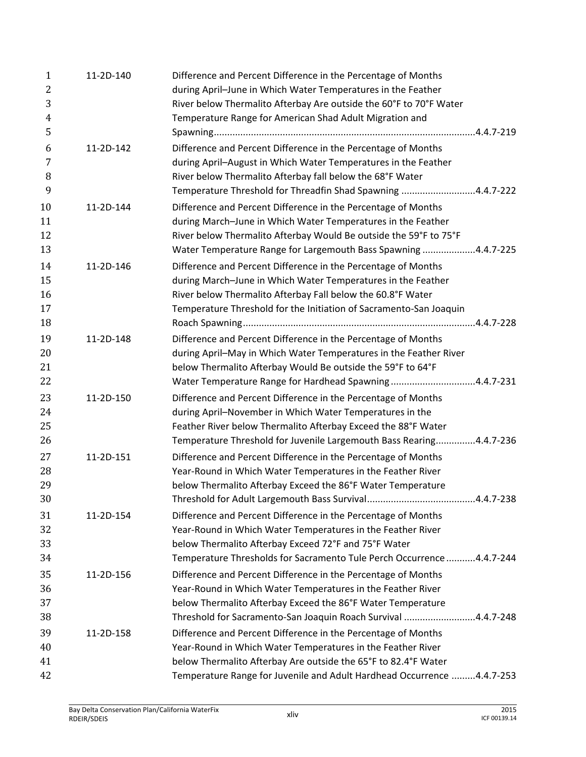| | | |
|---|---|---|
| 11-2D-140 | Difference and Percent Difference in the Percentage of Months during April–June in Which Water Temperatures in the Feather River below Thermalito Afterbay Are outside the 60°F to 70°F Water Temperature Range for American Shad Adult Migration and Spawning | 4.4.7-219 |
| 11-2D-142 | Difference and Percent Difference in the Percentage of Months during April–August in Which Water Temperatures in the Feather River below Thermalito Afterbay fall below the 68°F Water Temperature Threshold for Threadfin Shad Spawning | 4.4.7-222 |
| 11-2D-144 | Difference and Percent Difference in the Percentage of Months during March–June in Which Water Temperatures in the Feather River below Thermalito Afterbay Would Be outside the 59°F to 75°F Water Temperature Range for Largemouth Bass Spawning | 4.4.7-225 |
| 11-2D-146 | Difference and Percent Difference in the Percentage of Months during March–June in Which Water Temperatures in the Feather River below Thermalito Afterbay Fall below the 60.8°F Water Temperature Threshold for the Initiation of Sacramento-San Joaquin Roach Spawning | 4.4.7-228 |
| 11-2D-148 | Difference and Percent Difference in the Percentage of Months during April–May in Which Water Temperatures in the Feather River below Thermalito Afterbay Would Be outside the 59°F to 64°F Water Temperature Range for Hardhead Spawning | 4.4.7-231 |
| 11-2D-150 | Difference and Percent Difference in the Percentage of Months during April–November in Which Water Temperatures in the Feather River below Thermalito Afterbay Exceed the 88°F Water Temperature Threshold for Juvenile Largemouth Bass Rearing | 4.4.7-236 |
| 11-2D-151 | Difference and Percent Difference in the Percentage of Months Year-Round in Which Water Temperatures in the Feather River below Thermalito Afterbay Exceed the 86°F Water Temperature Threshold for Adult Largemouth Bass Survival | 4.4.7-238 |
| 11-2D-154 | Difference and Percent Difference in the Percentage of Months Year-Round in Which Water Temperatures in the Feather River below Thermalito Afterbay Exceed 72°F and 75°F Water Temperature Thresholds for Sacramento Tule Perch Occurrence | 4.4.7-244 |
| 11-2D-156 | Difference and Percent Difference in the Percentage of Months Year-Round in Which Water Temperatures in the Feather River below Thermalito Afterbay Exceed the 86°F Water Temperature Threshold for Sacramento-San Joaquin Roach Survival | 4.4.7-248 |
| 11-2D-158 | Difference and Percent Difference in the Percentage of Months Year-Round in Which Water Temperatures in the Feather River below Thermalito Afterbay Are outside the 65°F to 82.4°F Water Temperature Range for Juvenile and Adult Hardhead Occurrence | 4.4.7-253 |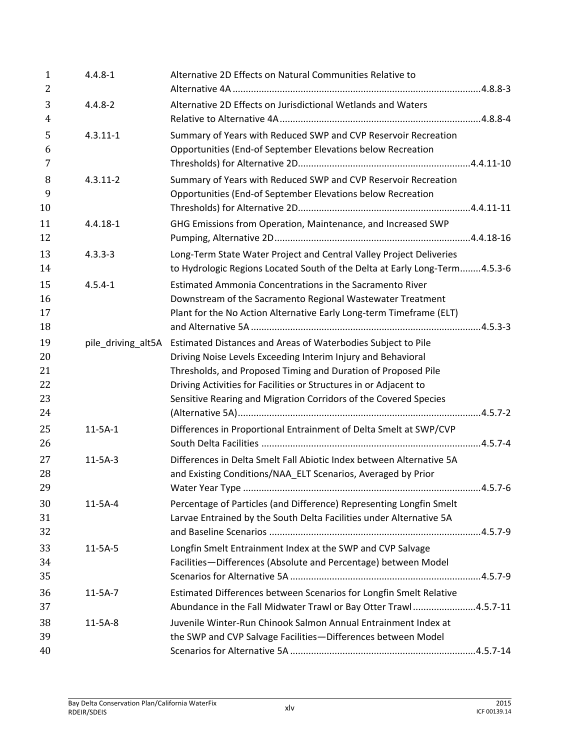| | | |
|---|---|---|
| 4.4.8-1 | Alternative 2D Effects on Natural Communities Relative to Alternative 4A | 4.8.8-3 |
| 4.4.8-2 | Alternative 2D Effects on Jurisdictional Wetlands and Waters Relative to Alternative 4A | 4.8.8-4 |
| 4.3.11-1 | Summary of Years with Reduced SWP and CVP Reservoir Recreation Opportunities (End-of September Elevations below Recreation Thresholds) for Alternative 2D | 4.4.11-10 |
| 4.3.11-2 | Summary of Years with Reduced SWP and CVP Reservoir Recreation Opportunities (End-of September Elevations below Recreation Thresholds) for Alternative 2D | 4.4.11-11 |
| 4.4.18-1 | GHG Emissions from Operation, Maintenance, and Increased SWP Pumping, Alternative 2D | 4.4.18-16 |
| 4.3.3-3 | Long-Term State Water Project and Central Valley Project Deliveries to Hydrologic Regions Located South of the Delta at Early Long-Term | 4.5.3-6 |
| 4.5.4-1 | Estimated Ammonia Concentrations in the Sacramento River Downstream of the Sacramento Regional Wastewater Treatment Plant for the No Action Alternative Early Long-term Timeframe (ELT) and Alternative 5A | 4.5.3-3 |
| pile_driving_alt5A | Estimated Distances and Areas of Waterbodies Subject to Pile Driving Noise Levels Exceeding Interim Injury and Behavioral Thresholds, and Proposed Timing and Duration of Proposed Pile Driving Activities for Facilities or Structures in or Adjacent to Sensitive Rearing and Migration Corridors of the Covered Species (Alternative 5A) | 4.5.7-2 |
| 11-5A-1 | Differences in Proportional Entrainment of Delta Smelt at SWP/CVP South Delta Facilities | 4.5.7-4 |
| 11-5A-3 | Differences in Delta Smelt Fall Abiotic Index between Alternative 5A and Existing Conditions/NAA_ELT Scenarios, Averaged by Prior Water Year Type | 4.5.7-6 |
| 11-5A-4 | Percentage of Particles (and Difference) Representing Longfin Smelt Larvae Entrained by the South Delta Facilities under Alternative 5A and Baseline Scenarios | 4.5.7-9 |
| 11-5A-5 | Longfin Smelt Entrainment Index at the SWP and CVP Salvage Facilities—Differences (Absolute and Percentage) between Model Scenarios for Alternative 5A | 4.5.7-9 |
| 11-5A-7 | Estimated Differences between Scenarios for Longfin Smelt Relative Abundance in the Fall Midwater Trawl or Bay Otter Trawl | 4.5.7-11 |
| 11-5A-8 | Juvenile Winter-Run Chinook Salmon Annual Entrainment Index at the SWP and CVP Salvage Facilities—Differences between Model Scenarios for Alternative 5A | 4.5.7-14 |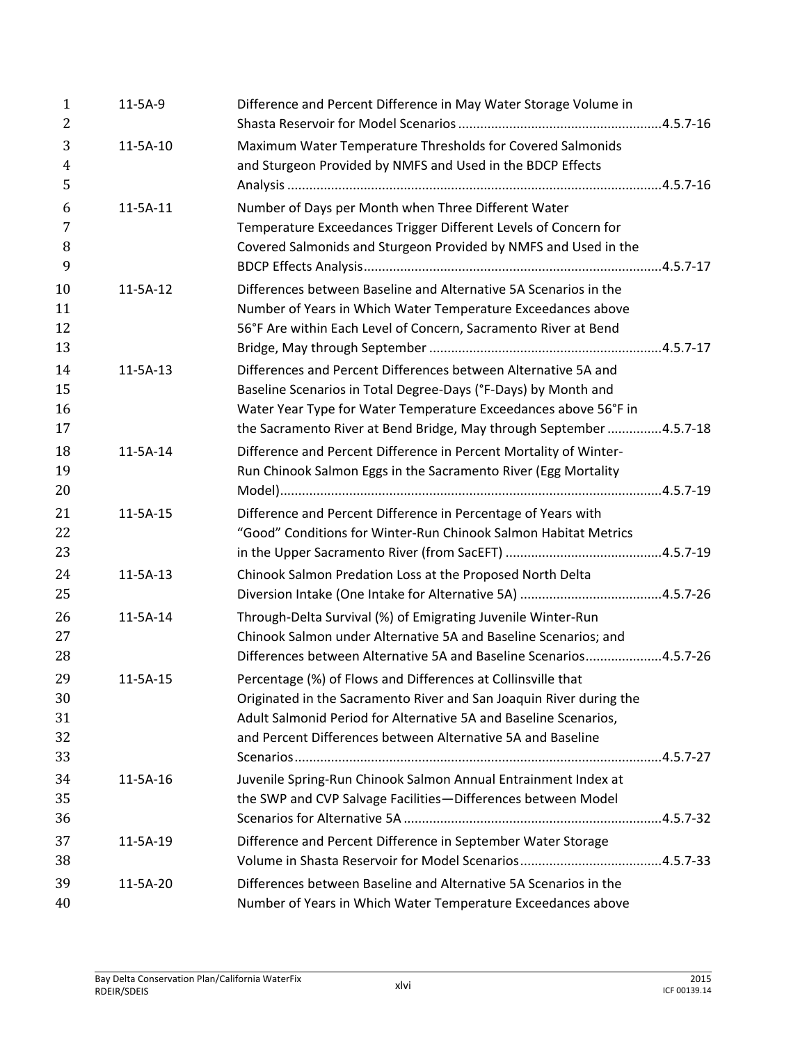| | | |
|---|---|---|
| 11-5A-9 | Difference and Percent Difference in May Water Storage Volume in Shasta Reservoir for Model Scenarios | 4.5.7-16 |
| 11-5A-10 | Maximum Water Temperature Thresholds for Covered Salmonids and Sturgeon Provided by NMFS and Used in the BDCP Effects Analysis | 4.5.7-16 |
| 11-5A-11 | Number of Days per Month when Three Different Water Temperature Exceedances Trigger Different Levels of Concern for Covered Salmonids and Sturgeon Provided by NMFS and Used in the BDCP Effects Analysis | 4.5.7-17 |
| 11-5A-12 | Differences between Baseline and Alternative 5A Scenarios in the Number of Years in Which Water Temperature Exceedances above 56°F Are within Each Level of Concern, Sacramento River at Bend Bridge, May through September | 4.5.7-17 |
| 11-5A-13 | Differences and Percent Differences between Alternative 5A and Baseline Scenarios in Total Degree-Days (°F-Days) by Month and Water Year Type for Water Temperature Exceedances above 56°F in the Sacramento River at Bend Bridge, May through September | 4.5.7-18 |
| 11-5A-14 | Difference and Percent Difference in Percent Mortality of Winter-Run Chinook Salmon Eggs in the Sacramento River (Egg Mortality Model) | 4.5.7-19 |
| 11-5A-15 | Difference and Percent Difference in Percentage of Years with "Good" Conditions for Winter-Run Chinook Salmon Habitat Metrics in the Upper Sacramento River (from SacEFT) | 4.5.7-19 |
| 11-5A-13 | Chinook Salmon Predation Loss at the Proposed North Delta Diversion Intake (One Intake for Alternative 5A) | 4.5.7-26 |
| 11-5A-14 | Through-Delta Survival (%) of Emigrating Juvenile Winter-Run Chinook Salmon under Alternative 5A and Baseline Scenarios; and Differences between Alternative 5A and Baseline Scenarios | 4.5.7-26 |
| 11-5A-15 | Percentage (%) of Flows and Differences at Collinsville that Originated in the Sacramento River and San Joaquin River during the Adult Salmonid Period for Alternative 5A and Baseline Scenarios, and Percent Differences between Alternative 5A and Baseline Scenarios | 4.5.7-27 |
| 11-5A-16 | Juvenile Spring-Run Chinook Salmon Annual Entrainment Index at the SWP and CVP Salvage Facilities—Differences between Model Scenarios for Alternative 5A | 4.5.7-32 |
| 11-5A-19 | Difference and Percent Difference in September Water Storage Volume in Shasta Reservoir for Model Scenarios | 4.5.7-33 |
| 11-5A-20 | Differences between Baseline and Alternative 5A Scenarios in the Number of Years in Which Water Temperature Exceedances above | |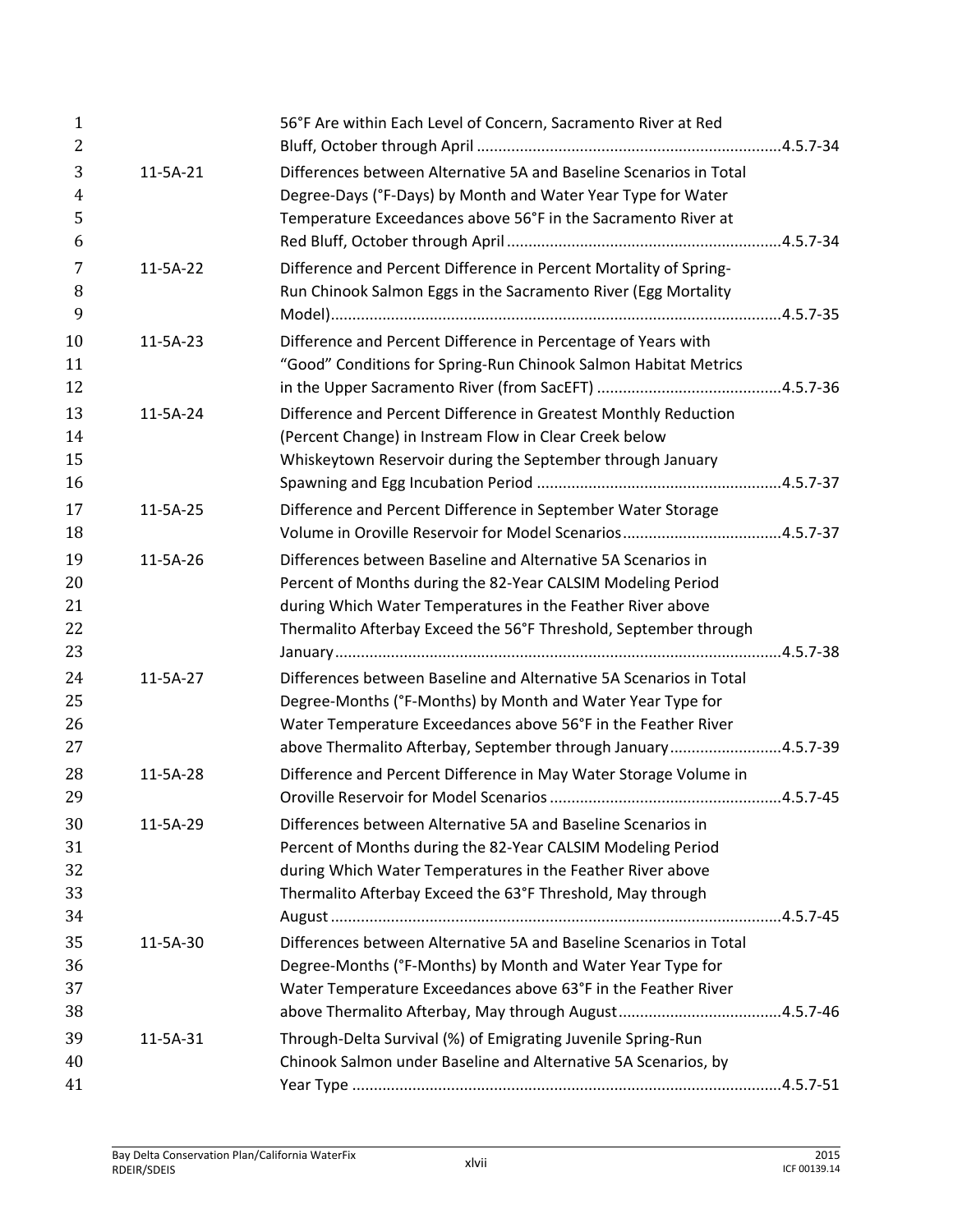| | | |
|---|---|---|
| | 56°F Are within Each Level of Concern, Sacramento River at Red Bluff, October through April | 4.5.7-34 |
| 11-5A-21 | Differences between Alternative 5A and Baseline Scenarios in Total Degree-Days (°F-Days) by Month and Water Year Type for Water Temperature Exceedances above 56°F in the Sacramento River at Red Bluff, October through April | 4.5.7-34 |
| 11-5A-22 | Difference and Percent Difference in Percent Mortality of Spring-Run Chinook Salmon Eggs in the Sacramento River (Egg Mortality Model) | 4.5.7-35 |
| 11-5A-23 | Difference and Percent Difference in Percentage of Years with "Good" Conditions for Spring-Run Chinook Salmon Habitat Metrics in the Upper Sacramento River (from SacEFT) | 4.5.7-36 |
| 11-5A-24 | Difference and Percent Difference in Greatest Monthly Reduction (Percent Change) in Instream Flow in Clear Creek below Whiskeytown Reservoir during the September through January Spawning and Egg Incubation Period | 4.5.7-37 |
| 11-5A-25 | Difference and Percent Difference in September Water Storage Volume in Oroville Reservoir for Model Scenarios | 4.5.7-37 |
| 11-5A-26 | Differences between Baseline and Alternative 5A Scenarios in Percent of Months during the 82-Year CALSIM Modeling Period during Which Water Temperatures in the Feather River above Thermalito Afterbay Exceed the 56°F Threshold, September through January | 4.5.7-38 |
| 11-5A-27 | Differences between Baseline and Alternative 5A Scenarios in Total Degree-Months (°F-Months) by Month and Water Year Type for Water Temperature Exceedances above 56°F in the Feather River above Thermalito Afterbay, September through January | 4.5.7-39 |
| 11-5A-28 | Difference and Percent Difference in May Water Storage Volume in Oroville Reservoir for Model Scenarios | 4.5.7-45 |
| 11-5A-29 | Differences between Alternative 5A and Baseline Scenarios in Percent of Months during the 82-Year CALSIM Modeling Period during Which Water Temperatures in the Feather River above Thermalito Afterbay Exceed the 63°F Threshold, May through August | 4.5.7-45 |
| 11-5A-30 | Differences between Alternative 5A and Baseline Scenarios in Total Degree-Months (°F-Months) by Month and Water Year Type for Water Temperature Exceedances above 63°F in the Feather River above Thermalito Afterbay, May through August | 4.5.7-46 |
| 11-5A-31 | Through-Delta Survival (%) of Emigrating Juvenile Spring-Run Chinook Salmon under Baseline and Alternative 5A Scenarios, by Year Type | 4.5.7-51 |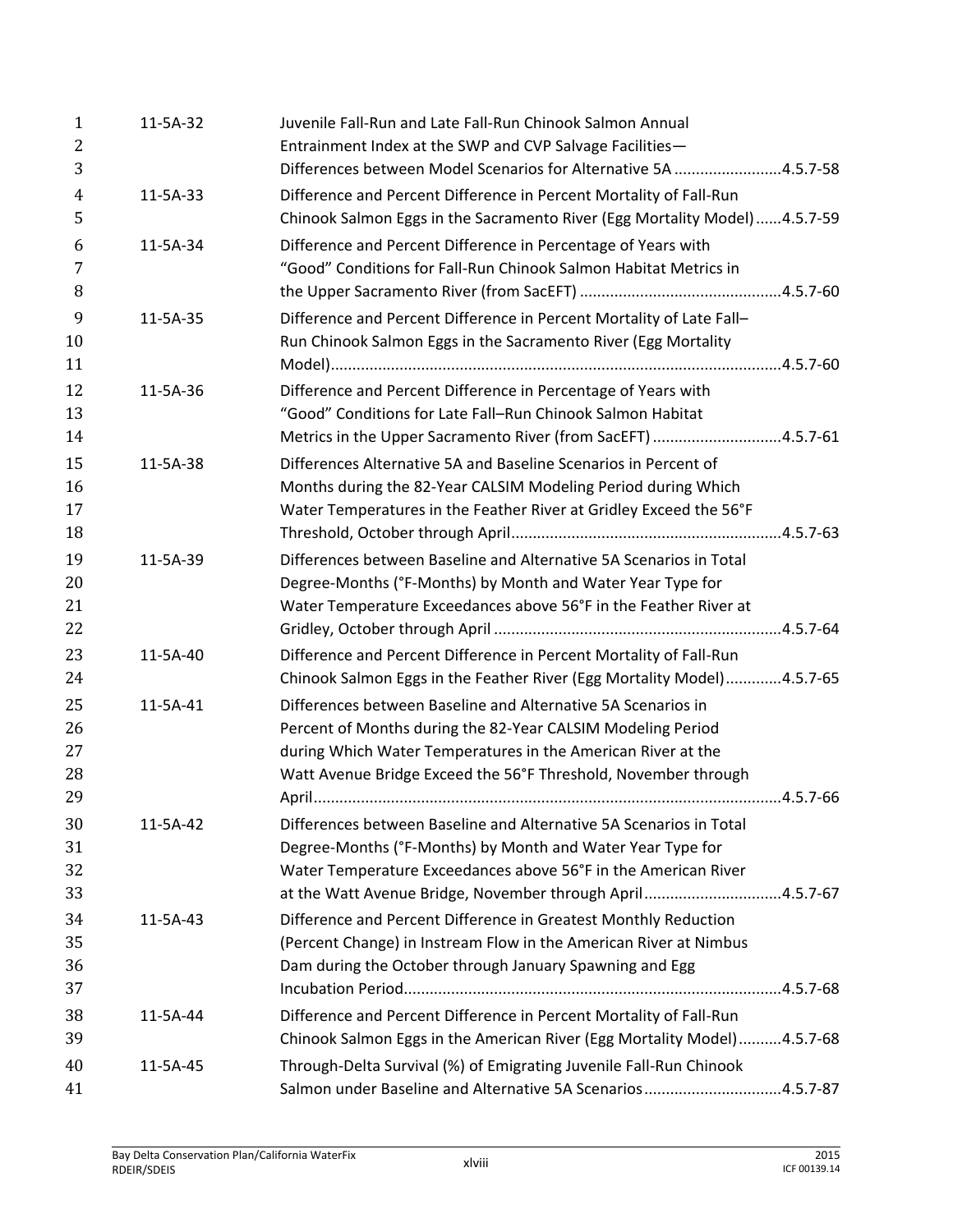| | | |
|---|---|---|
| 11-5A-32 | Juvenile Fall-Run and Late Fall-Run Chinook Salmon Annual Entrainment Index at the SWP and CVP Salvage Facilities—Differences between Model Scenarios for Alternative 5A | 4.5.7-58 |
| 11-5A-33 | Difference and Percent Difference in Percent Mortality of Fall-Run Chinook Salmon Eggs in the Sacramento River (Egg Mortality Model) | 4.5.7-59 |
| 11-5A-34 | Difference and Percent Difference in Percentage of Years with "Good" Conditions for Fall-Run Chinook Salmon Habitat Metrics in the Upper Sacramento River (from SacEFT) | 4.5.7-60 |
| 11-5A-35 | Difference and Percent Difference in Percent Mortality of Late Fall–Run Chinook Salmon Eggs in the Sacramento River (Egg Mortality Model) | 4.5.7-60 |
| 11-5A-36 | Difference and Percent Difference in Percentage of Years with "Good" Conditions for Late Fall–Run Chinook Salmon Habitat Metrics in the Upper Sacramento River (from SacEFT) | 4.5.7-61 |
| 11-5A-38 | Differences Alternative 5A and Baseline Scenarios in Percent of Months during the 82-Year CALSIM Modeling Period during Which Water Temperatures in the Feather River at Gridley Exceed the 56°F Threshold, October through April | 4.5.7-63 |
| 11-5A-39 | Differences between Baseline and Alternative 5A Scenarios in Total Degree-Months (°F-Months) by Month and Water Year Type for Water Temperature Exceedances above 56°F in the Feather River at Gridley, October through April | 4.5.7-64 |
| 11-5A-40 | Difference and Percent Difference in Percent Mortality of Fall-Run Chinook Salmon Eggs in the Feather River (Egg Mortality Model) | 4.5.7-65 |
| 11-5A-41 | Differences between Baseline and Alternative 5A Scenarios in Percent of Months during the 82-Year CALSIM Modeling Period during Which Water Temperatures in the American River at the Watt Avenue Bridge Exceed the 56°F Threshold, November through April | 4.5.7-66 |
| 11-5A-42 | Differences between Baseline and Alternative 5A Scenarios in Total Degree-Months (°F-Months) by Month and Water Year Type for Water Temperature Exceedances above 56°F in the American River at the Watt Avenue Bridge, November through April | 4.5.7-67 |
| 11-5A-43 | Difference and Percent Difference in Greatest Monthly Reduction (Percent Change) in Instream Flow in the American River at Nimbus Dam during the October through January Spawning and Egg Incubation Period | 4.5.7-68 |
| 11-5A-44 | Difference and Percent Difference in Percent Mortality of Fall-Run Chinook Salmon Eggs in the American River (Egg Mortality Model) | 4.5.7-68 |
| 11-5A-45 | Through-Delta Survival (%) of Emigrating Juvenile Fall-Run Chinook Salmon under Baseline and Alternative 5A Scenarios | 4.5.7-87 |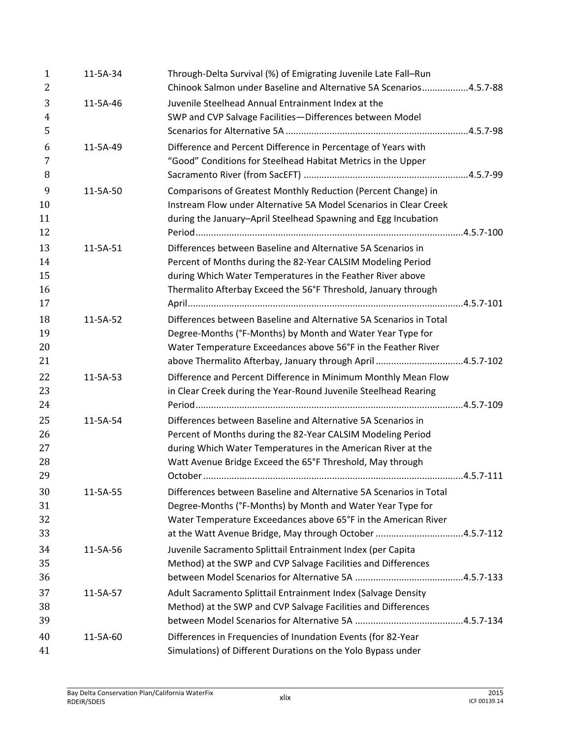| | | |
|---|---|---|
| 11-5A-34 | Through-Delta Survival (%) of Emigrating Juvenile Late Fall–Run Chinook Salmon under Baseline and Alternative 5A Scenarios | 4.5.7-88 |
| 11-5A-46 | Juvenile Steelhead Annual Entrainment Index at the SWP and CVP Salvage Facilities—Differences between Model Scenarios for Alternative 5A | 4.5.7-98 |
| 11-5A-49 | Difference and Percent Difference in Percentage of Years with "Good" Conditions for Steelhead Habitat Metrics in the Upper Sacramento River (from SacEFT) | 4.5.7-99 |
| 11-5A-50 | Comparisons of Greatest Monthly Reduction (Percent Change) in Instream Flow under Alternative 5A Model Scenarios in Clear Creek during the January–April Steelhead Spawning and Egg Incubation Period | 4.5.7-100 |
| 11-5A-51 | Differences between Baseline and Alternative 5A Scenarios in Percent of Months during the 82-Year CALSIM Modeling Period during Which Water Temperatures in the Feather River above Thermalito Afterbay Exceed the 56°F Threshold, January through April | 4.5.7-101 |
| 11-5A-52 | Differences between Baseline and Alternative 5A Scenarios in Total Degree-Months (°F-Months) by Month and Water Year Type for Water Temperature Exceedances above 56°F in the Feather River above Thermalito Afterbay, January through April | 4.5.7-102 |
| 11-5A-53 | Difference and Percent Difference in Minimum Monthly Mean Flow in Clear Creek during the Year-Round Juvenile Steelhead Rearing Period | 4.5.7-109 |
| 11-5A-54 | Differences between Baseline and Alternative 5A Scenarios in Percent of Months during the 82-Year CALSIM Modeling Period during Which Water Temperatures in the American River at the Watt Avenue Bridge Exceed the 65°F Threshold, May through October | 4.5.7-111 |
| 11-5A-55 | Differences between Baseline and Alternative 5A Scenarios in Total Degree-Months (°F-Months) by Month and Water Year Type for Water Temperature Exceedances above 65°F in the American River at the Watt Avenue Bridge, May through October | 4.5.7-112 |
| 11-5A-56 | Juvenile Sacramento Splittail Entrainment Index (per Capita Method) at the SWP and CVP Salvage Facilities and Differences between Model Scenarios for Alternative 5A | 4.5.7-133 |
| 11-5A-57 | Adult Sacramento Splittail Entrainment Index (Salvage Density Method) at the SWP and CVP Salvage Facilities and Differences between Model Scenarios for Alternative 5A | 4.5.7-134 |
| 11-5A-60 | Differences in Frequencies of Inundation Events (for 82-Year Simulations) of Different Durations on the Yolo Bypass under | |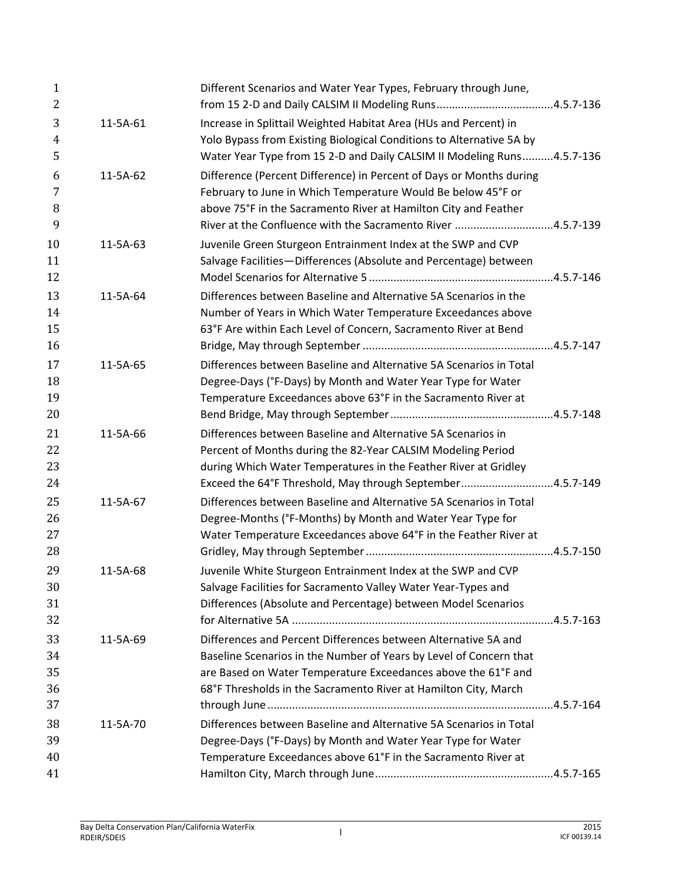| | | |
|---|---|---|
| | Different Scenarios and Water Year Types, February through June, from 15 2-D and Daily CALSIM II Modeling Runs | 4.5.7-136 |
| 11-5A-61 | Increase in Splittail Weighted Habitat Area (HUs and Percent) in Yolo Bypass from Existing Biological Conditions to Alternative 5A by Water Year Type from 15 2-D and Daily CALSIM II Modeling Runs | 4.5.7-136 |
| 11-5A-62 | Difference (Percent Difference) in Percent of Days or Months during February to June in Which Temperature Would Be below 45°F or above 75°F in the Sacramento River at Hamilton City and Feather River at the Confluence with the Sacramento River | 4.5.7-139 |
| 11-5A-63 | Juvenile Green Sturgeon Entrainment Index at the SWP and CVP Salvage Facilities—Differences (Absolute and Percentage) between Model Scenarios for Alternative 5 | 4.5.7-146 |
| 11-5A-64 | Differences between Baseline and Alternative 5A Scenarios in the Number of Years in Which Water Temperature Exceedances above 63°F Are within Each Level of Concern, Sacramento River at Bend Bridge, May through September | 4.5.7-147 |
| 11-5A-65 | Differences between Baseline and Alternative 5A Scenarios in Total Degree-Days (°F-Days) by Month and Water Year Type for Water Temperature Exceedances above 63°F in the Sacramento River at Bend Bridge, May through September | 4.5.7-148 |
| 11-5A-66 | Differences between Baseline and Alternative 5A Scenarios in Percent of Months during the 82-Year CALSIM Modeling Period during Which Water Temperatures in the Feather River at Gridley Exceed the 64°F Threshold, May through September | 4.5.7-149 |
| 11-5A-67 | Differences between Baseline and Alternative 5A Scenarios in Total Degree-Months (°F-Months) by Month and Water Year Type for Water Temperature Exceedances above 64°F in the Feather River at Gridley, May through September | 4.5.7-150 |
| 11-5A-68 | Juvenile White Sturgeon Entrainment Index at the SWP and CVP Salvage Facilities for Sacramento Valley Water Year-Types and Differences (Absolute and Percentage) between Model Scenarios for Alternative 5A | 4.5.7-163 |
| 11-5A-69 | Differences and Percent Differences between Alternative 5A and Baseline Scenarios in the Number of Years by Level of Concern that are Based on Water Temperature Exceedances above the 61°F and 68°F Thresholds in the Sacramento River at Hamilton City, March through June | 4.5.7-164 |
| 11-5A-70 | Differences between Baseline and Alternative 5A Scenarios in Total Degree-Days (°F-Days) by Month and Water Year Type for Water Temperature Exceedances above 61°F in the Sacramento River at Hamilton City, March through June | 4.5.7-165 |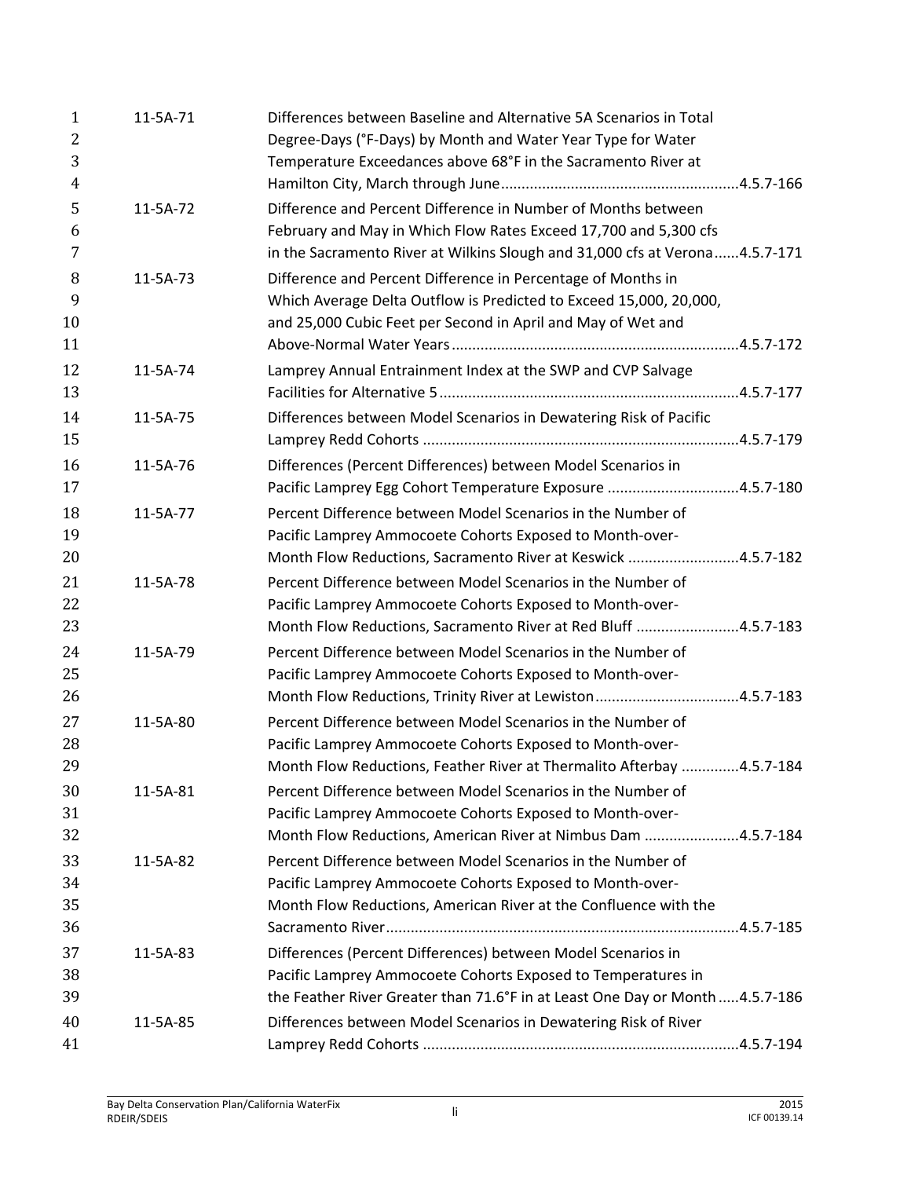| | | |
|---|---|---|
| 11-5A-71 | Differences between Baseline and Alternative 5A Scenarios in Total Degree-Days (°F-Days) by Month and Water Year Type for Water Temperature Exceedances above 68°F in the Sacramento River at Hamilton City, March through June | 4.5.7-166 |
| 11-5A-72 | Difference and Percent Difference in Number of Months between February and May in Which Flow Rates Exceed 17,700 and 5,300 cfs in the Sacramento River at Wilkins Slough and 31,000 cfs at Verona | 4.5.7-171 |
| 11-5A-73 | Difference and Percent Difference in Percentage of Months in Which Average Delta Outflow is Predicted to Exceed 15,000, 20,000, and 25,000 Cubic Feet per Second in April and May of Wet and Above-Normal Water Years | 4.5.7-172 |
| 11-5A-74 | Lamprey Annual Entrainment Index at the SWP and CVP Salvage Facilities for Alternative 5 | 4.5.7-177 |
| 11-5A-75 | Differences between Model Scenarios in Dewatering Risk of Pacific Lamprey Redd Cohorts | 4.5.7-179 |
| 11-5A-76 | Differences (Percent Differences) between Model Scenarios in Pacific Lamprey Egg Cohort Temperature Exposure | 4.5.7-180 |
| 11-5A-77 | Percent Difference between Model Scenarios in the Number of Pacific Lamprey Ammocoete Cohorts Exposed to Month-over-Month Flow Reductions, Sacramento River at Keswick | 4.5.7-182 |
| 11-5A-78 | Percent Difference between Model Scenarios in the Number of Pacific Lamprey Ammocoete Cohorts Exposed to Month-over-Month Flow Reductions, Sacramento River at Red Bluff | 4.5.7-183 |
| 11-5A-79 | Percent Difference between Model Scenarios in the Number of Pacific Lamprey Ammocoete Cohorts Exposed to Month-over-Month Flow Reductions, Trinity River at Lewiston | 4.5.7-183 |
| 11-5A-80 | Percent Difference between Model Scenarios in the Number of Pacific Lamprey Ammocoete Cohorts Exposed to Month-over-Month Flow Reductions, Feather River at Thermalito Afterbay | 4.5.7-184 |
| 11-5A-81 | Percent Difference between Model Scenarios in the Number of Pacific Lamprey Ammocoete Cohorts Exposed to Month-over-Month Flow Reductions, American River at Nimbus Dam | 4.5.7-184 |
| 11-5A-82 | Percent Difference between Model Scenarios in the Number of Pacific Lamprey Ammocoete Cohorts Exposed to Month-over-Month Flow Reductions, American River at the Confluence with the Sacramento River | 4.5.7-185 |
| 11-5A-83 | Differences (Percent Differences) between Model Scenarios in Pacific Lamprey Ammocoete Cohorts Exposed to Temperatures in the Feather River Greater than 71.6°F in at Least One Day or Month | 4.5.7-186 |
| 11-5A-85 | Differences between Model Scenarios in Dewatering Risk of River Lamprey Redd Cohorts | 4.5.7-194 |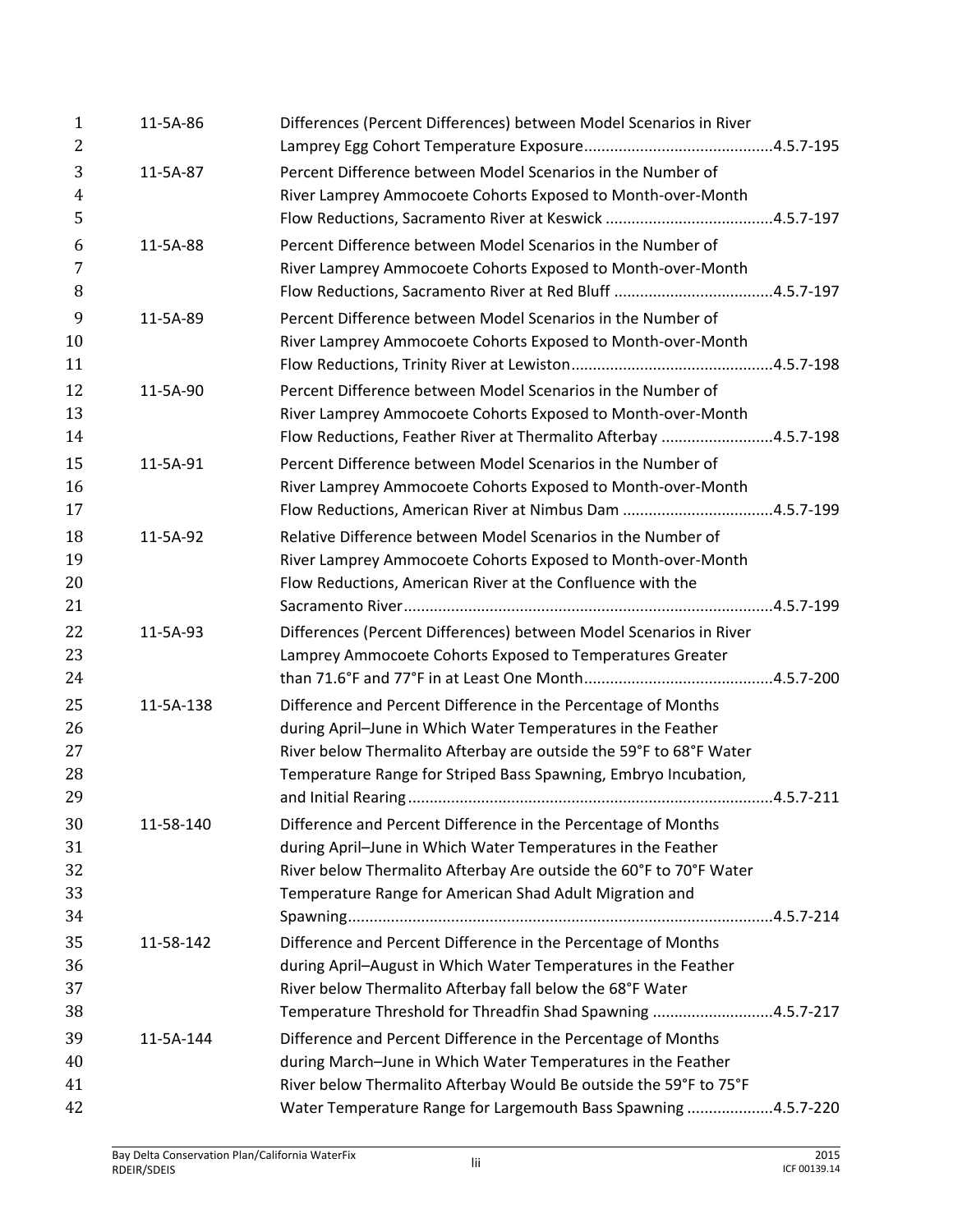| | | |
|---|---|---|
| 11-5A-86 | Differences (Percent Differences) between Model Scenarios in River Lamprey Egg Cohort Temperature Exposure | 4.5.7-195 |
| 11-5A-87 | Percent Difference between Model Scenarios in the Number of River Lamprey Ammocoete Cohorts Exposed to Month-over-Month Flow Reductions, Sacramento River at Keswick | 4.5.7-197 |
| 11-5A-88 | Percent Difference between Model Scenarios in the Number of River Lamprey Ammocoete Cohorts Exposed to Month-over-Month Flow Reductions, Sacramento River at Red Bluff | 4.5.7-197 |
| 11-5A-89 | Percent Difference between Model Scenarios in the Number of River Lamprey Ammocoete Cohorts Exposed to Month-over-Month Flow Reductions, Trinity River at Lewiston | 4.5.7-198 |
| 11-5A-90 | Percent Difference between Model Scenarios in the Number of River Lamprey Ammocoete Cohorts Exposed to Month-over-Month Flow Reductions, Feather River at Thermalito Afterbay | 4.5.7-198 |
| 11-5A-91 | Percent Difference between Model Scenarios in the Number of River Lamprey Ammocoete Cohorts Exposed to Month-over-Month Flow Reductions, American River at Nimbus Dam | 4.5.7-199 |
| 11-5A-92 | Relative Difference between Model Scenarios in the Number of River Lamprey Ammocoete Cohorts Exposed to Month-over-Month Flow Reductions, American River at the Confluence with the Sacramento River | 4.5.7-199 |
| 11-5A-93 | Differences (Percent Differences) between Model Scenarios in River Lamprey Ammocoete Cohorts Exposed to Temperatures Greater than 71.6°F and 77°F in at Least One Month | 4.5.7-200 |
| 11-5A-138 | Difference and Percent Difference in the Percentage of Months during April–June in Which Water Temperatures in the Feather River below Thermalito Afterbay are outside the 59°F to 68°F Water Temperature Range for Striped Bass Spawning, Embryo Incubation, and Initial Rearing | 4.5.7-211 |
| 11-58-140 | Difference and Percent Difference in the Percentage of Months during April–June in Which Water Temperatures in the Feather River below Thermalito Afterbay Are outside the 60°F to 70°F Water Temperature Range for American Shad Adult Migration and Spawning | 4.5.7-214 |
| 11-58-142 | Difference and Percent Difference in the Percentage of Months during April–August in Which Water Temperatures in the Feather River below Thermalito Afterbay fall below the 68°F Water Temperature Threshold for Threadfin Shad Spawning | 4.5.7-217 |
| 11-5A-144 | Difference and Percent Difference in the Percentage of Months during March–June in Which Water Temperatures in the Feather River below Thermalito Afterbay Would Be outside the 59°F to 75°F Water Temperature Range for Largemouth Bass Spawning | 4.5.7-220 |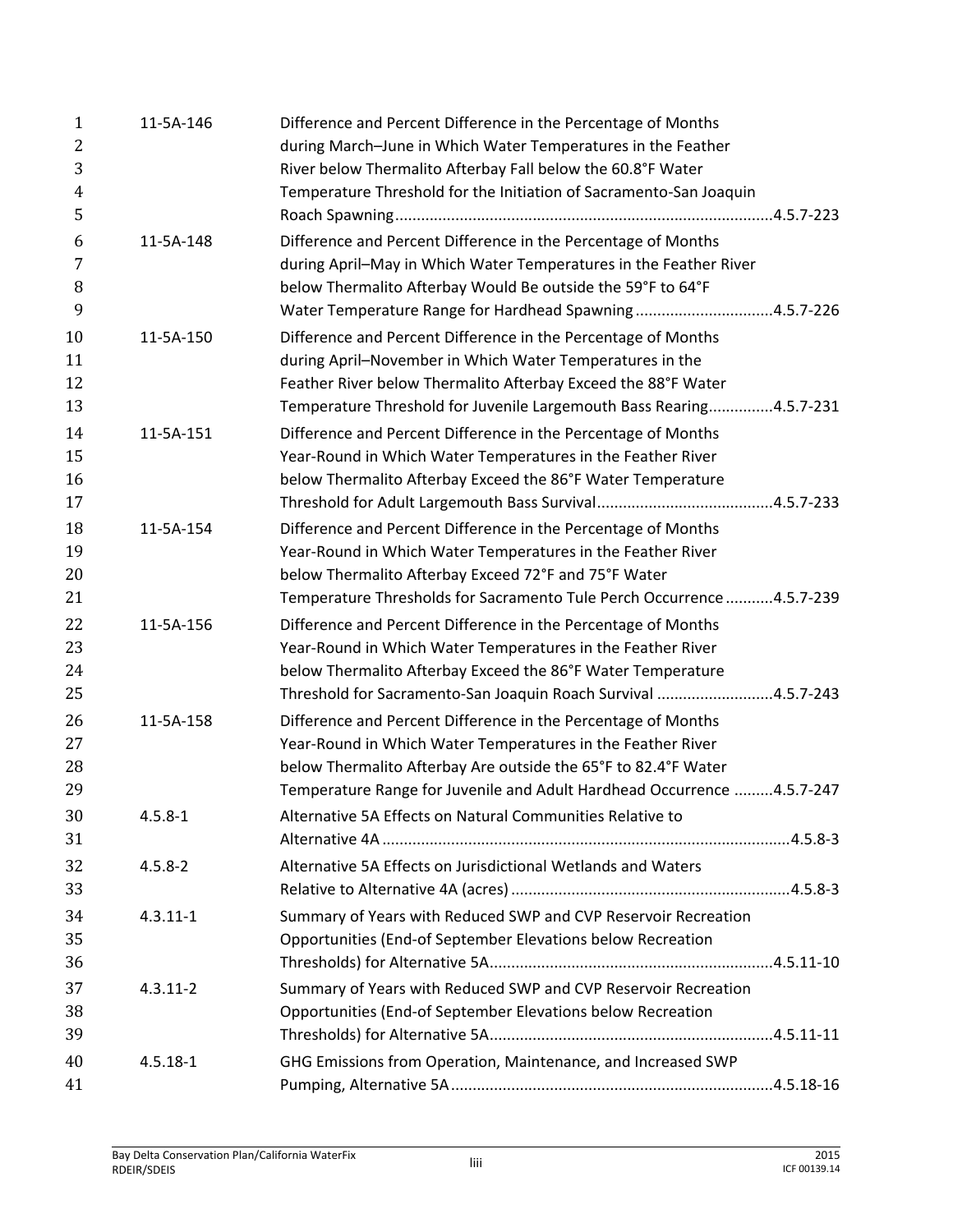| | | |
|---|---|---|
| 11-5A-146 | Difference and Percent Difference in the Percentage of Months during March–June in Which Water Temperatures in the Feather River below Thermalito Afterbay Fall below the 60.8°F Water Temperature Threshold for the Initiation of Sacramento-San Joaquin Roach Spawning | 4.5.7-223 |
| 11-5A-148 | Difference and Percent Difference in the Percentage of Months during April–May in Which Water Temperatures in the Feather River below Thermalito Afterbay Would Be outside the 59°F to 64°F Water Temperature Range for Hardhead Spawning | 4.5.7-226 |
| 11-5A-150 | Difference and Percent Difference in the Percentage of Months during April–November in Which Water Temperatures in the Feather River below Thermalito Afterbay Exceed the 88°F Water Temperature Threshold for Juvenile Largemouth Bass Rearing | 4.5.7-231 |
| 11-5A-151 | Difference and Percent Difference in the Percentage of Months Year-Round in Which Water Temperatures in the Feather River below Thermalito Afterbay Exceed the 86°F Water Temperature Threshold for Adult Largemouth Bass Survival | 4.5.7-233 |
| 11-5A-154 | Difference and Percent Difference in the Percentage of Months Year-Round in Which Water Temperatures in the Feather River below Thermalito Afterbay Exceed 72°F and 75°F Water Temperature Thresholds for Sacramento Tule Perch Occurrence | 4.5.7-239 |
| 11-5A-156 | Difference and Percent Difference in the Percentage of Months Year-Round in Which Water Temperatures in the Feather River below Thermalito Afterbay Exceed the 86°F Water Temperature Threshold for Sacramento-San Joaquin Roach Survival | 4.5.7-243 |
| 11-5A-158 | Difference and Percent Difference in the Percentage of Months Year-Round in Which Water Temperatures in the Feather River below Thermalito Afterbay Are outside the 65°F to 82.4°F Water Temperature Range for Juvenile and Adult Hardhead Occurrence | 4.5.7-247 |
| 4.5.8-1 | Alternative 5A Effects on Natural Communities Relative to Alternative 4A | 4.5.8-3 |
| 4.5.8-2 | Alternative 5A Effects on Jurisdictional Wetlands and Waters Relative to Alternative 4A (acres) | 4.5.8-3 |
| 4.3.11-1 | Summary of Years with Reduced SWP and CVP Reservoir Recreation Opportunities (End-of September Elevations below Recreation Thresholds) for Alternative 5A | 4.5.11-10 |
| 4.3.11-2 | Summary of Years with Reduced SWP and CVP Reservoir Recreation Opportunities (End-of September Elevations below Recreation Thresholds) for Alternative 5A | 4.5.11-11 |
| 4.5.18-1 | GHG Emissions from Operation, Maintenance, and Increased SWP Pumping, Alternative 5A | 4.5.18-16 |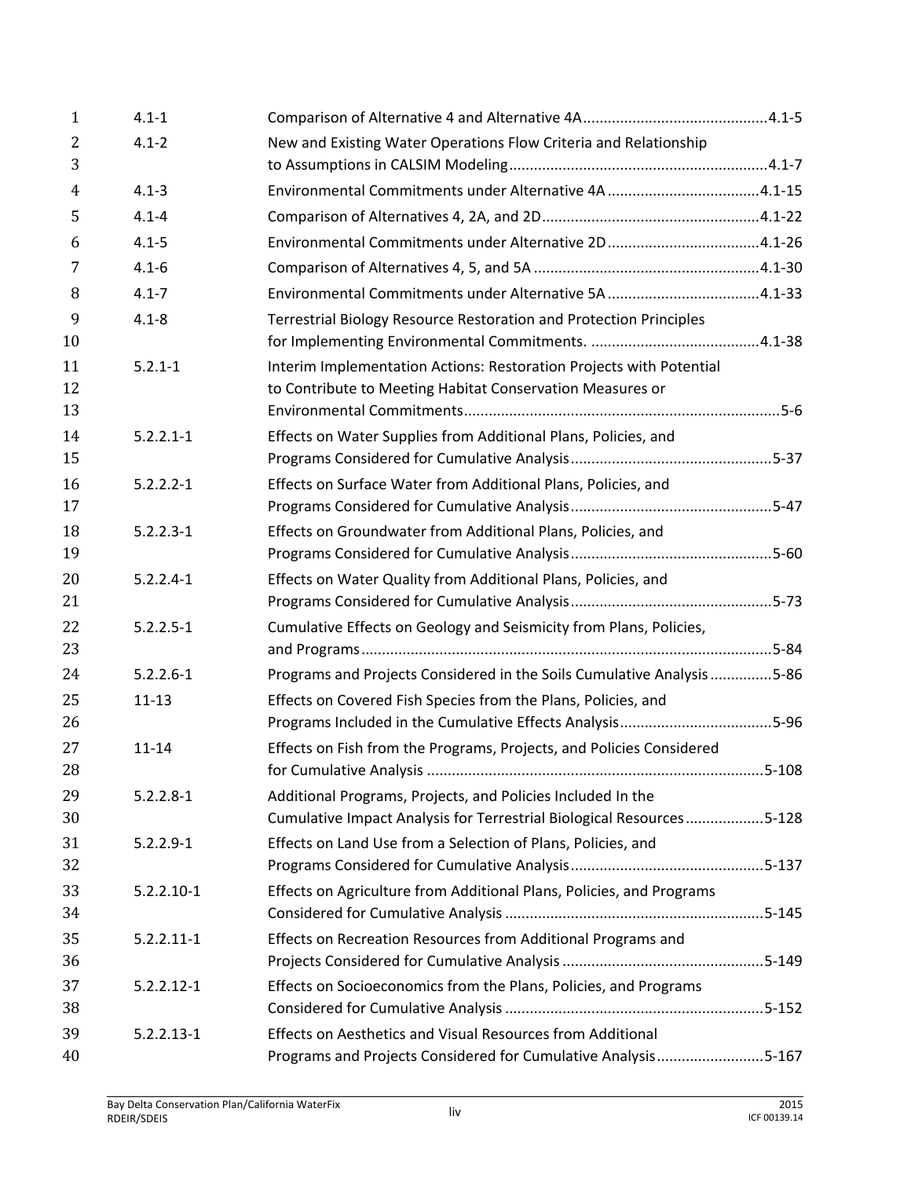| | | |
|---|---|---|
| 4.1-1 | Comparison of Alternative 4 and Alternative 4A | 4.1-5 |
| 4.1-2 | New and Existing Water Operations Flow Criteria and Relationship to Assumptions in CALSIM Modeling | 4.1-7 |
| 4.1-3 | Environmental Commitments under Alternative 4A | 4.1-15 |
| 4.1-4 | Comparison of Alternatives 4, 2A, and 2D | 4.1-22 |
| 4.1-5 | Environmental Commitments under Alternative 2D | 4.1-26 |
| 4.1-6 | Comparison of Alternatives 4, 5, and 5A | 4.1-30 |
| 4.1-7 | Environmental Commitments under Alternative 5A | 4.1-33 |
| 4.1-8 | Terrestrial Biology Resource Restoration and Protection Principles for Implementing Environmental Commitments. | 4.1-38 |
| 5.2.1-1 | Interim Implementation Actions: Restoration Projects with Potential to Contribute to Meeting Habitat Conservation Measures or Environmental Commitments | 5-6 |
| 5.2.2.1-1 | Effects on Water Supplies from Additional Plans, Policies, and Programs Considered for Cumulative Analysis | 5-37 |
| 5.2.2.2-1 | Effects on Surface Water from Additional Plans, Policies, and Programs Considered for Cumulative Analysis | 5-47 |
| 5.2.2.3-1 | Effects on Groundwater from Additional Plans, Policies, and Programs Considered for Cumulative Analysis | 5-60 |
| 5.2.2.4-1 | Effects on Water Quality from Additional Plans, Policies, and Programs Considered for Cumulative Analysis | 5-73 |
| 5.2.2.5-1 | Cumulative Effects on Geology and Seismicity from Plans, Policies, and Programs | 5-84 |
| 5.2.2.6-1 | Programs and Projects Considered in the Soils Cumulative Analysis | 5-86 |
| 11-13 | Effects on Covered Fish Species from the Plans, Policies, and Programs Included in the Cumulative Effects Analysis | 5-96 |
| 11-14 | Effects on Fish from the Programs, Projects, and Policies Considered for Cumulative Analysis | 5-108 |
| 5.2.2.8-1 | Additional Programs, Projects, and Policies Included In the Cumulative Impact Analysis for Terrestrial Biological Resources | 5-128 |
| 5.2.2.9-1 | Effects on Land Use from a Selection of Plans, Policies, and Programs Considered for Cumulative Analysis | 5-137 |
| 5.2.2.10-1 | Effects on Agriculture from Additional Plans, Policies, and Programs Considered for Cumulative Analysis | 5-145 |
| 5.2.2.11-1 | Effects on Recreation Resources from Additional Programs and Projects Considered for Cumulative Analysis | 5-149 |
| 5.2.2.12-1 | Effects on Socioeconomics from the Plans, Policies, and Programs Considered for Cumulative Analysis | 5-152 |
| 5.2.2.13-1 | Effects on Aesthetics and Visual Resources from Additional Programs and Projects Considered for Cumulative Analysis | 5-167 |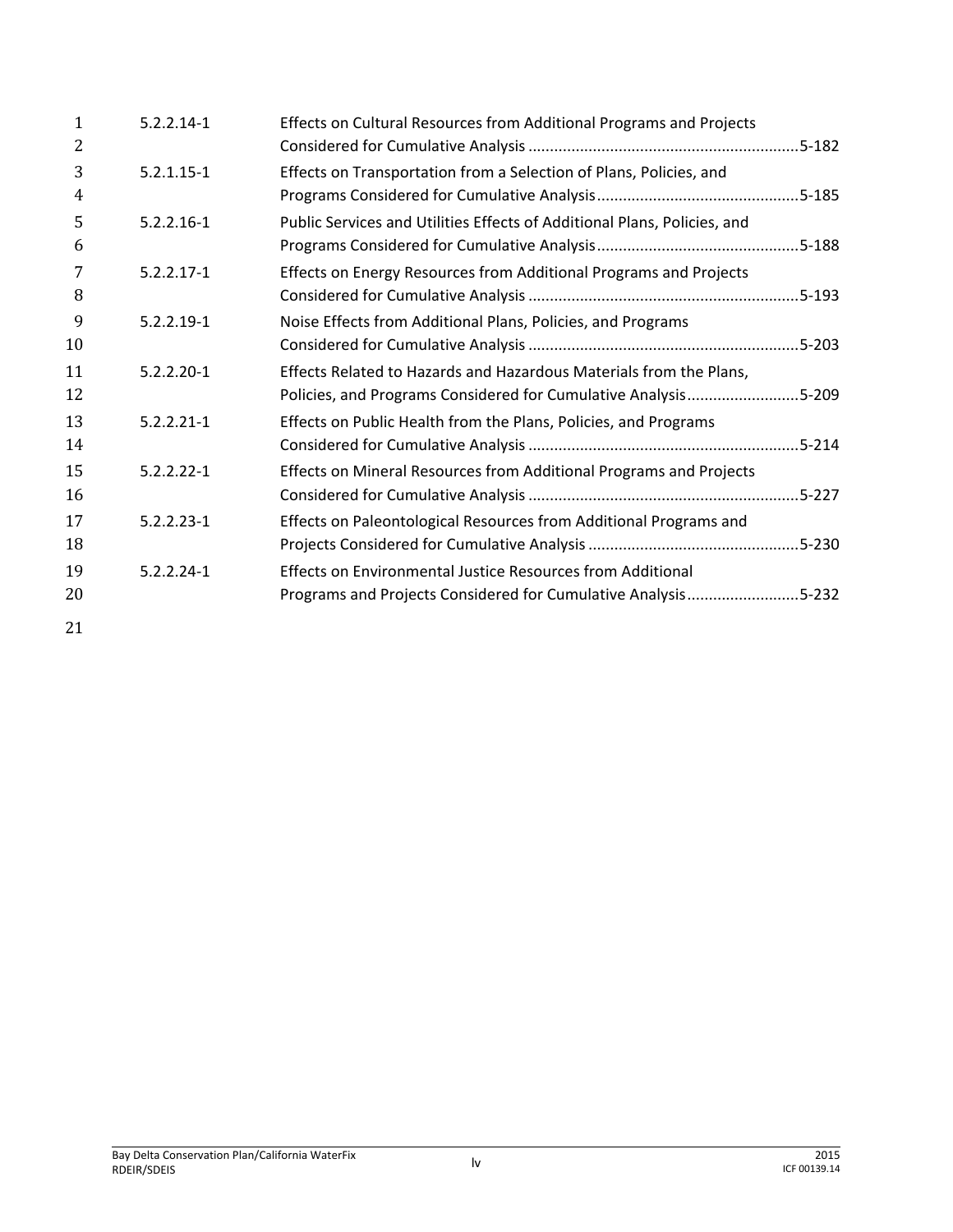| | | |
|---|---|---|
| 5.2.2.14-1 | Effects on Cultural Resources from Additional Programs and Projects Considered for Cumulative Analysis | 5-182 |
| 5.2.1.15-1 | Effects on Transportation from a Selection of Plans, Policies, and Programs Considered for Cumulative Analysis | 5-185 |
| 5.2.2.16-1 | Public Services and Utilities Effects of Additional Plans, Policies, and Programs Considered for Cumulative Analysis | 5-188 |
| 5.2.2.17-1 | Effects on Energy Resources from Additional Programs and Projects Considered for Cumulative Analysis | 5-193 |
| 5.2.2.19-1 | Noise Effects from Additional Plans, Policies, and Programs Considered for Cumulative Analysis | 5-203 |
| 5.2.2.20-1 | Effects Related to Hazards and Hazardous Materials from the Plans, Policies, and Programs Considered for Cumulative Analysis | 5-209 |
| 5.2.2.21-1 | Effects on Public Health from the Plans, Policies, and Programs Considered for Cumulative Analysis | 5-214 |
| 5.2.2.22-1 | Effects on Mineral Resources from Additional Programs and Projects Considered for Cumulative Analysis | 5-227 |
| 5.2.2.23-1 | Effects on Paleontological Resources from Additional Programs and Projects Considered for Cumulative Analysis | 5-230 |
| 5.2.2.24-1 | Effects on Environmental Justice Resources from Additional Programs and Projects Considered for Cumulative Analysis | 5-232 |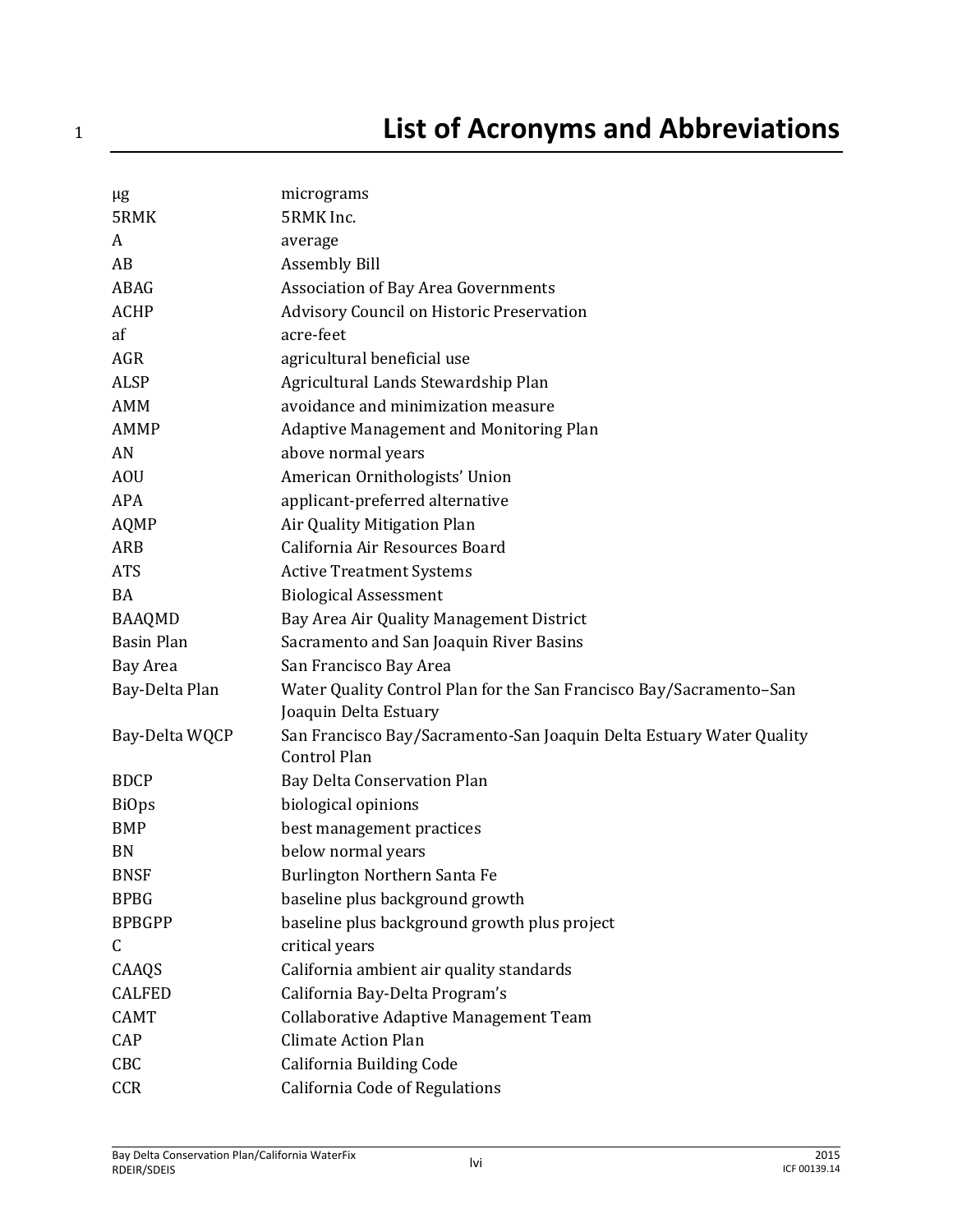# List of Acronyms and Abbreviations

| | |
|---|---|
| μg | micrograms |
| 5RMK | 5RMK Inc. |
| A | average |
| AB | Assembly Bill |
| ABAG | Association of Bay Area Governments |
| ACHP | Advisory Council on Historic Preservation |
| af | acre-feet |
| AGR | agricultural beneficial use |
| ALSP | Agricultural Lands Stewardship Plan |
| AMM | avoidance and minimization measure |
| AMMP | Adaptive Management and Monitoring Plan |
| AN | above normal years |
| AOU | American Ornithologists' Union |
| APA | applicant-preferred alternative |
| AQMP | Air Quality Mitigation Plan |
| ARB | California Air Resources Board |
| ATS | Active Treatment Systems |
| BA | Biological Assessment |
| BAAQMD | Bay Area Air Quality Management District |
| Basin Plan | Sacramento and San Joaquin River Basins |
| Bay Area | San Francisco Bay Area |
| Bay-Delta Plan | Water Quality Control Plan for the San Francisco Bay/Sacramento–San Joaquin Delta Estuary |
| Bay-Delta WQCP | San Francisco Bay/Sacramento-San Joaquin Delta Estuary Water Quality Control Plan |
| BDCP | Bay Delta Conservation Plan |
| BiOps | biological opinions |
| BMP | best management practices |
| BN | below normal years |
| BNSF | Burlington Northern Santa Fe |
| BPBG | baseline plus background growth |
| BPBGPP | baseline plus background growth plus project |
| C | critical years |
| CAAQS | California ambient air quality standards |
| CALFED | California Bay-Delta Program's |
| CAMT | Collaborative Adaptive Management Team |
| CAP | Climate Action Plan |
| CBC | California Building Code |
| CCR | California Code of Regulations |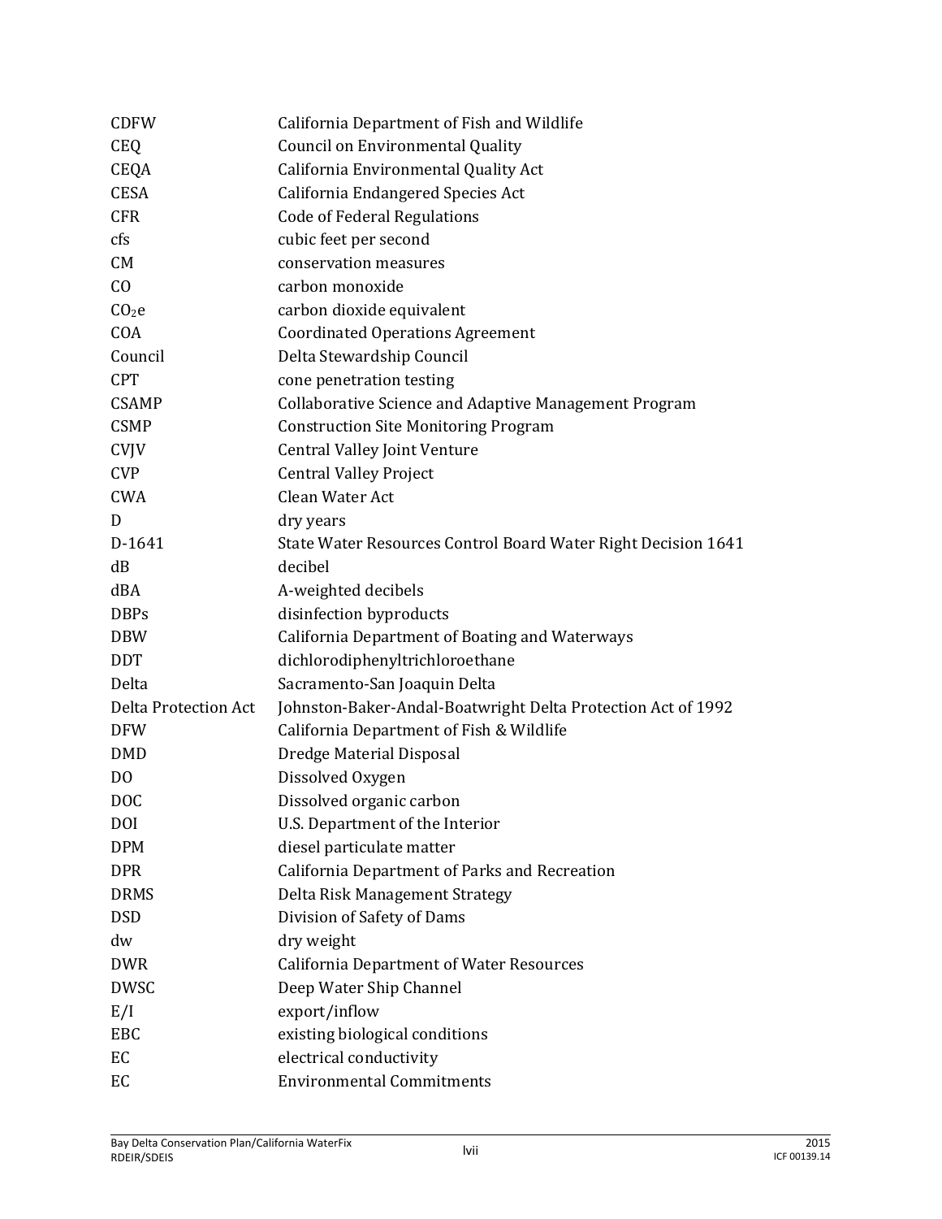| | |
|---|---|
| CDFW | California Department of Fish and Wildlife |
| CEQ | Council on Environmental Quality |
| CEQA | California Environmental Quality Act |
| CESA | California Endangered Species Act |
| CFR | Code of Federal Regulations |
| cfs | cubic feet per second |
| CM | conservation measures |
| CO | carbon monoxide |
| $CO_2e$ | carbon dioxide equivalent |
| COA | Coordinated Operations Agreement |
| Council | Delta Stewardship Council |
| CPT | cone penetration testing |
| CSAMP | Collaborative Science and Adaptive Management Program |
| CSMP | Construction Site Monitoring Program |
| CVJV | Central Valley Joint Venture |
| CVP | Central Valley Project |
| CWA | Clean Water Act |
| D | dry years |
| D-1641 | State Water Resources Control Board Water Right Decision 1641 |
| dB | decibel |
| dBA | A-weighted decibels |
| DBPs | disinfection byproducts |
| DBW | California Department of Boating and Waterways |
| DDT | dichlorodiphenyltrichloroethane |
| Delta | Sacramento-San Joaquin Delta |
| Delta Protection Act | Johnston-Baker-Andal-Boatwright Delta Protection Act of 1992 |
| DFW | California Department of Fish & Wildlife |
| DMD | Dredge Material Disposal |
| DO | Dissolved Oxygen |
| DOC | Dissolved organic carbon |
| DOI | U.S. Department of the Interior |
| DPM | diesel particulate matter |
| DPR | California Department of Parks and Recreation |
| DRMS | Delta Risk Management Strategy |
| DSD | Division of Safety of Dams |
| dw | dry weight |
| DWR | California Department of Water Resources |
| DWSC | Deep Water Ship Channel |
| E/I | export/inflow |
| EBC | existing biological conditions |
| EC | electrical conductivity |
| EC | Environmental Commitments |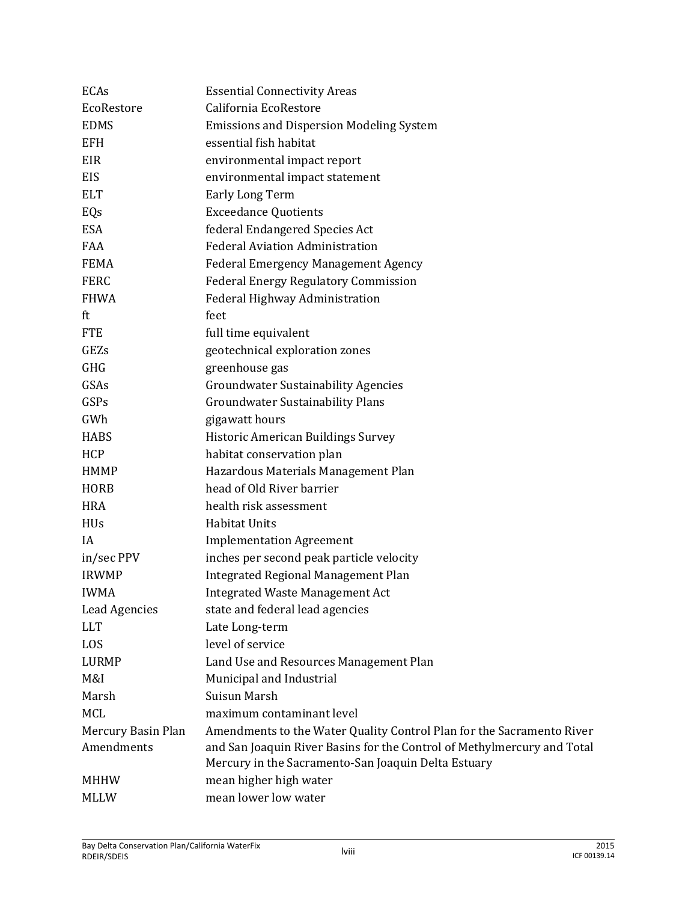| | |
|---|---|
| ECAs | Essential Connectivity Areas |
| EcoRestore | California EcoRestore |
| EDMS | Emissions and Dispersion Modeling System |
| EFH | essential fish habitat |
| EIR | environmental impact report |
| EIS | environmental impact statement |
| ELT | Early Long Term |
| EQs | Exceedance Quotients |
| ESA | federal Endangered Species Act |
| FAA | Federal Aviation Administration |
| FEMA | Federal Emergency Management Agency |
| FERC | Federal Energy Regulatory Commission |
| FHWA | Federal Highway Administration |
| ft | feet |
| FTE | full time equivalent |
| GEZs | geotechnical exploration zones |
| GHG | greenhouse gas |
| GSAs | Groundwater Sustainability Agencies |
| GSPs | Groundwater Sustainability Plans |
| GWh | gigawatt hours |
| HABS | Historic American Buildings Survey |
| HCP | habitat conservation plan |
| HMMP | Hazardous Materials Management Plan |
| HORB | head of Old River barrier |
| HRA | health risk assessment |
| HUs | Habitat Units |
| IA | Implementation Agreement |
| in/sec PPV | inches per second peak particle velocity |
| IRWMP | Integrated Regional Management Plan |
| IWMA | Integrated Waste Management Act |
| Lead Agencies | state and federal lead agencies |
| LLT | Late Long-term |
| LOS | level of service |
| LURMP | Land Use and Resources Management Plan |
| M&I | Municipal and Industrial |
| Marsh | Suisun Marsh |
| MCL | maximum contaminant level |
| Mercury Basin Plan Amendments | Amendments to the Water Quality Control Plan for the Sacramento River and San Joaquin River Basins for the Control of Methylmercury and Total Mercury in the Sacramento-San Joaquin Delta Estuary |
| MHHW | mean higher high water |
| MLLW | mean lower low water |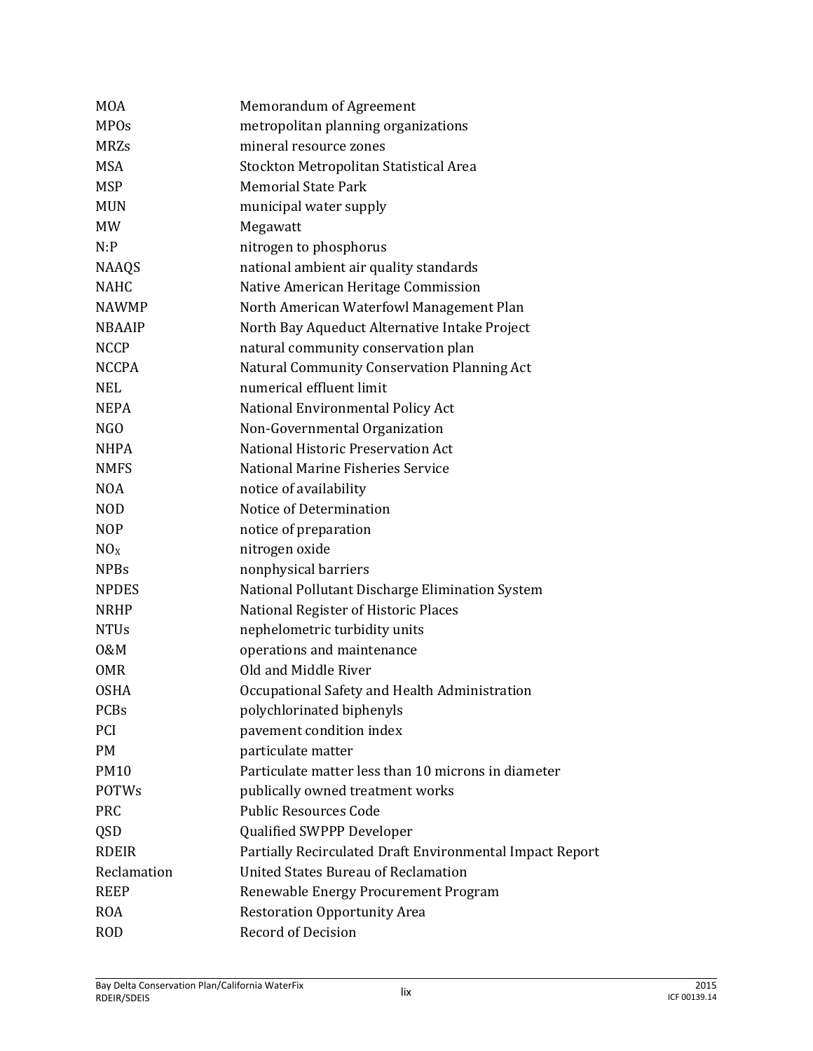| | |
|---|---|
| MOA | Memorandum of Agreement |
| MPOs | metropolitan planning organizations |
| MRZs | mineral resource zones |
| MSA | Stockton Metropolitan Statistical Area |
| MSP | Memorial State Park |
| MUN | municipal water supply |
| MW | Megawatt |
| N:P | nitrogen to phosphorus |
| NAAQS | national ambient air quality standards |
| NAHC | Native American Heritage Commission |
| NAWMP | North American Waterfowl Management Plan |
| NBAAIP | North Bay Aqueduct Alternative Intake Project |
| NCCP | natural community conservation plan |
| NCCPA | Natural Community Conservation Planning Act |
| NEL | numerical effluent limit |
| NEPA | National Environmental Policy Act |
| NGO | Non-Governmental Organization |
| NHPA | National Historic Preservation Act |
| NMFS | National Marine Fisheries Service |
| NOA | notice of availability |
| NOD | Notice of Determination |
| NOP | notice of preparation |
| $NO_X$ | nitrogen oxide |
| NPBs | nonphysical barriers |
| NPDES | National Pollutant Discharge Elimination System |
| NRHP | National Register of Historic Places |
| NTUs | nephelometric turbidity units |
| O&M | operations and maintenance |
| OMR | Old and Middle River |
| OSHA | Occupational Safety and Health Administration |
| PCBs | polychlorinated biphenyls |
| PCI | pavement condition index |
| PM | particulate matter |
| PM10 | Particulate matter less than 10 microns in diameter |
| POTWs | publically owned treatment works |
| PRC | Public Resources Code |
| QSD | Qualified SWPPP Developer |
| RDEIR | Partially Recirculated Draft Environmental Impact Report |
| Reclamation | United States Bureau of Reclamation |
| REEP | Renewable Energy Procurement Program |
| ROA | Restoration Opportunity Area |
| ROD | Record of Decision |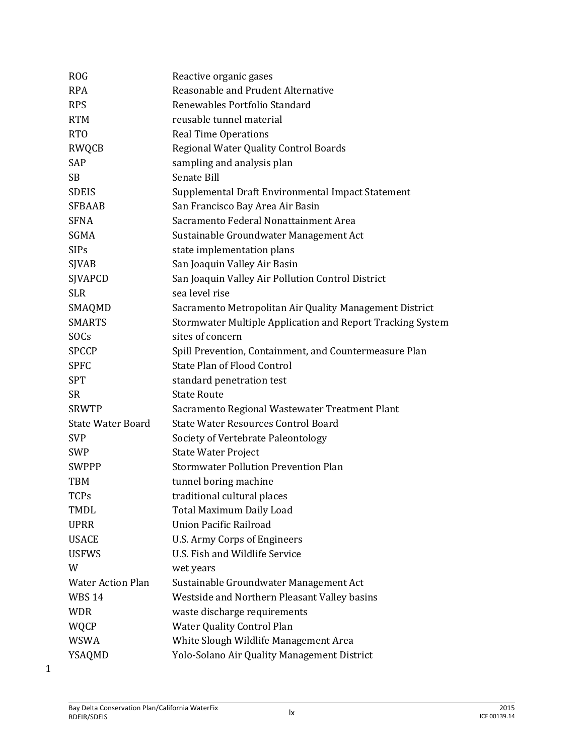| | |
|---|---|
| ROG | Reactive organic gases |
| RPA | Reasonable and Prudent Alternative |
| RPS | Renewables Portfolio Standard |
| RTM | reusable tunnel material |
| RTO | Real Time Operations |
| RWQCB | Regional Water Quality Control Boards |
| SAP | sampling and analysis plan |
| SB | Senate Bill |
| SDEIS | Supplemental Draft Environmental Impact Statement |
| SFBAAB | San Francisco Bay Area Air Basin |
| SFNA | Sacramento Federal Nonattainment Area |
| SGMA | Sustainable Groundwater Management Act |
| SIPs | state implementation plans |
| SJVAB | San Joaquin Valley Air Basin |
| SJVAPCD | San Joaquin Valley Air Pollution Control District |
| SLR | sea level rise |
| SMAQMD | Sacramento Metropolitan Air Quality Management District |
| SMARTS | Stormwater Multiple Application and Report Tracking System |
| SOCs | sites of concern |
| SPCCP | Spill Prevention, Containment, and Countermeasure Plan |
| SPFC | State Plan of Flood Control |
| SPT | standard penetration test |
| SR | State Route |
| SRWTP | Sacramento Regional Wastewater Treatment Plant |
| State Water Board | State Water Resources Control Board |
| SVP | Society of Vertebrate Paleontology |
| SWP | State Water Project |
| SWPPP | Stormwater Pollution Prevention Plan |
| TBM | tunnel boring machine |
| TCPs | traditional cultural places |
| TMDL | Total Maximum Daily Load |
| UPRR | Union Pacific Railroad |
| USACE | U.S. Army Corps of Engineers |
| USFWS | U.S. Fish and Wildlife Service |
| W | wet years |
| Water Action Plan | Sustainable Groundwater Management Act |
| WBS 14 | Westside and Northern Pleasant Valley basins |
| WDR | waste discharge requirements |
| WQCP | Water Quality Control Plan |
| WSWA | White Slough Wildlife Management Area |
| YSAQMD | Yolo-Solano Air Quality Management District |